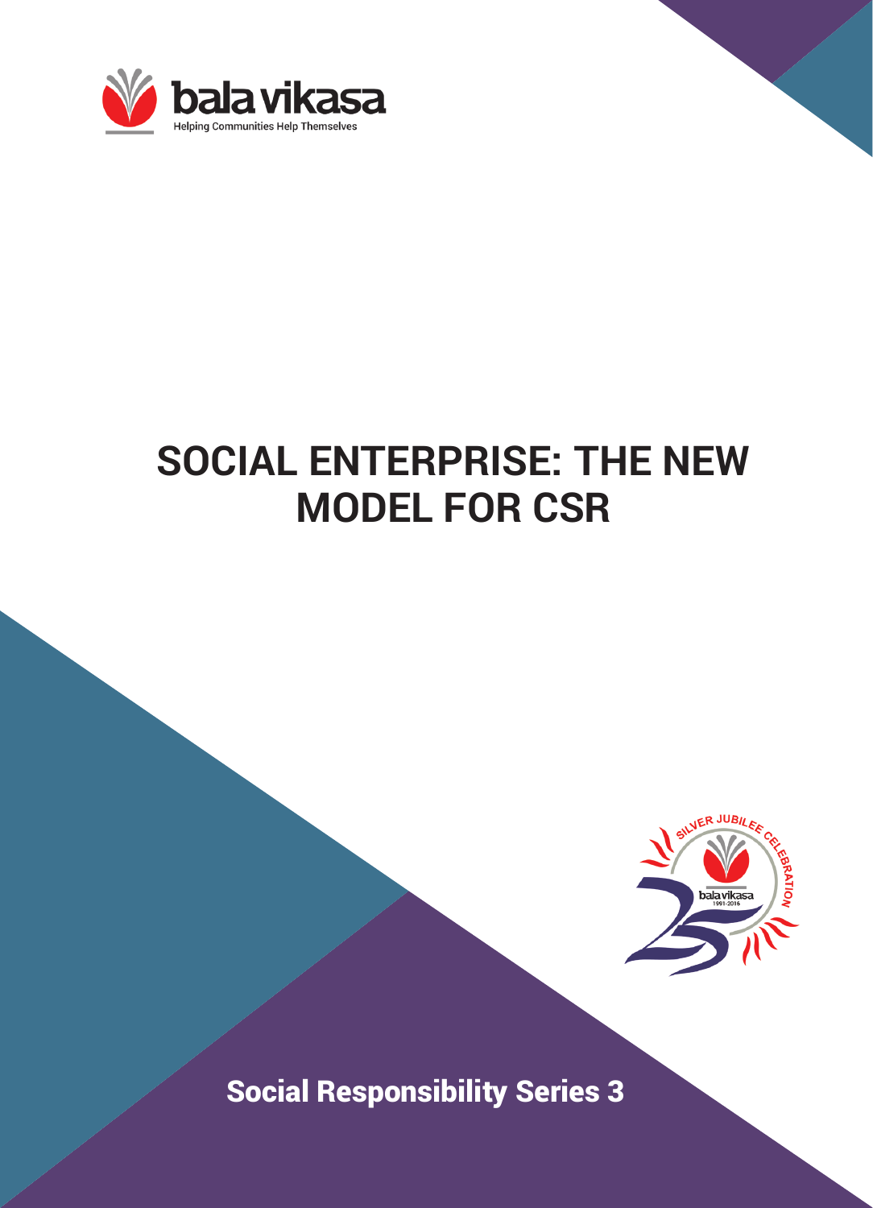bala vikasa

Helping Communities Help Themselves

# SOCIAL ENTERPRISE: THE NEW MODEL FOR CSR

SILVER JUBILEE CELEBRATION

bala vikasa 1991-2016

**Social Responsibility Series 3**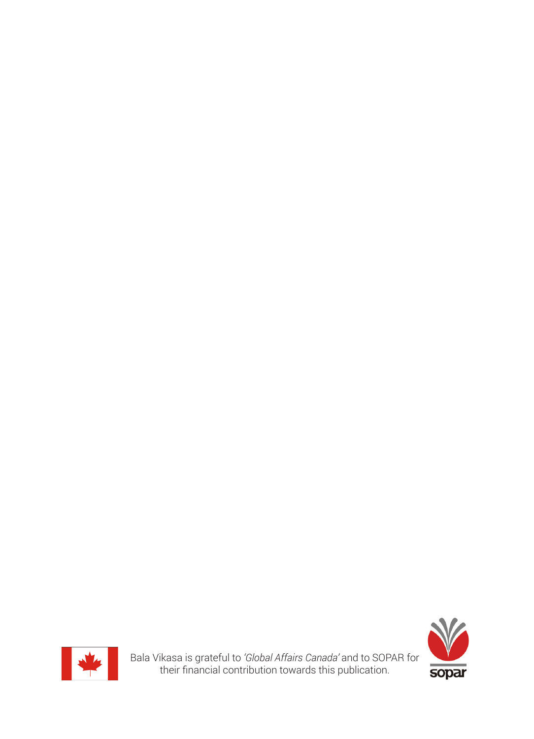Bala Vikasa is grateful to *'Global Affairs Canada'* and to SOPAR for their financial contribution towards this publication.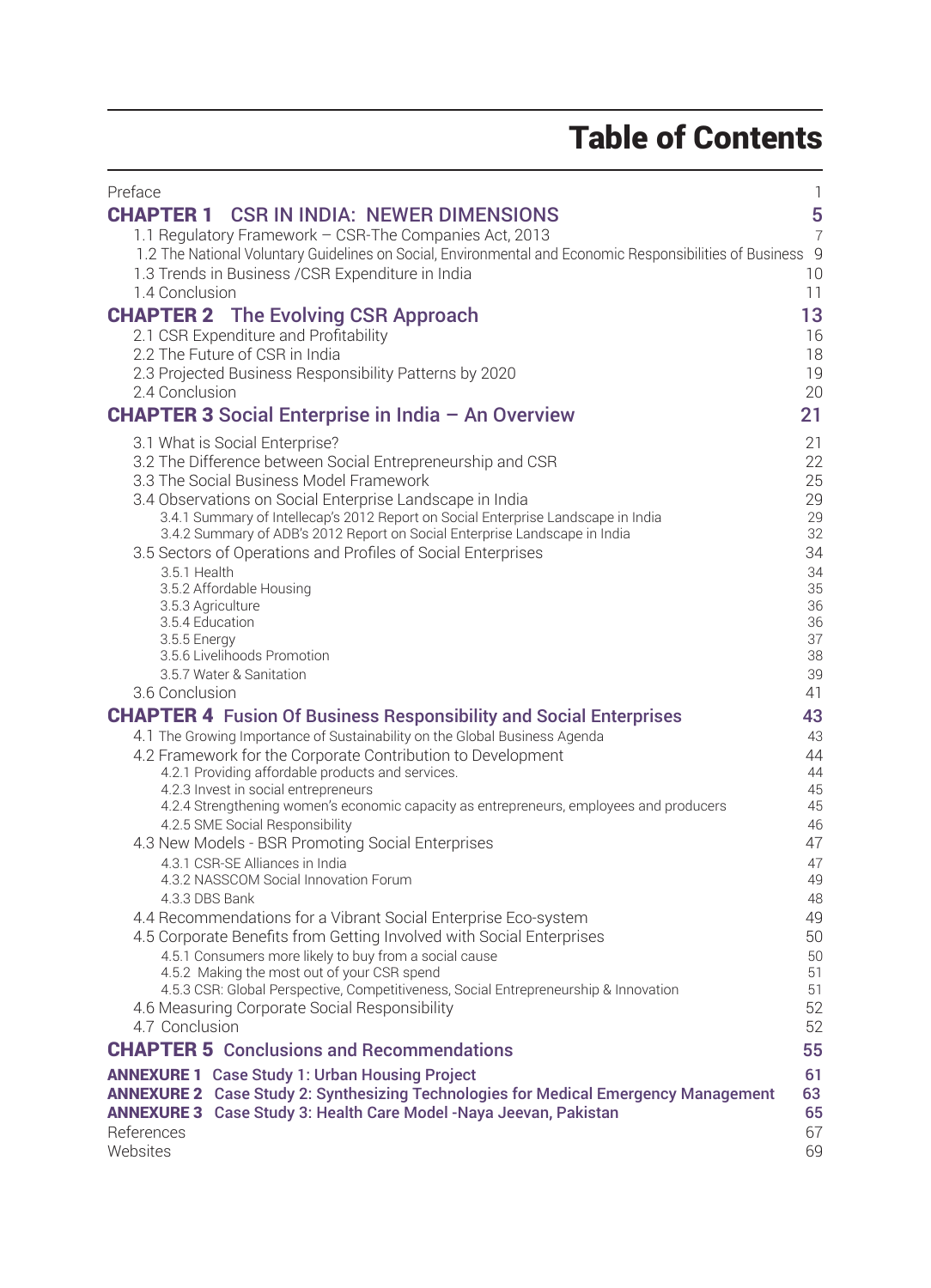# Table of Contents

| | |
|---|---|
| Preface | 1 |
| **CHAPTER 1 CSR IN INDIA: NEWER DIMENSIONS** | **5** |
| 1.1 Regulatory Framework – CSR-The Companies Act, 2013 | 7 |
| 1.2 The National Voluntary Guidelines on Social, Environmental and Economic Responsibilities of Business | 9 |
| 1.3 Trends in Business /CSR Expenditure in India | 10 |
| 1.4 Conclusion | 11 |
| **CHAPTER 2 The Evolving CSR Approach** | **13** |
| 2.1 CSR Expenditure and Profitability | 16 |
| 2.2 The Future of CSR in India | 18 |
| 2.3 Projected Business Responsibility Patterns by 2020 | 19 |
| 2.4 Conclusion | 20 |
| **CHAPTER 3 Social Enterprise in India – An Overview** | **21** |
| 3.1 What is Social Enterprise? | 21 |
| 3.2 The Difference between Social Entrepreneurship and CSR | 22 |
| 3.3 The Social Business Model Framework | 25 |
| 3.4 Observations on Social Enterprise Landscape in India | 29 |
| 3.4.1 Summary of Intellecap's 2012 Report on Social Enterprise Landscape in India | 29 |
| 3.4.2 Summary of ADB's 2012 Report on Social Enterprise Landscape in India | 32 |
| 3.5 Sectors of Operations and Profiles of Social Enterprises | 34 |
| 3.5.1 Health | 34 |
| 3.5.2 Affordable Housing | 35 |
| 3.5.3 Agriculture | 36 |
| 3.5.4 Education | 36 |
| 3.5.5 Energy | 37 |
| 3.5.6 Livelihoods Promotion | 38 |
| 3.5.7 Water & Sanitation | 39 |
| 3.6 Conclusion | 41 |
| **CHAPTER 4 Fusion Of Business Responsibility and Social Enterprises** | **43** |
| 4.1 The Growing Importance of Sustainability on the Global Business Agenda | 43 |
| 4.2 Framework for the Corporate Contribution to Development | 44 |
| 4.2.1 Providing affordable products and services. | 44 |
| 4.2.3 Invest in social entrepreneurs | 45 |
| 4.2.4 Strengthening women's economic capacity as entrepreneurs, employees and producers | 45 |
| 4.2.5 SME Social Responsibility | 46 |
| 4.3 New Models - BSR Promoting Social Enterprises | 47 |
| 4.3.1 CSR-SE Alliances in India | 47 |
| 4.3.2 NASSCOM Social Innovation Forum | 49 |
| 4.3.3 DBS Bank | 48 |
| 4.4 Recommendations for a Vibrant Social Enterprise Eco-system | 49 |
| 4.5 Corporate Benefits from Getting Involved with Social Enterprises | 50 |
| 4.5.1 Consumers more likely to buy from a social cause | 50 |
| 4.5.2 Making the most out of your CSR spend | 51 |
| 4.5.3 CSR: Global Perspective, Competitiveness, Social Entrepreneurship & Innovation | 51 |
| 4.6 Measuring Corporate Social Responsibility | 52 |
| 4.7 Conclusion | 52 |
| **CHAPTER 5 Conclusions and Recommendations** | **55** |
| **ANNEXURE 1 Case Study 1: Urban Housing Project** | **61** |
| **ANNEXURE 2 Case Study 2: Synthesizing Technologies for Medical Emergency Management** | **63** |
| **ANNEXURE 3 Case Study 3: Health Care Model -Naya Jeevan, Pakistan** | **65** |
| References | 67 |
| Websites | 69 |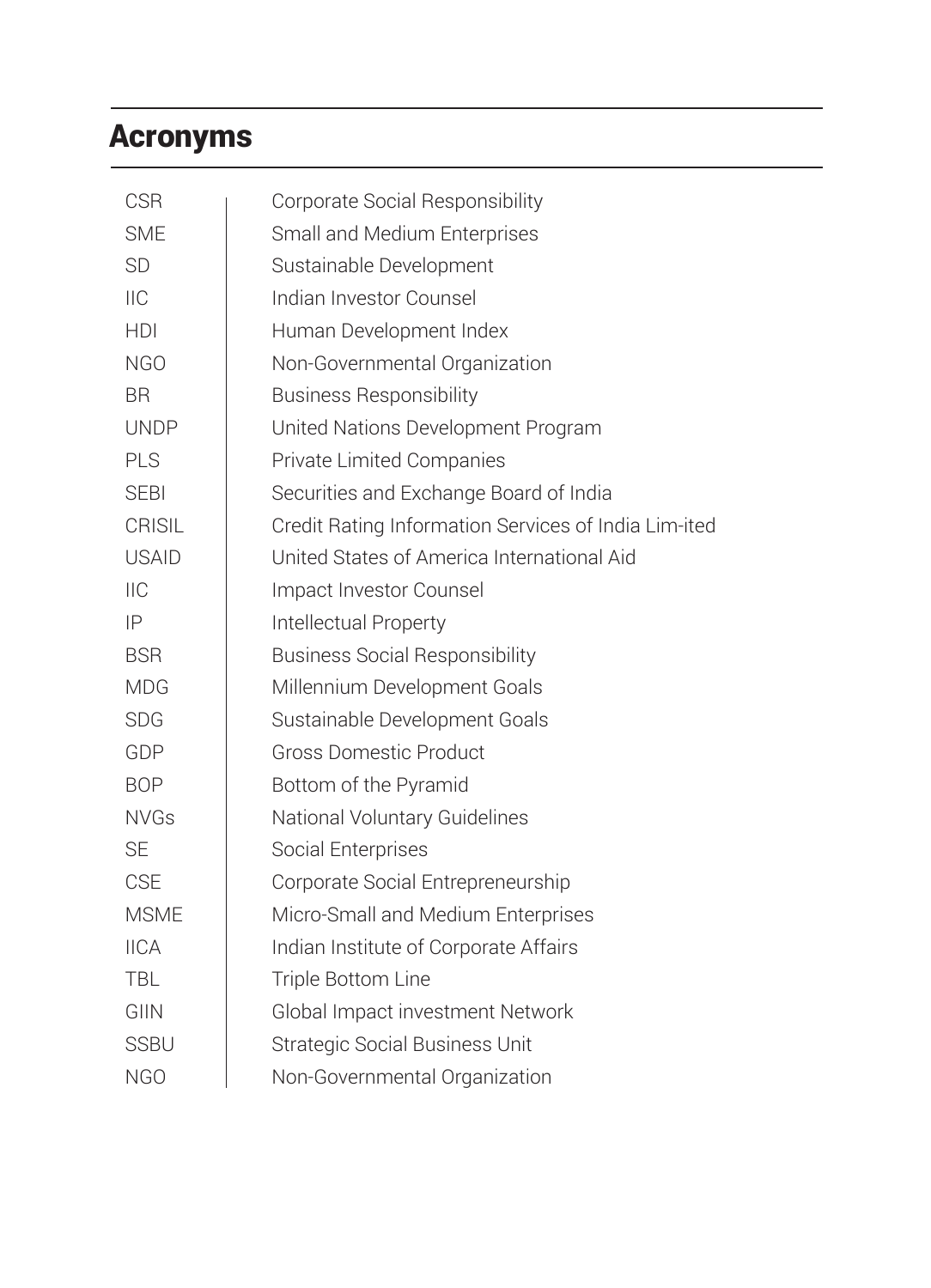# Acronyms

| | |
|---|---|
| CSR | Corporate Social Responsibility |
| SME | Small and Medium Enterprises |
| SD | Sustainable Development |
| IIC | Indian Investor Counsel |
| HDI | Human Development Index |
| NGO | Non-Governmental Organization |
| BR | Business Responsibility |
| UNDP | United Nations Development Program |
| PLS | Private Limited Companies |
| SEBI | Securities and Exchange Board of India |
| CRISIL | Credit Rating Information Services of India Lim-ited |
| USAID | United States of America International Aid |
| IIC | Impact Investor Counsel |
| IP | Intellectual Property |
| BSR | Business Social Responsibility |
| MDG | Millennium Development Goals |
| SDG | Sustainable Development Goals |
| GDP | Gross Domestic Product |
| BOP | Bottom of the Pyramid |
| NVGs | National Voluntary Guidelines |
| SE | Social Enterprises |
| CSE | Corporate Social Entrepreneurship |
| MSME | Micro-Small and Medium Enterprises |
| IICA | Indian Institute of Corporate Affairs |
| TBL | Triple Bottom Line |
| GIIN | Global Impact investment Network |
| SSBU | Strategic Social Business Unit |
| NGO | Non-Governmental Organization |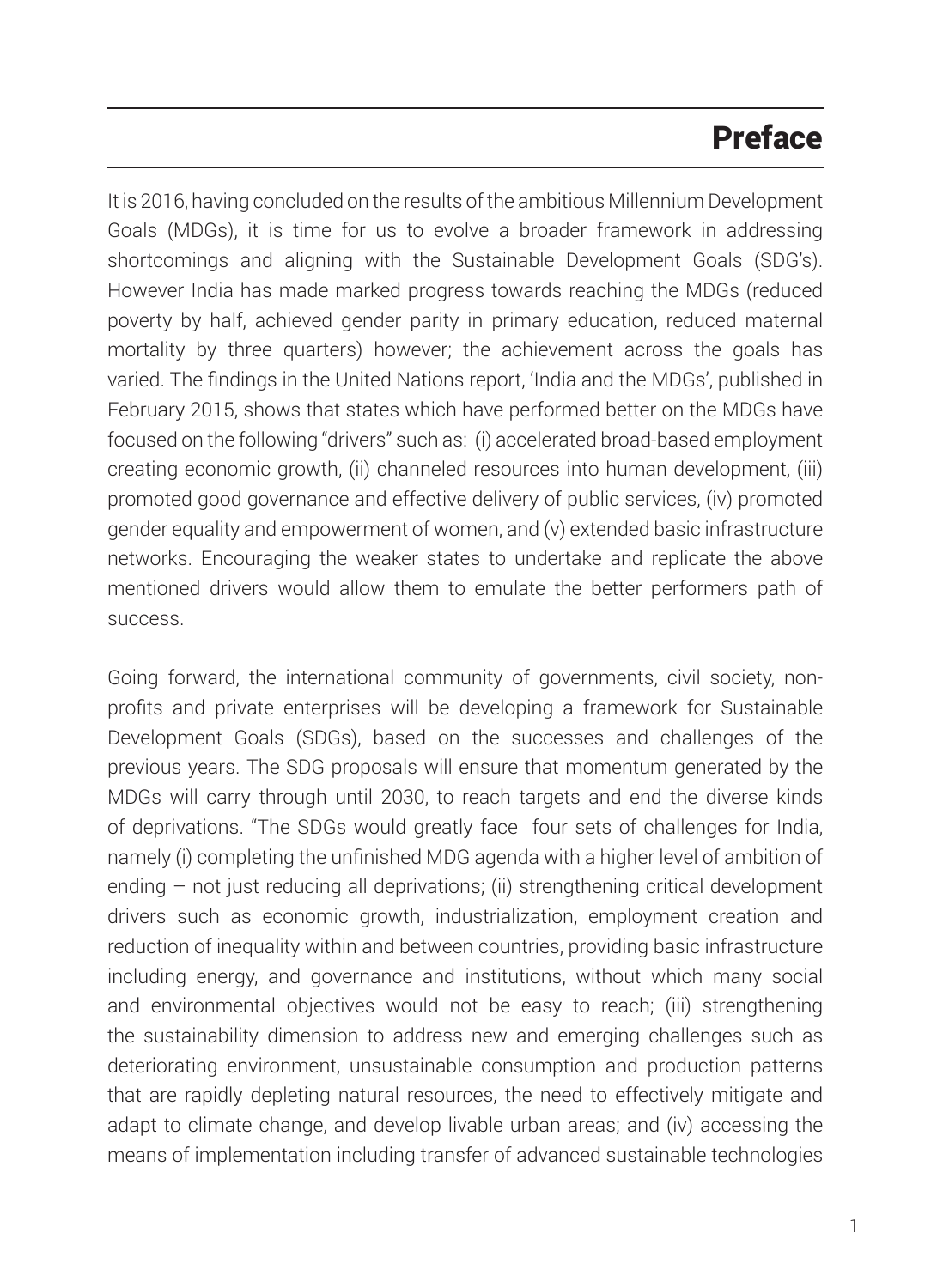# Preface

It is 2016, having concluded on the results of the ambitious Millennium Development Goals (MDGs), it is time for us to evolve a broader framework in addressing shortcomings and aligning with the Sustainable Development Goals (SDG's). However India has made marked progress towards reaching the MDGs (reduced poverty by half, achieved gender parity in primary education, reduced maternal mortality by three quarters) however; the achievement across the goals has varied. The findings in the United Nations report, 'India and the MDGs', published in February 2015, shows that states which have performed better on the MDGs have focused on the following "drivers" such as: (i) accelerated broad-based employment creating economic growth, (ii) channeled resources into human development, (iii) promoted good governance and effective delivery of public services, (iv) promoted gender equality and empowerment of women, and (v) extended basic infrastructure networks. Encouraging the weaker states to undertake and replicate the above mentioned drivers would allow them to emulate the better performers path of success.

Going forward, the international community of governments, civil society, non-profits and private enterprises will be developing a framework for Sustainable Development Goals (SDGs), based on the successes and challenges of the previous years. The SDG proposals will ensure that momentum generated by the MDGs will carry through until 2030, to reach targets and end the diverse kinds of deprivations. "The SDGs would greatly face four sets of challenges for India, namely (i) completing the unfinished MDG agenda with a higher level of ambition of ending – not just reducing all deprivations; (ii) strengthening critical development drivers such as economic growth, industrialization, employment creation and reduction of inequality within and between countries, providing basic infrastructure including energy, and governance and institutions, without which many social and environmental objectives would not be easy to reach; (iii) strengthening the sustainability dimension to address new and emerging challenges such as deteriorating environment, unsustainable consumption and production patterns that are rapidly depleting natural resources, the need to effectively mitigate and adapt to climate change, and develop livable urban areas; and (iv) accessing the means of implementation including transfer of advanced sustainable technologies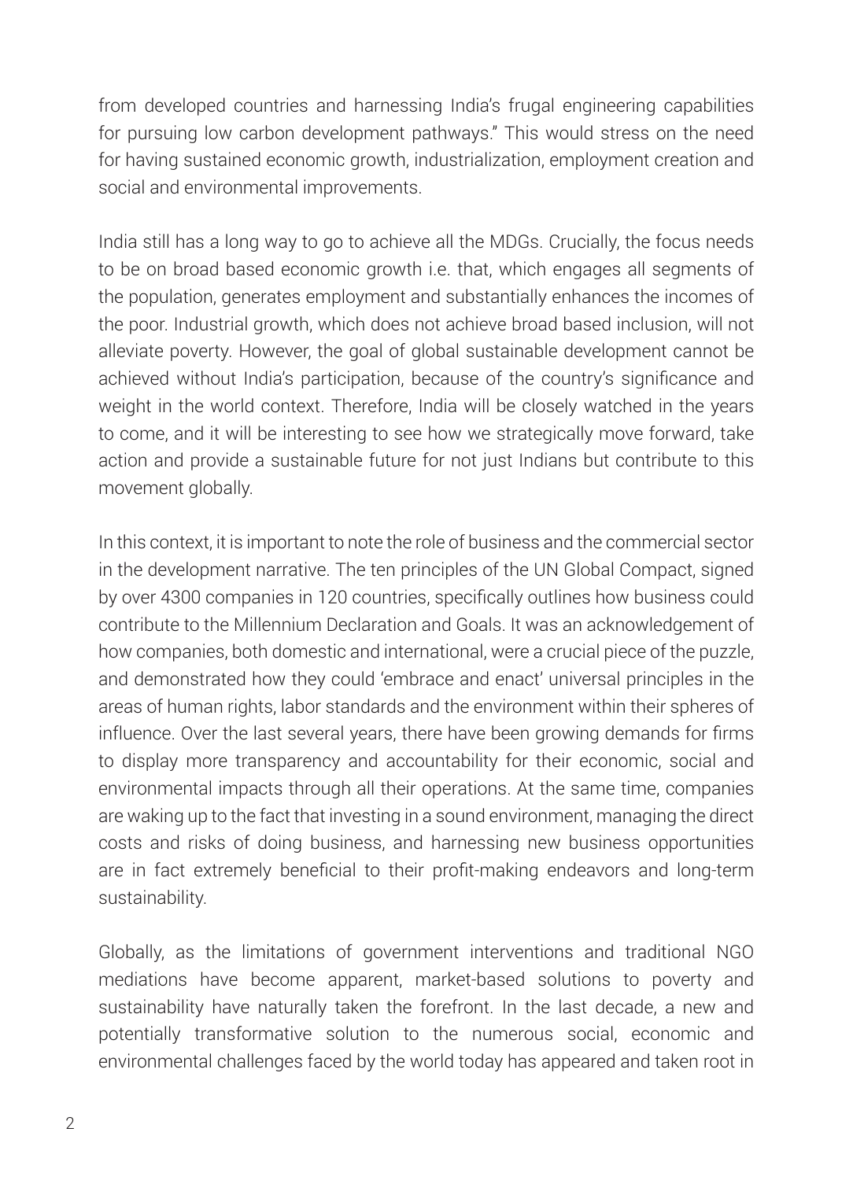from developed countries and harnessing India's frugal engineering capabilities for pursuing low carbon development pathways." This would stress on the need for having sustained economic growth, industrialization, employment creation and social and environmental improvements.

India still has a long way to go to achieve all the MDGs. Crucially, the focus needs to be on broad based economic growth i.e. that, which engages all segments of the population, generates employment and substantially enhances the incomes of the poor. Industrial growth, which does not achieve broad based inclusion, will not alleviate poverty. However, the goal of global sustainable development cannot be achieved without India's participation, because of the country's significance and weight in the world context. Therefore, India will be closely watched in the years to come, and it will be interesting to see how we strategically move forward, take action and provide a sustainable future for not just Indians but contribute to this movement globally.

In this context, it is important to note the role of business and the commercial sector in the development narrative. The ten principles of the UN Global Compact, signed by over 4300 companies in 120 countries, specifically outlines how business could contribute to the Millennium Declaration and Goals. It was an acknowledgement of how companies, both domestic and international, were a crucial piece of the puzzle, and demonstrated how they could 'embrace and enact' universal principles in the areas of human rights, labor standards and the environment within their spheres of influence. Over the last several years, there have been growing demands for firms to display more transparency and accountability for their economic, social and environmental impacts through all their operations. At the same time, companies are waking up to the fact that investing in a sound environment, managing the direct costs and risks of doing business, and harnessing new business opportunities are in fact extremely beneficial to their profit-making endeavors and long-term sustainability.

Globally, as the limitations of government interventions and traditional NGO mediations have become apparent, market-based solutions to poverty and sustainability have naturally taken the forefront. In the last decade, a new and potentially transformative solution to the numerous social, economic and environmental challenges faced by the world today has appeared and taken root in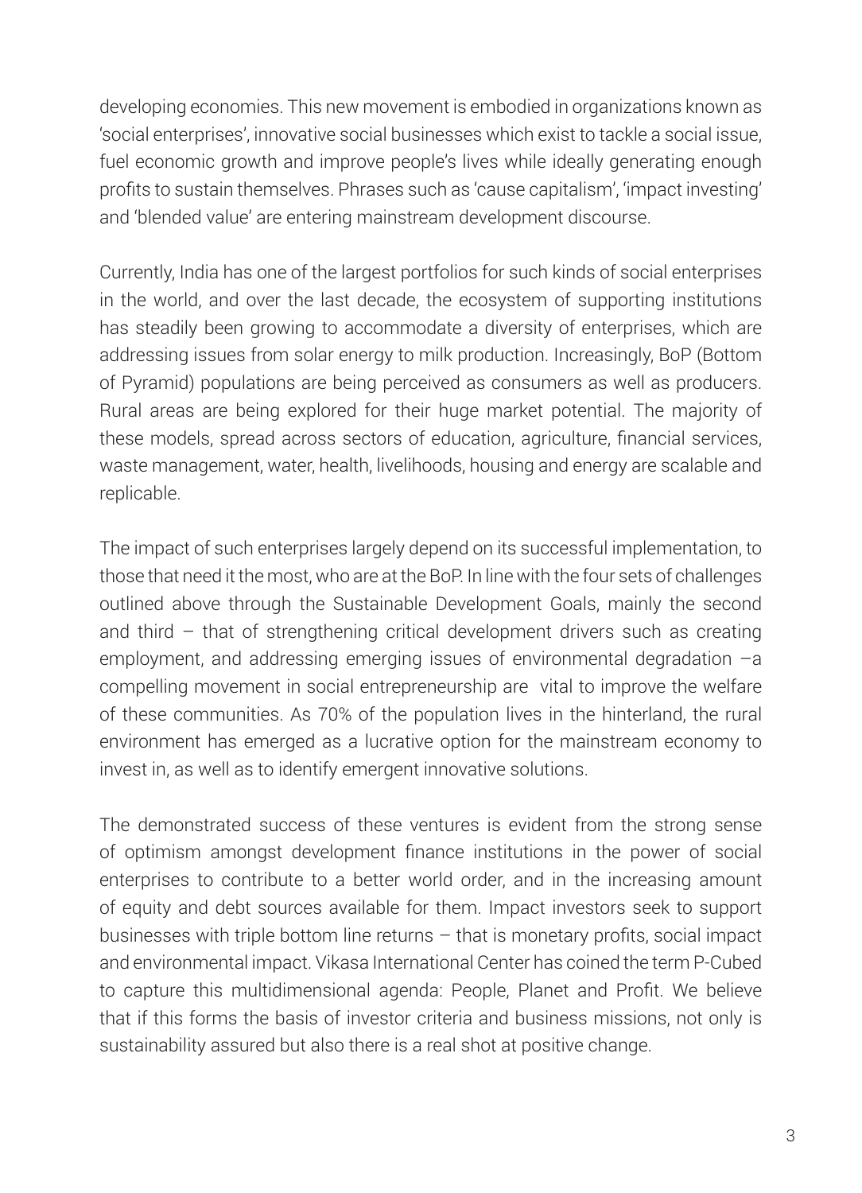developing economies. This new movement is embodied in organizations known as 'social enterprises', innovative social businesses which exist to tackle a social issue, fuel economic growth and improve people's lives while ideally generating enough profits to sustain themselves. Phrases such as 'cause capitalism', 'impact investing' and 'blended value' are entering mainstream development discourse.

Currently, India has one of the largest portfolios for such kinds of social enterprises in the world, and over the last decade, the ecosystem of supporting institutions has steadily been growing to accommodate a diversity of enterprises, which are addressing issues from solar energy to milk production. Increasingly, BoP (Bottom of Pyramid) populations are being perceived as consumers as well as producers. Rural areas are being explored for their huge market potential. The majority of these models, spread across sectors of education, agriculture, financial services, waste management, water, health, livelihoods, housing and energy are scalable and replicable.

The impact of such enterprises largely depend on its successful implementation, to those that need it the most, who are at the BoP. In line with the four sets of challenges outlined above through the Sustainable Development Goals, mainly the second and third – that of strengthening critical development drivers such as creating employment, and addressing emerging issues of environmental degradation –a compelling movement in social entrepreneurship are vital to improve the welfare of these communities. As 70% of the population lives in the hinterland, the rural environment has emerged as a lucrative option for the mainstream economy to invest in, as well as to identify emergent innovative solutions.

The demonstrated success of these ventures is evident from the strong sense of optimism amongst development finance institutions in the power of social enterprises to contribute to a better world order, and in the increasing amount of equity and debt sources available for them. Impact investors seek to support businesses with triple bottom line returns – that is monetary profits, social impact and environmental impact. Vikasa International Center has coined the term P-Cubed to capture this multidimensional agenda: People, Planet and Profit. We believe that if this forms the basis of investor criteria and business missions, not only is sustainability assured but also there is a real shot at positive change.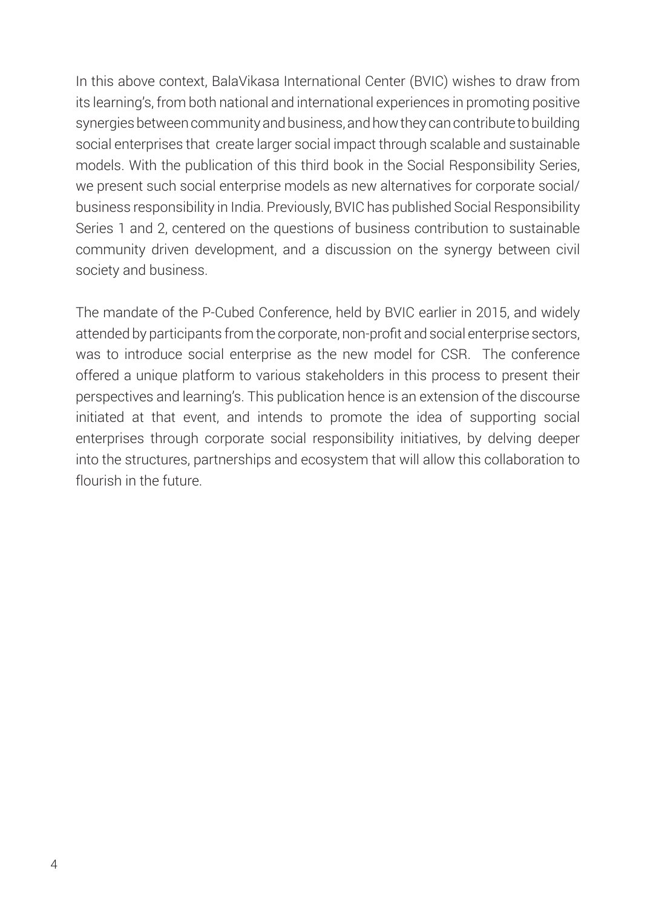In this above context, BalaVikasa International Center (BVIC) wishes to draw from its learning's, from both national and international experiences in promoting positive synergies between community and business, and how they can contribute to building social enterprises that create larger social impact through scalable and sustainable models. With the publication of this third book in the Social Responsibility Series, we present such social enterprise models as new alternatives for corporate social/ business responsibility in India. Previously, BVIC has published Social Responsibility Series 1 and 2, centered on the questions of business contribution to sustainable community driven development, and a discussion on the synergy between civil society and business.

The mandate of the P-Cubed Conference, held by BVIC earlier in 2015, and widely attended by participants from the corporate, non-profit and social enterprise sectors, was to introduce social enterprise as the new model for CSR. The conference offered a unique platform to various stakeholders in this process to present their perspectives and learning's. This publication hence is an extension of the discourse initiated at that event, and intends to promote the idea of supporting social enterprises through corporate social responsibility initiatives, by delving deeper into the structures, partnerships and ecosystem that will allow this collaboration to flourish in the future.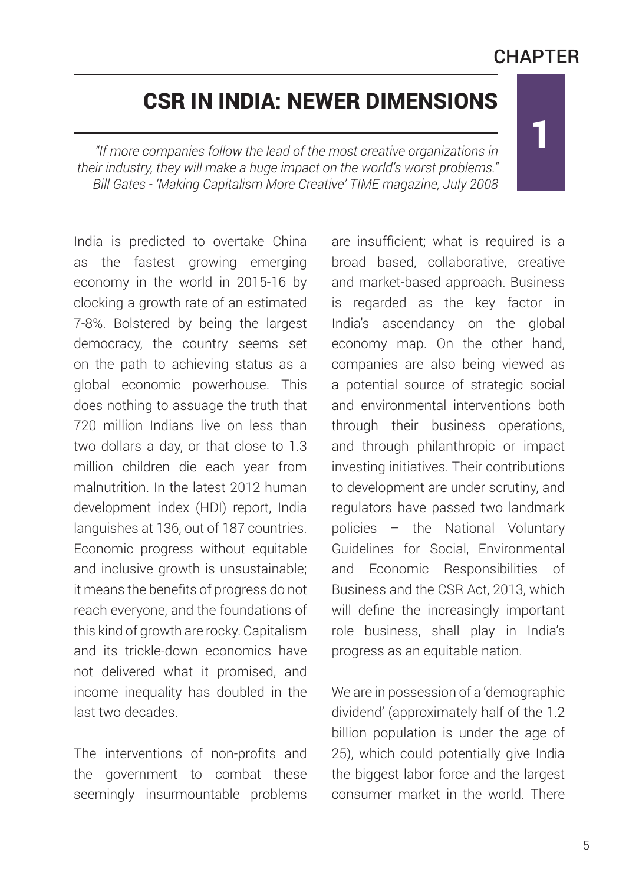# CHAPTER 1

## CSR IN INDIA: NEWER DIMENSIONS

*"If more companies follow the lead of the most creative organizations in their industry, they will make a huge impact on the world's worst problems."*
*Bill Gates - 'Making Capitalism More Creative' TIME magazine, July 2008*

India is predicted to overtake China as the fastest growing emerging economy in the world in 2015-16 by clocking a growth rate of an estimated 7-8%. Bolstered by being the largest democracy, the country seems set on the path to achieving status as a global economic powerhouse. This does nothing to assuage the truth that 720 million Indians live on less than two dollars a day, or that close to 1.3 million children die each year from malnutrition. In the latest 2012 human development index (HDI) report, India languishes at 136, out of 187 countries. Economic progress without equitable and inclusive growth is unsustainable; it means the benefits of progress do not reach everyone, and the foundations of this kind of growth are rocky. Capitalism and its trickle-down economics have not delivered what it promised, and income inequality has doubled in the last two decades.

The interventions of non-profits and the government to combat these seemingly insurmountable problems are insufficient; what is required is a broad based, collaborative, creative and market-based approach. Business is regarded as the key factor in India's ascendancy on the global economy map. On the other hand, companies are also being viewed as a potential source of strategic social and environmental interventions both through their business operations, and through philanthropic or impact investing initiatives. Their contributions to development are under scrutiny, and regulators have passed two landmark policies – the National Voluntary Guidelines for Social, Environmental and Economic Responsibilities of Business and the CSR Act, 2013, which will define the increasingly important role business, shall play in India's progress as an equitable nation.

We are in possession of a 'demographic dividend' (approximately half of the 1.2 billion population is under the age of 25), which could potentially give India the biggest labor force and the largest consumer market in the world. There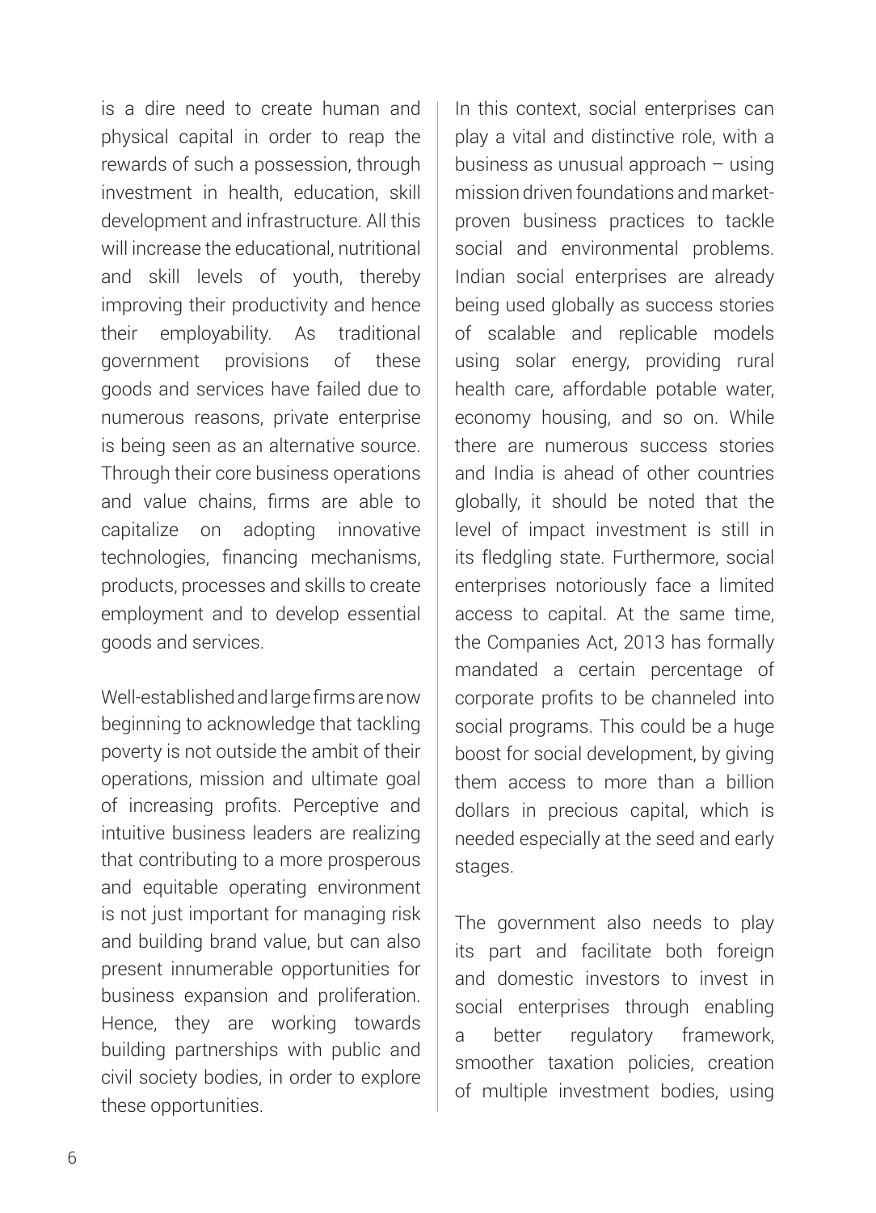is a dire need to create human and physical capital in order to reap the rewards of such a possession, through investment in health, education, skill development and infrastructure. All this will increase the educational, nutritional and skill levels of youth, thereby improving their productivity and hence their employability. As traditional government provisions of these goods and services have failed due to numerous reasons, private enterprise is being seen as an alternative source. Through their core business operations and value chains, firms are able to capitalize on adopting innovative technologies, financing mechanisms, products, processes and skills to create employment and to develop essential goods and services.

Well-established and large firms are now beginning to acknowledge that tackling poverty is not outside the ambit of their operations, mission and ultimate goal of increasing profits. Perceptive and intuitive business leaders are realizing that contributing to a more prosperous and equitable operating environment is not just important for managing risk and building brand value, but can also present innumerable opportunities for business expansion and proliferation. Hence, they are working towards building partnerships with public and civil society bodies, in order to explore these opportunities.

In this context, social enterprises can play a vital and distinctive role, with a business as unusual approach – using mission driven foundations and market-proven business practices to tackle social and environmental problems. Indian social enterprises are already being used globally as success stories of scalable and replicable models using solar energy, providing rural health care, affordable potable water, economy housing, and so on. While there are numerous success stories and India is ahead of other countries globally, it should be noted that the level of impact investment is still in its fledgling state. Furthermore, social enterprises notoriously face a limited access to capital. At the same time, the Companies Act, 2013 has formally mandated a certain percentage of corporate profits to be channeled into social programs. This could be a huge boost for social development, by giving them access to more than a billion dollars in precious capital, which is needed especially at the seed and early stages.

The government also needs to play its part and facilitate both foreign and domestic investors to invest in social enterprises through enabling a better regulatory framework, smoother taxation policies, creation of multiple investment bodies, using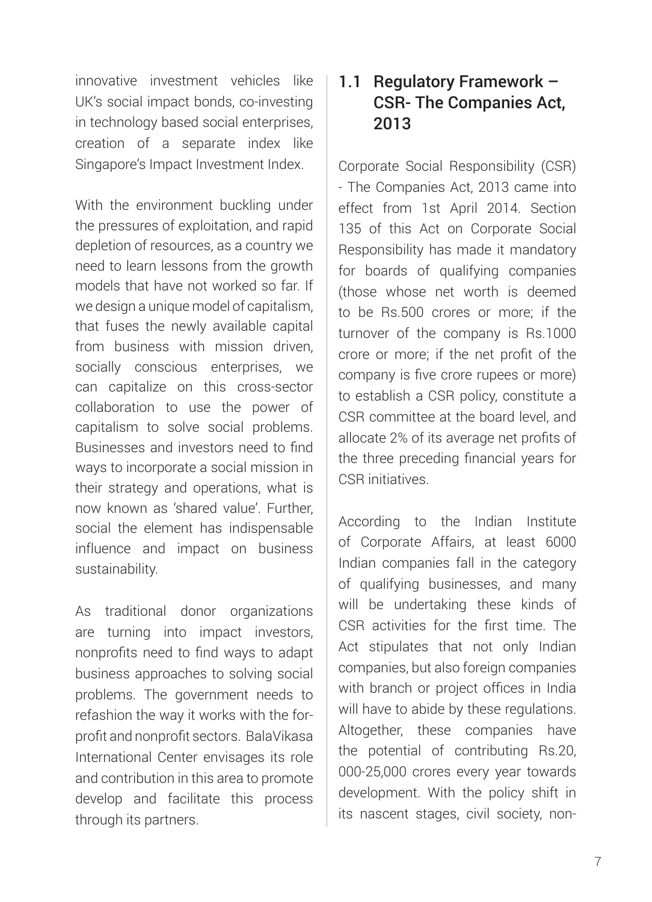innovative investment vehicles like UK's social impact bonds, co-investing in technology based social enterprises, creation of a separate index like Singapore's Impact Investment Index.

With the environment buckling under the pressures of exploitation, and rapid depletion of resources, as a country we need to learn lessons from the growth models that have not worked so far. If we design a unique model of capitalism, that fuses the newly available capital from business with mission driven, socially conscious enterprises, we can capitalize on this cross-sector collaboration to use the power of capitalism to solve social problems. Businesses and investors need to find ways to incorporate a social mission in their strategy and operations, what is now known as 'shared value'. Further, social the element has indispensable influence and impact on business sustainability.

As traditional donor organizations are turning into impact investors, nonprofits need to find ways to adapt business approaches to solving social problems. The government needs to refashion the way it works with the for-profit and nonprofit sectors. BalaVikasa International Center envisages its role and contribution in this area to promote develop and facilitate this process through its partners.

## 1.1 Regulatory Framework – CSR- The Companies Act, 2013

Corporate Social Responsibility (CSR) - The Companies Act, 2013 came into effect from 1st April 2014. Section 135 of this Act on Corporate Social Responsibility has made it mandatory for boards of qualifying companies (those whose net worth is deemed to be Rs.500 crores or more; if the turnover of the company is Rs.1000 crore or more; if the net profit of the company is five crore rupees or more) to establish a CSR policy, constitute a CSR committee at the board level, and allocate 2% of its average net profits of the three preceding financial years for CSR initiatives.

According to the Indian Institute of Corporate Affairs, at least 6000 Indian companies fall in the category of qualifying businesses, and many will be undertaking these kinds of CSR activities for the first time. The Act stipulates that not only Indian companies, but also foreign companies with branch or project offices in India will have to abide by these regulations. Altogether, these companies have the potential of contributing Rs.20, 000-25,000 crores every year towards development. With the policy shift in its nascent stages, civil society, non-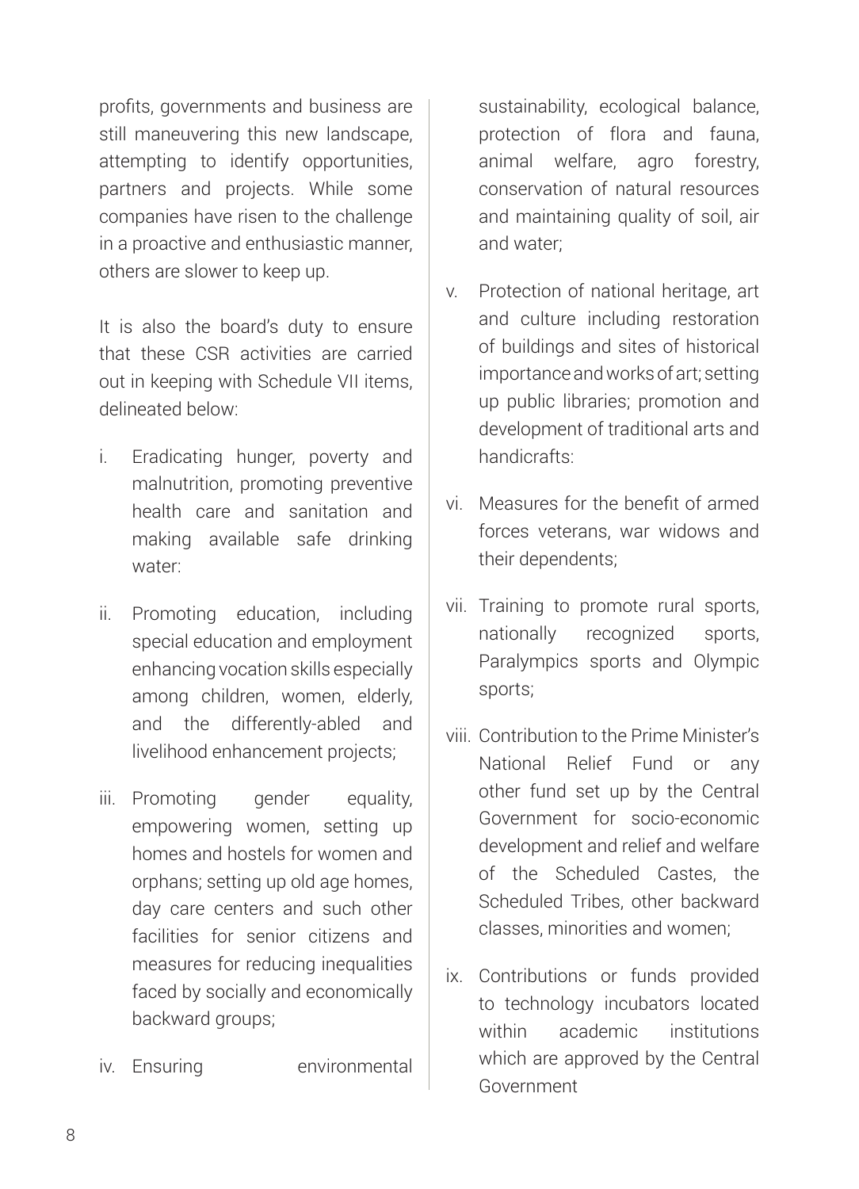profits, governments and business are still maneuvering this new landscape, attempting to identify opportunities, partners and projects. While some companies have risen to the challenge in a proactive and enthusiastic manner, others are slower to keep up.

It is also the board's duty to ensure that these CSR activities are carried out in keeping with Schedule VII items, delineated below:

i. Eradicating hunger, poverty and malnutrition, promoting preventive health care and sanitation and making available safe drinking water:

ii. Promoting education, including special education and employment enhancing vocation skills especially among children, women, elderly, and the differently-abled and livelihood enhancement projects;

iii. Promoting gender equality, empowering women, setting up homes and hostels for women and orphans; setting up old age homes, day care centers and such other facilities for senior citizens and measures for reducing inequalities faced by socially and economically backward groups;

iv. Ensuring environmental sustainability, ecological balance, protection of flora and fauna, animal welfare, agro forestry, conservation of natural resources and maintaining quality of soil, air and water;

v. Protection of national heritage, art and culture including restoration of buildings and sites of historical importance and works of art; setting up public libraries; promotion and development of traditional arts and handicrafts:

vi. Measures for the benefit of armed forces veterans, war widows and their dependents;

vii. Training to promote rural sports, nationally recognized sports, Paralympics sports and Olympic sports;

viii. Contribution to the Prime Minister's National Relief Fund or any other fund set up by the Central Government for socio-economic development and relief and welfare of the Scheduled Castes, the Scheduled Tribes, other backward classes, minorities and women;

ix. Contributions or funds provided to technology incubators located within academic institutions which are approved by the Central Government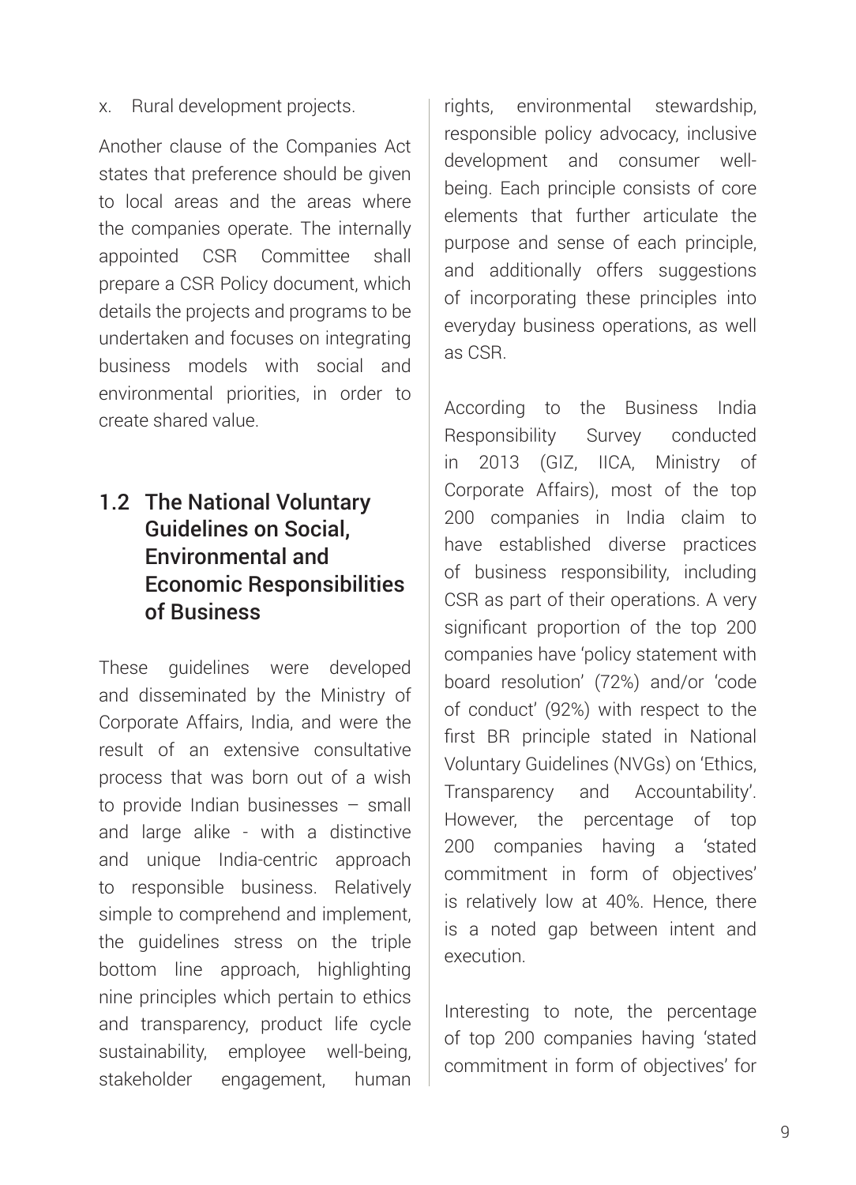x. Rural development projects.

Another clause of the Companies Act states that preference should be given to local areas and the areas where the companies operate. The internally appointed CSR Committee shall prepare a CSR Policy document, which details the projects and programs to be undertaken and focuses on integrating business models with social and environmental priorities, in order to create shared value.

## 1.2 The National Voluntary Guidelines on Social, Environmental and Economic Responsibilities of Business

These guidelines were developed and disseminated by the Ministry of Corporate Affairs, India, and were the result of an extensive consultative process that was born out of a wish to provide Indian businesses – small and large alike - with a distinctive and unique India-centric approach to responsible business. Relatively simple to comprehend and implement, the guidelines stress on the triple bottom line approach, highlighting nine principles which pertain to ethics and transparency, product life cycle sustainability, employee well-being, stakeholder engagement, human rights, environmental stewardship, responsible policy advocacy, inclusive development and consumer well-being. Each principle consists of core elements that further articulate the purpose and sense of each principle, and additionally offers suggestions of incorporating these principles into everyday business operations, as well as CSR.

According to the Business India Responsibility Survey conducted in 2013 (GIZ, IICA, Ministry of Corporate Affairs), most of the top 200 companies in India claim to have established diverse practices of business responsibility, including CSR as part of their operations. A very significant proportion of the top 200 companies have 'policy statement with board resolution' (72%) and/or 'code of conduct' (92%) with respect to the first BR principle stated in National Voluntary Guidelines (NVGs) on 'Ethics, Transparency and Accountability'. However, the percentage of top 200 companies having a 'stated commitment in form of objectives' is relatively low at 40%. Hence, there is a noted gap between intent and execution.

Interesting to note, the percentage of top 200 companies having 'stated commitment in form of objectives' for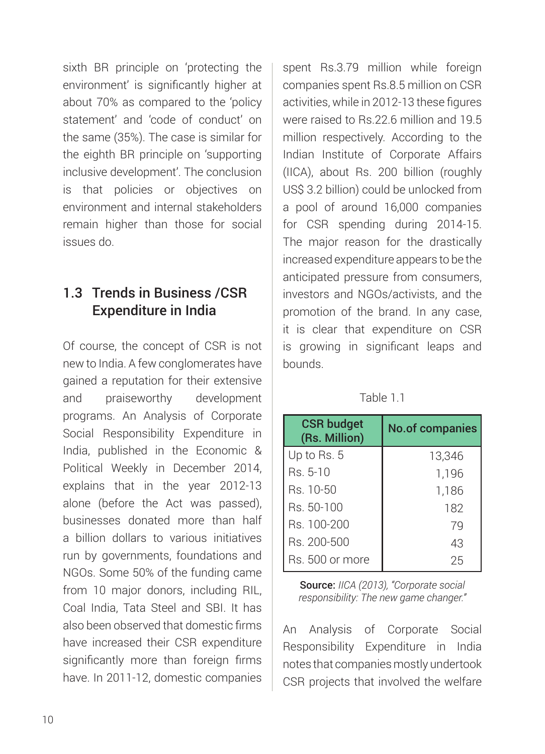sixth BR principle on 'protecting the environment' is significantly higher at about 70% as compared to the 'policy statement' and 'code of conduct' on the same (35%). The case is similar for the eighth BR principle on 'supporting inclusive development'. The conclusion is that policies or objectives on environment and internal stakeholders remain higher than those for social issues do.

## 1.3 Trends in Business /CSR Expenditure in India

Of course, the concept of CSR is not new to India. A few conglomerates have gained a reputation for their extensive and praiseworthy development programs. An Analysis of Corporate Social Responsibility Expenditure in India, published in the Economic & Political Weekly in December 2014, explains that in the year 2012-13 alone (before the Act was passed), businesses donated more than half a billion dollars to various initiatives run by governments, foundations and NGOs. Some 50% of the funding came from 10 major donors, including RIL, Coal India, Tata Steel and SBI. It has also been observed that domestic firms have increased their CSR expenditure significantly more than foreign firms have. In 2011-12, domestic companies spent Rs.3.79 million while foreign companies spent Rs.8.5 million on CSR activities, while in 2012-13 these figures were raised to Rs.22.6 million and 19.5 million respectively. According to the Indian Institute of Corporate Affairs (IICA), about Rs. 200 billion (roughly US$ 3.2 billion) could be unlocked from a pool of around 16,000 companies for CSR spending during 2014-15. The major reason for the drastically increased expenditure appears to be the anticipated pressure from consumers, investors and NGOs/activists, and the promotion of the brand. In any case, it is clear that expenditure on CSR is growing in significant leaps and bounds.

Table 1.1

| CSR budget (Rs. Million) | No.of companies |
|---|---|
| Up to Rs. 5 | 13,346 |
| Rs. 5-10 | 1,196 |
| Rs. 10-50 | 1,186 |
| Rs. 50-100 | 182 |
| Rs. 100-200 | 79 |
| Rs. 200-500 | 43 |
| Rs. 500 or more | 25 |

**Source:** *IICA (2013), "Corporate social responsibility: The new game changer."*

An Analysis of Corporate Social Responsibility Expenditure in India notes that companies mostly undertook CSR projects that involved the welfare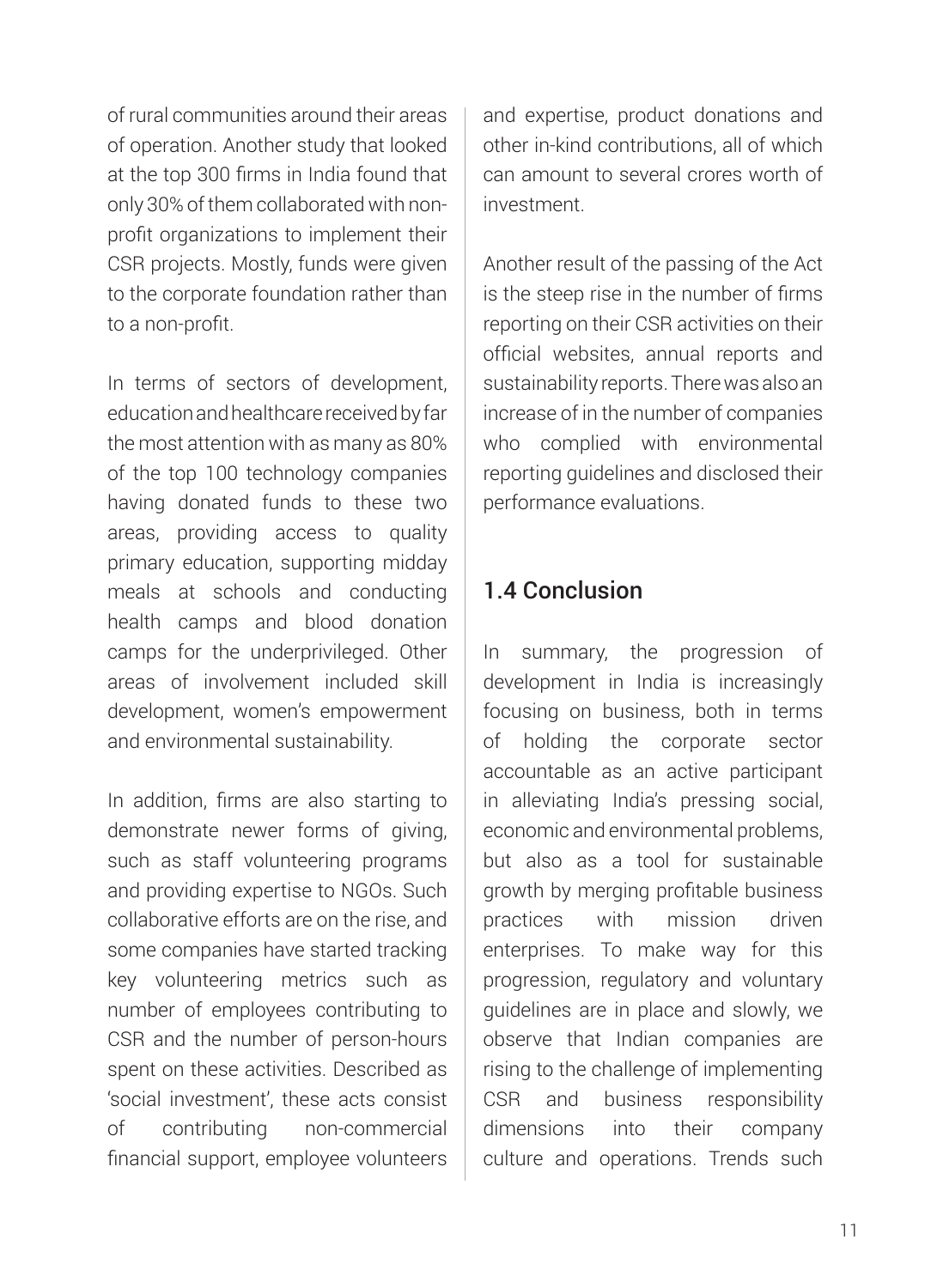of rural communities around their areas of operation. Another study that looked at the top 300 firms in India found that only 30% of them collaborated with non-profit organizations to implement their CSR projects. Mostly, funds were given to the corporate foundation rather than to a non-profit.

In terms of sectors of development, education and healthcare received by far the most attention with as many as 80% of the top 100 technology companies having donated funds to these two areas, providing access to quality primary education, supporting midday meals at schools and conducting health camps and blood donation camps for the underprivileged. Other areas of involvement included skill development, women's empowerment and environmental sustainability.

In addition, firms are also starting to demonstrate newer forms of giving, such as staff volunteering programs and providing expertise to NGOs. Such collaborative efforts are on the rise, and some companies have started tracking key volunteering metrics such as number of employees contributing to CSR and the number of person-hours spent on these activities. Described as 'social investment', these acts consist of contributing non-commercial financial support, employee volunteers and expertise, product donations and other in-kind contributions, all of which can amount to several crores worth of investment.

Another result of the passing of the Act is the steep rise in the number of firms reporting on their CSR activities on their official websites, annual reports and sustainability reports. There was also an increase of in the number of companies who complied with environmental reporting guidelines and disclosed their performance evaluations.

## 1.4 Conclusion

In summary, the progression of development in India is increasingly focusing on business, both in terms of holding the corporate sector accountable as an active participant in alleviating India's pressing social, economic and environmental problems, but also as a tool for sustainable growth by merging profitable business practices with mission driven enterprises. To make way for this progression, regulatory and voluntary guidelines are in place and slowly, we observe that Indian companies are rising to the challenge of implementing CSR and business responsibility dimensions into their company culture and operations. Trends such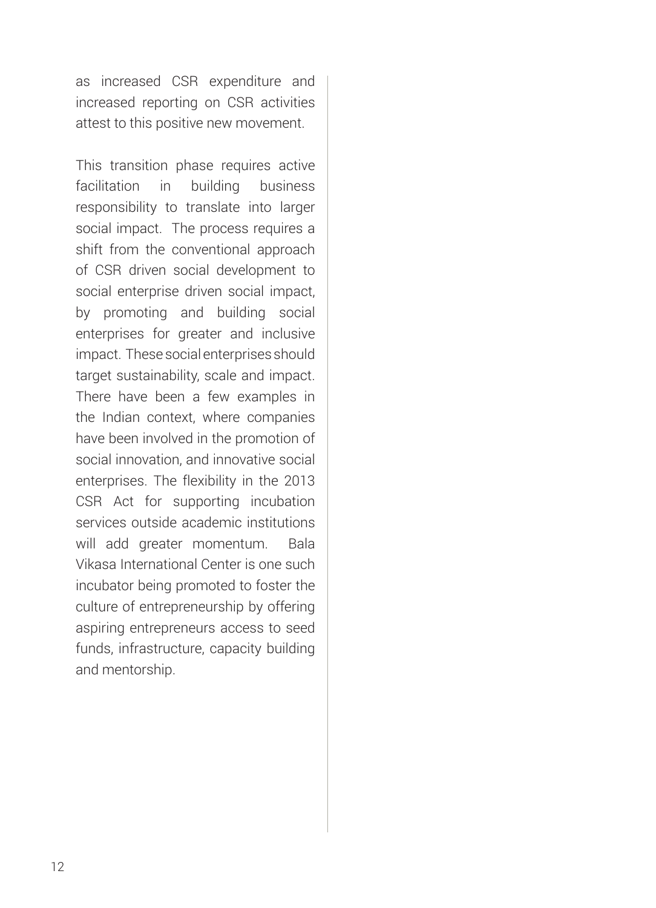as increased CSR expenditure and increased reporting on CSR activities attest to this positive new movement.

This transition phase requires active facilitation in building business responsibility to translate into larger social impact. The process requires a shift from the conventional approach of CSR driven social development to social enterprise driven social impact, by promoting and building social enterprises for greater and inclusive impact. These social enterprises should target sustainability, scale and impact. There have been a few examples in the Indian context, where companies have been involved in the promotion of social innovation, and innovative social enterprises. The flexibility in the 2013 CSR Act for supporting incubation services outside academic institutions will add greater momentum. Bala Vikasa International Center is one such incubator being promoted to foster the culture of entrepreneurship by offering aspiring entrepreneurs access to seed funds, infrastructure, capacity building and mentorship.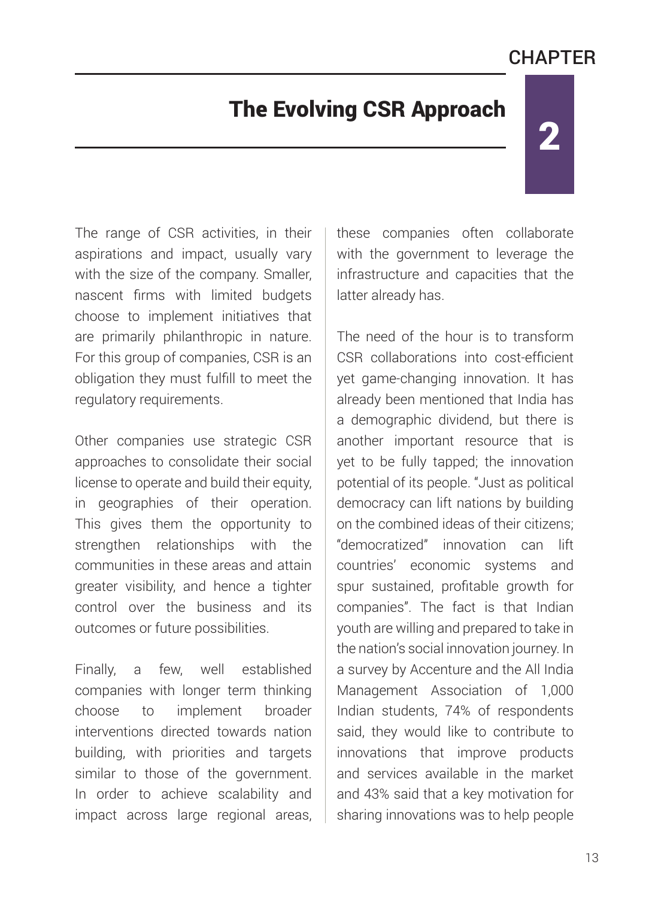# CHAPTER 2

## The Evolving CSR Approach

The range of CSR activities, in their aspirations and impact, usually vary with the size of the company. Smaller, nascent firms with limited budgets choose to implement initiatives that are primarily philanthropic in nature. For this group of companies, CSR is an obligation they must fulfill to meet the regulatory requirements.

Other companies use strategic CSR approaches to consolidate their social license to operate and build their equity, in geographies of their operation. This gives them the opportunity to strengthen relationships with the communities in these areas and attain greater visibility, and hence a tighter control over the business and its outcomes or future possibilities.

Finally, a few, well established companies with longer term thinking choose to implement broader interventions directed towards nation building, with priorities and targets similar to those of the government. In order to achieve scalability and impact across large regional areas, these companies often collaborate with the government to leverage the infrastructure and capacities that the latter already has.

The need of the hour is to transform CSR collaborations into cost-efficient yet game-changing innovation. It has already been mentioned that India has a demographic dividend, but there is another important resource that is yet to be fully tapped; the innovation potential of its people. "Just as political democracy can lift nations by building on the combined ideas of their citizens; "democratized" innovation can lift countries' economic systems and spur sustained, profitable growth for companies". The fact is that Indian youth are willing and prepared to take in the nation's social innovation journey. In a survey by Accenture and the All India Management Association of 1,000 Indian students, 74% of respondents said, they would like to contribute to innovations that improve products and services available in the market and 43% said that a key motivation for sharing innovations was to help people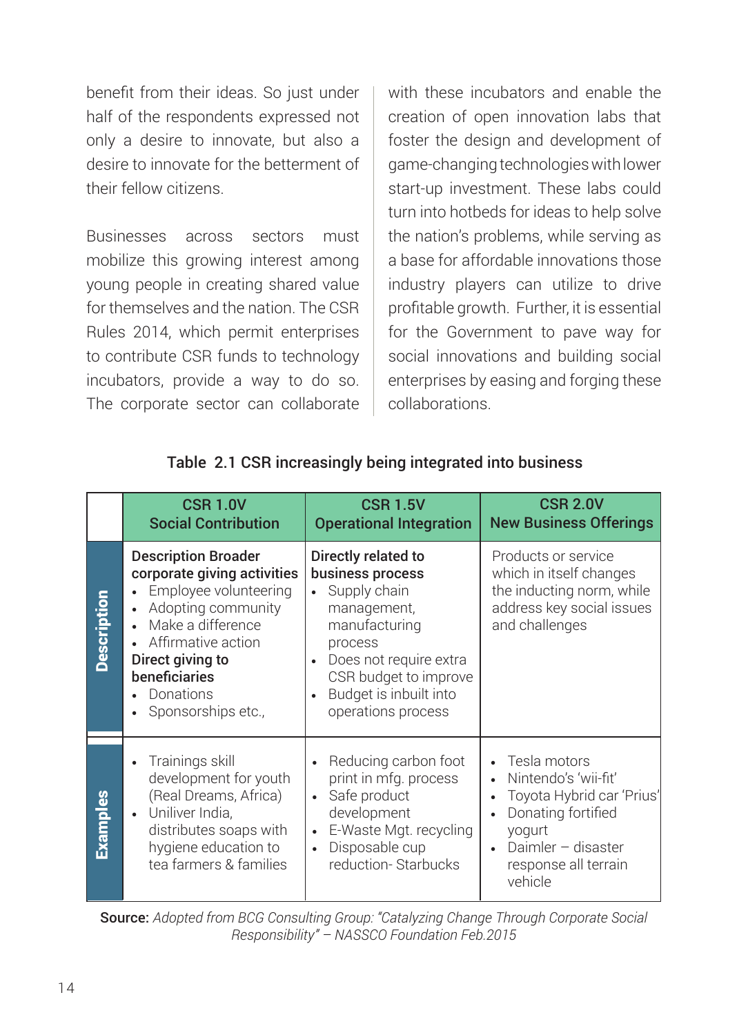benefit from their ideas. So just under half of the respondents expressed not only a desire to innovate, but also a desire to innovate for the betterment of their fellow citizens.

Businesses across sectors must mobilize this growing interest among young people in creating shared value for themselves and the nation. The CSR Rules 2014, which permit enterprises to contribute CSR funds to technology incubators, provide a way to do so. The corporate sector can collaborate with these incubators and enable the creation of open innovation labs that foster the design and development of game-changing technologies with lower start-up investment. These labs could turn into hotbeds for ideas to help solve the nation's problems, while serving as a base for affordable innovations those industry players can utilize to drive profitable growth. Further, it is essential for the Government to pave way for social innovations and building social enterprises by easing and forging these collaborations.

**Table 2.1 CSR increasingly being integrated into business**

| | **CSR 1.0V Social Contribution** | **CSR 1.5V Operational Integration** | **CSR 2.0V New Business Offerings** |
|---|---|---|---|
| **Description** | **Description Broader corporate giving activities**<br>• Employee volunteering<br>• Adopting community<br>• Make a difference<br>• Affirmative action<br>**Direct giving to beneficiaries**<br>• Donations<br>• Sponsorships etc., | **Directly related to business process**<br>• Supply chain management, manufacturing process<br>• Does not require extra CSR budget to improve<br>• Budget is inbuilt into operations process | Products or service which in itself changes the inducting norm, while address key social issues and challenges |
| **Examples** | • Trainings skill development for youth (Real Dreams, Africa)<br>• Uniliver India, distributes soaps with hygiene education to tea farmers & families | • Reducing carbon foot print in mfg. process<br>• Safe product development<br>• E-Waste Mgt. recycling<br>• Disposable cup reduction- Starbucks | • Tesla motors<br>• Nintendo's 'wii-fit'<br>• Toyota Hybrid car 'Prius'<br>• Donating fortified yogurt<br>• Daimler – disaster response all terrain vehicle |

**Source:** *Adopted from BCG Consulting Group: "Catalyzing Change Through Corporate Social Responsibility" – NASSCO Foundation Feb.2015*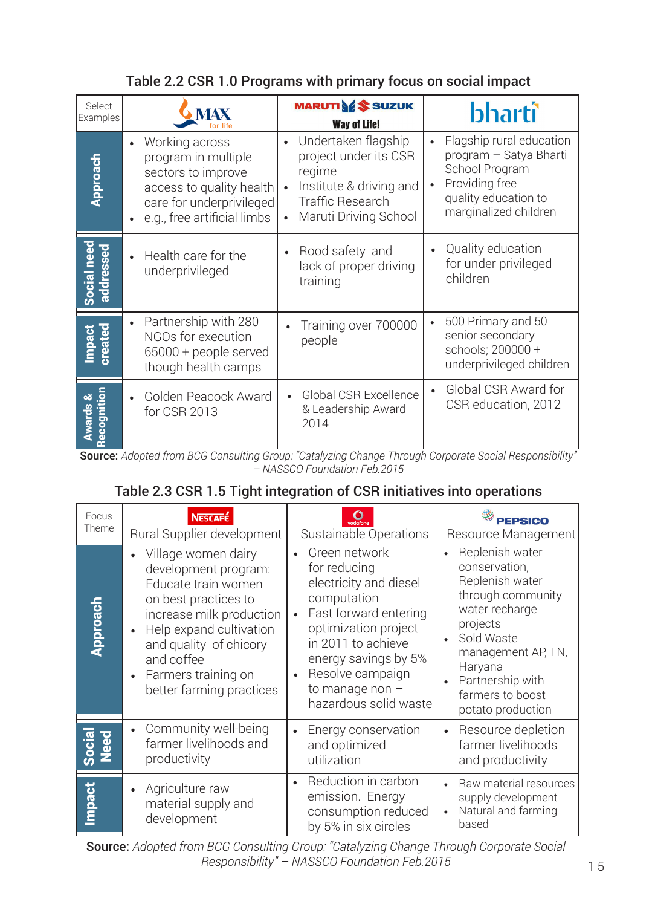## Table 2.2 CSR 1.0 Programs with primary focus on social impact

| Select Examples | MAX for life | MARUTI SUZUKI Way of Life! | bharti |
|---|---|---|---|
| **Approach** | • Working across program in multiple sectors to improve access to quality health care for underprivileged<br>• e.g., free artificial limbs | • Undertaken flagship project under its CSR regime<br>• Institute & driving and Traffic Research<br>• Maruti Driving School | • Flagship rural education program – Satya Bharti School Program<br>• Providing free quality education to marginalized children |
| **Social need addressed** | • Health care for the underprivileged | • Rood safety and lack of proper driving training | • Quality education for under privileged children |
| **Impact created** | • Partnership with 280 NGOs for execution 65000 + people served though health camps | • Training over 700000 people | • 500 Primary and 50 senior secondary schools; 200000 + underprivileged children |
| **Awards & Recognition** | • Golden Peacock Award for CSR 2013 | • Global CSR Excellence & Leadership Award 2014 | • Global CSR Award for CSR education, 2012 |

**Source:** *Adopted from BCG Consulting Group: "Catalyzing Change Through Corporate Social Responsibility" – NASSCO Foundation Feb.2015*

## Table 2.3 CSR 1.5 Tight integration of CSR initiatives into operations

| Focus Theme | NESCAFÉ<br>Rural Supplier development | vodafone<br>Sustainable Operations | PEPSICO<br>Resource Management |
|---|---|---|---|
| **Approach** | • Village women dairy development program: Educate train women on best practices to increase milk production<br>• Help expand cultivation and quality of chicory and coffee<br>• Farmers training on better farming practices | • Green network for reducing electricity and diesel computation<br>• Fast forward entering optimization project in 2011 to achieve energy savings by 5%<br>• Resolve campaign to manage non – hazardous solid waste | • Replenish water conservation, Replenish water through community water recharge projects<br>• Sold Waste management AP, TN, Haryana<br>• Partnership with farmers to boost potato production |
| **Social Need** | • Community well-being farmer livelihoods and productivity | • Energy conservation and optimized utilization | • Resource depletion farmer livelihoods and productivity |
| **Impact** | • Agriculture raw material supply and development | • Reduction in carbon emission. Energy consumption reduced by 5% in six circles | • Raw material resources supply development<br>• Natural and farming based |

**Source:** *Adopted from BCG Consulting Group: "Catalyzing Change Through Corporate Social Responsibility" – NASSCO Foundation Feb.2015*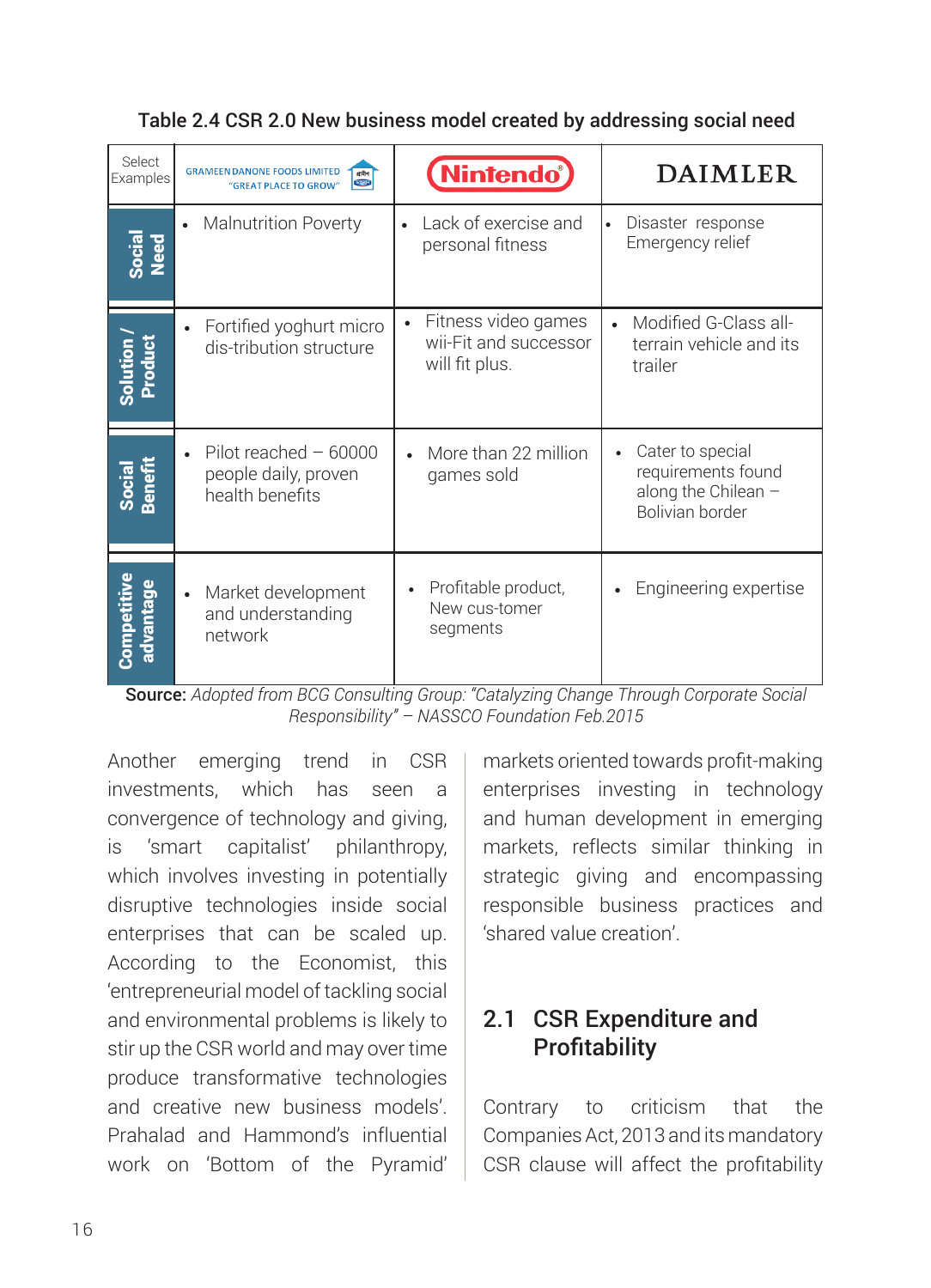Table 2.4 CSR 2.0 New business model created by addressing social need

| Select Examples | GRAMEEN DANONE FOODS LIMITED "GREAT PLACE TO GROW" | Nintendo | DAIMLER |
|---|---|---|---|
| **Social Need** | • Malnutrition Poverty | • Lack of exercise and personal fitness | • Disaster response Emergency relief |
| **Solution / Product** | • Fortified yoghurt micro dis-tribution structure | • Fitness video games wii-Fit and successor will fit plus. | • Modified G-Class all-terrain vehicle and its trailer |
| **Social Benefit** | • Pilot reached – 60000 people daily, proven health benefits | • More than 22 million games sold | • Cater to special requirements found along the Chilean – Bolivian border |
| **Competitive advantage** | • Market development and understanding network | • Profitable product, New cus-tomer segments | • Engineering expertise |

**Source:** *Adopted from BCG Consulting Group: "Catalyzing Change Through Corporate Social Responsibility" – NASSCO Foundation Feb.2015*

Another emerging trend in CSR investments, which has seen a convergence of technology and giving, is 'smart capitalist' philanthropy, which involves investing in potentially disruptive technologies inside social enterprises that can be scaled up. According to the Economist, this 'entrepreneurial model of tackling social and environmental problems is likely to stir up the CSR world and may over time produce transformative technologies and creative new business models'. Prahalad and Hammond's influential work on 'Bottom of the Pyramid' markets oriented towards profit-making enterprises investing in technology and human development in emerging markets, reflects similar thinking in strategic giving and encompassing responsible business practices and 'shared value creation'.

## 2.1 CSR Expenditure and Profitability

Contrary to criticism that the Companies Act, 2013 and its mandatory CSR clause will affect the profitability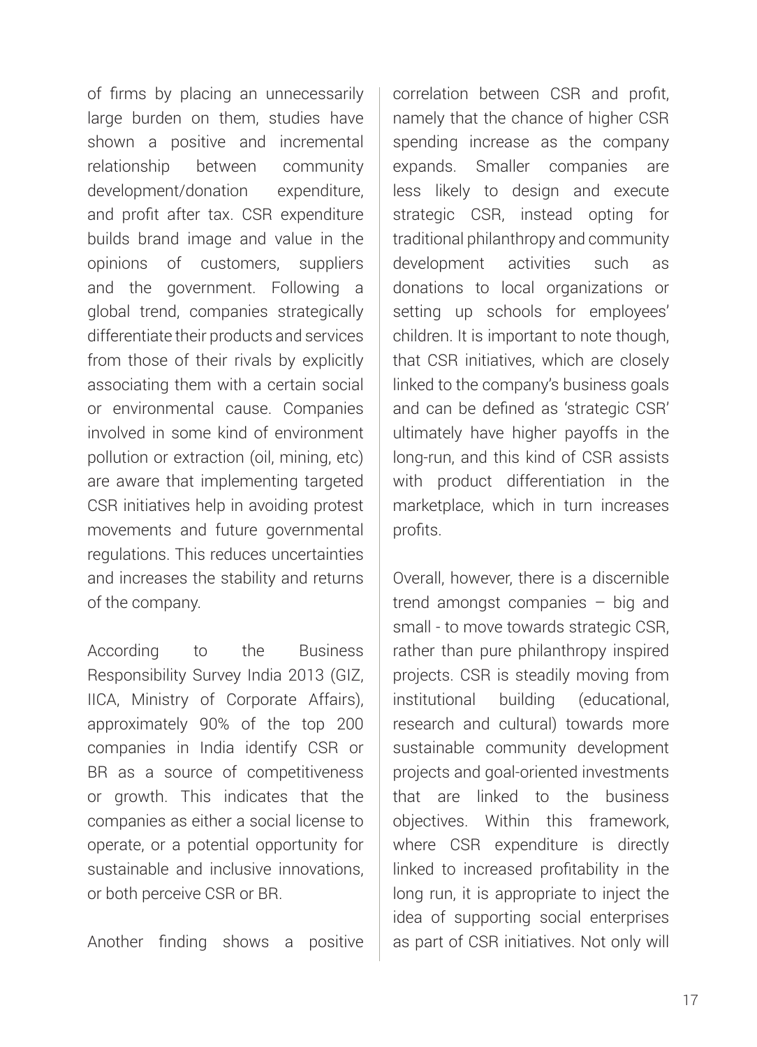of firms by placing an unnecessarily large burden on them, studies have shown a positive and incremental relationship between community development/donation expenditure, and profit after tax. CSR expenditure builds brand image and value in the opinions of customers, suppliers and the government. Following a global trend, companies strategically differentiate their products and services from those of their rivals by explicitly associating them with a certain social or environmental cause. Companies involved in some kind of environment pollution or extraction (oil, mining, etc) are aware that implementing targeted CSR initiatives help in avoiding protest movements and future governmental regulations. This reduces uncertainties and increases the stability and returns of the company.

According to the Business Responsibility Survey India 2013 (GIZ, IICA, Ministry of Corporate Affairs), approximately 90% of the top 200 companies in India identify CSR or BR as a source of competitiveness or growth. This indicates that the companies as either a social license to operate, or a potential opportunity for sustainable and inclusive innovations, or both perceive CSR or BR.

Another finding shows a positive correlation between CSR and profit, namely that the chance of higher CSR spending increase as the company expands. Smaller companies are less likely to design and execute strategic CSR, instead opting for traditional philanthropy and community development activities such as donations to local organizations or setting up schools for employees' children. It is important to note though, that CSR initiatives, which are closely linked to the company's business goals and can be defined as 'strategic CSR' ultimately have higher payoffs in the long-run, and this kind of CSR assists with product differentiation in the marketplace, which in turn increases profits.

Overall, however, there is a discernible trend amongst companies – big and small - to move towards strategic CSR, rather than pure philanthropy inspired projects. CSR is steadily moving from institutional building (educational, research and cultural) towards more sustainable community development projects and goal-oriented investments that are linked to the business objectives. Within this framework, where CSR expenditure is directly linked to increased profitability in the long run, it is appropriate to inject the idea of supporting social enterprises as part of CSR initiatives. Not only will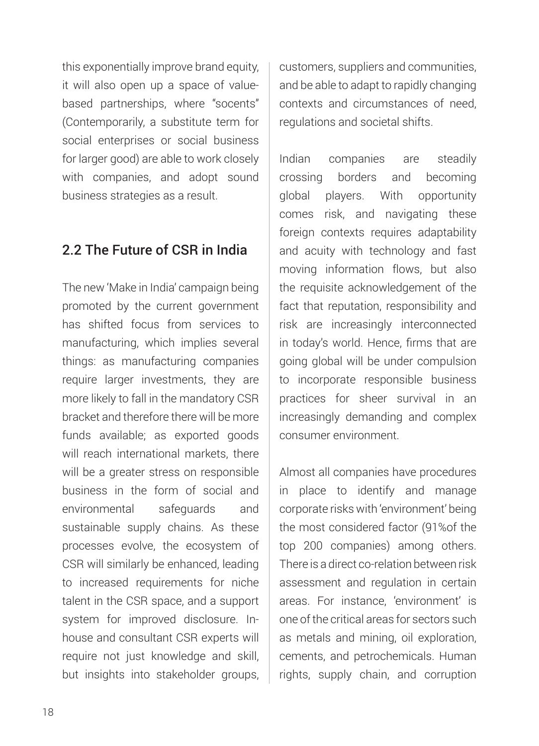this exponentially improve brand equity, it will also open up a space of value-based partnerships, where "socents" (Contemporarily, a substitute term for social enterprises or social business for larger good) are able to work closely with companies, and adopt sound business strategies as a result.

## 2.2 The Future of CSR in India

The new 'Make in India' campaign being promoted by the current government has shifted focus from services to manufacturing, which implies several things: as manufacturing companies require larger investments, they are more likely to fall in the mandatory CSR bracket and therefore there will be more funds available; as exported goods will reach international markets, there will be a greater stress on responsible business in the form of social and environmental safeguards and sustainable supply chains. As these processes evolve, the ecosystem of CSR will similarly be enhanced, leading to increased requirements for niche talent in the CSR space, and a support system for improved disclosure. In-house and consultant CSR experts will require not just knowledge and skill, but insights into stakeholder groups, customers, suppliers and communities, and be able to adapt to rapidly changing contexts and circumstances of need, regulations and societal shifts.

Indian companies are steadily crossing borders and becoming global players. With opportunity comes risk, and navigating these foreign contexts requires adaptability and acuity with technology and fast moving information flows, but also the requisite acknowledgement of the fact that reputation, responsibility and risk are increasingly interconnected in today's world. Hence, firms that are going global will be under compulsion to incorporate responsible business practices for sheer survival in an increasingly demanding and complex consumer environment.

Almost all companies have procedures in place to identify and manage corporate risks with 'environment' being the most considered factor (91%of the top 200 companies) among others. There is a direct co-relation between risk assessment and regulation in certain areas. For instance, 'environment' is one of the critical areas for sectors such as metals and mining, oil exploration, cements, and petrochemicals. Human rights, supply chain, and corruption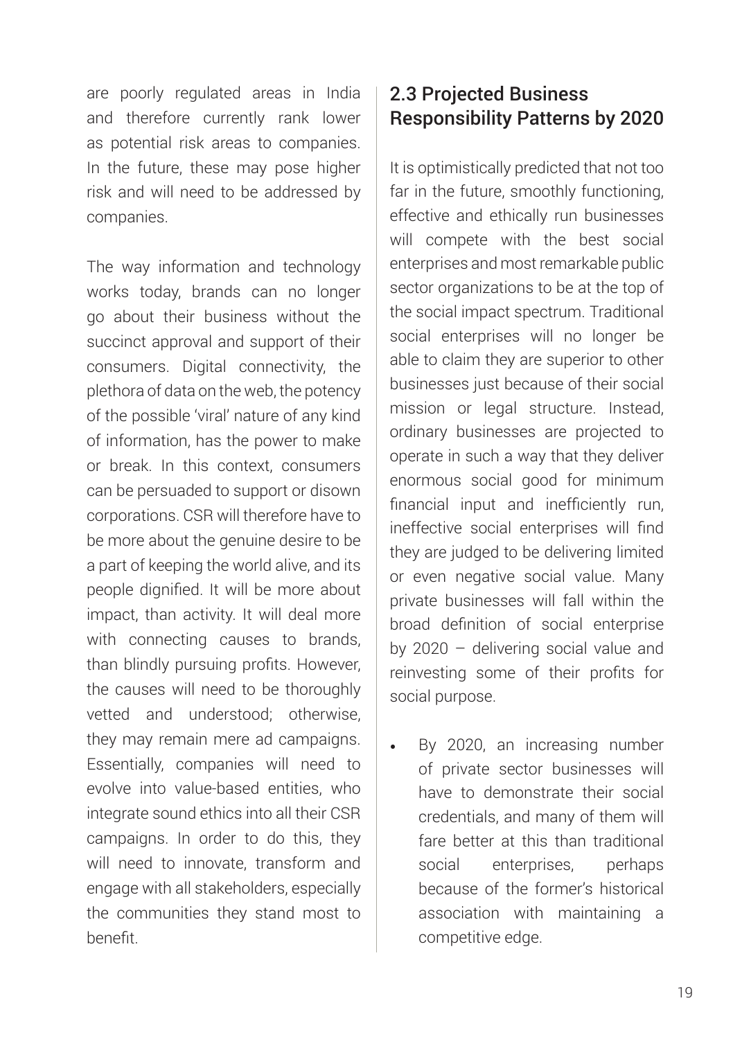are poorly regulated areas in India and therefore currently rank lower as potential risk areas to companies. In the future, these may pose higher risk and will need to be addressed by companies.

The way information and technology works today, brands can no longer go about their business without the succinct approval and support of their consumers. Digital connectivity, the plethora of data on the web, the potency of the possible 'viral' nature of any kind of information, has the power to make or break. In this context, consumers can be persuaded to support or disown corporations. CSR will therefore have to be more about the genuine desire to be a part of keeping the world alive, and its people dignified. It will be more about impact, than activity. It will deal more with connecting causes to brands, than blindly pursuing profits. However, the causes will need to be thoroughly vetted and understood; otherwise, they may remain mere ad campaigns. Essentially, companies will need to evolve into value-based entities, who integrate sound ethics into all their CSR campaigns. In order to do this, they will need to innovate, transform and engage with all stakeholders, especially the communities they stand most to benefit.

## 2.3 Projected Business Responsibility Patterns by 2020

It is optimistically predicted that not too far in the future, smoothly functioning, effective and ethically run businesses will compete with the best social enterprises and most remarkable public sector organizations to be at the top of the social impact spectrum. Traditional social enterprises will no longer be able to claim they are superior to other businesses just because of their social mission or legal structure. Instead, ordinary businesses are projected to operate in such a way that they deliver enormous social good for minimum financial input and inefficiently run, ineffective social enterprises will find they are judged to be delivering limited or even negative social value. Many private businesses will fall within the broad definition of social enterprise by 2020 – delivering social value and reinvesting some of their profits for social purpose.

- By 2020, an increasing number of private sector businesses will have to demonstrate their social credentials, and many of them will fare better at this than traditional social enterprises, perhaps because of the former's historical association with maintaining a competitive edge.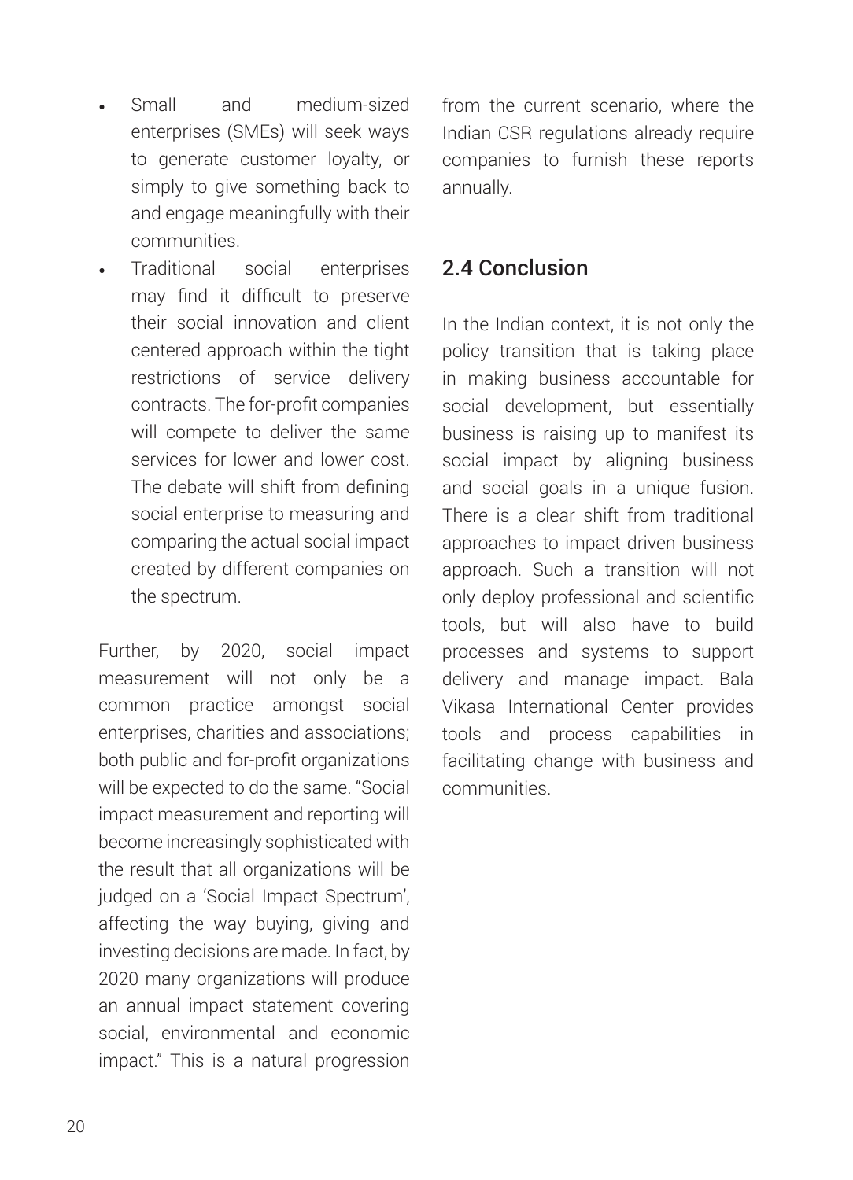- Small and medium-sized enterprises (SMEs) will seek ways to generate customer loyalty, or simply to give something back to and engage meaningfully with their communities.
- Traditional social enterprises may find it difficult to preserve their social innovation and client centered approach within the tight restrictions of service delivery contracts. The for-profit companies will compete to deliver the same services for lower and lower cost. The debate will shift from defining social enterprise to measuring and comparing the actual social impact created by different companies on the spectrum.

Further, by 2020, social impact measurement will not only be a common practice amongst social enterprises, charities and associations; both public and for-profit organizations will be expected to do the same. "Social impact measurement and reporting will become increasingly sophisticated with the result that all organizations will be judged on a 'Social Impact Spectrum', affecting the way buying, giving and investing decisions are made. In fact, by 2020 many organizations will produce an annual impact statement covering social, environmental and economic impact." This is a natural progression from the current scenario, where the Indian CSR regulations already require companies to furnish these reports annually.

## 2.4 Conclusion

In the Indian context, it is not only the policy transition that is taking place in making business accountable for social development, but essentially business is raising up to manifest its social impact by aligning business and social goals in a unique fusion. There is a clear shift from traditional approaches to impact driven business approach. Such a transition will not only deploy professional and scientific tools, but will also have to build processes and systems to support delivery and manage impact. Bala Vikasa International Center provides tools and process capabilities in facilitating change with business and communities.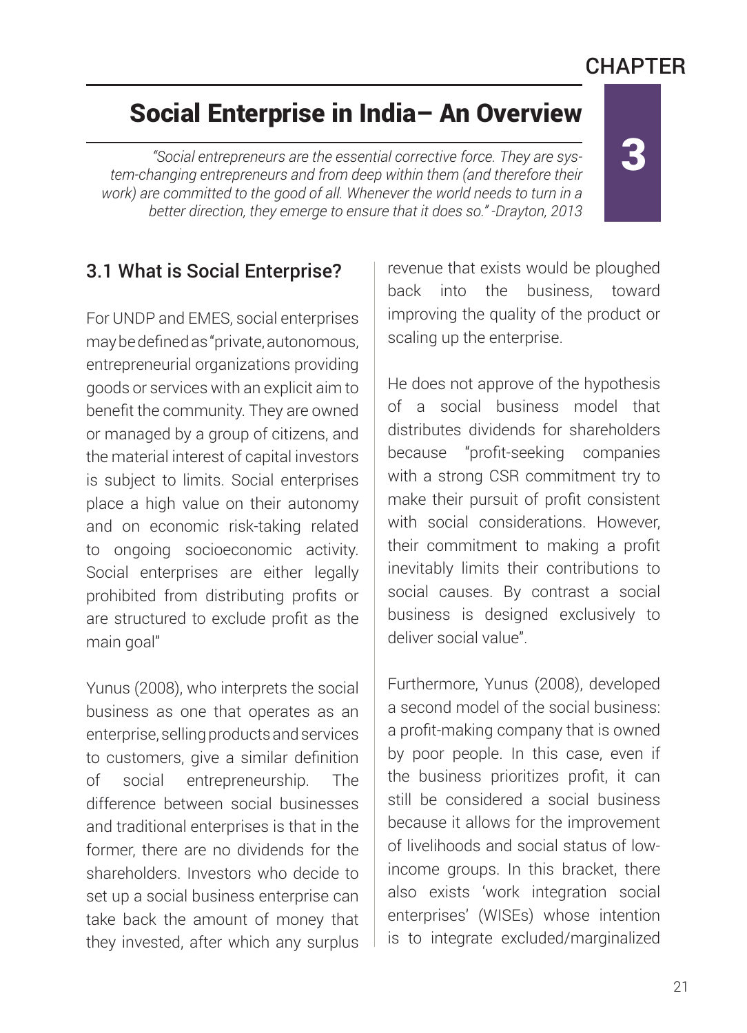CHAPTER 3

# Social Enterprise in India– An Overview

*"Social entrepreneurs are the essential corrective force. They are system-changing entrepreneurs and from deep within them (and therefore their work) are committed to the good of all. Whenever the world needs to turn in a better direction, they emerge to ensure that it does so." -Drayton, 2013*

## 3.1 What is Social Enterprise?

For UNDP and EMES, social enterprises may be defined as "private, autonomous, entrepreneurial organizations providing goods or services with an explicit aim to benefit the community. They are owned or managed by a group of citizens, and the material interest of capital investors is subject to limits. Social enterprises place a high value on their autonomy and on economic risk-taking related to ongoing socioeconomic activity. Social enterprises are either legally prohibited from distributing profits or are structured to exclude profit as the main goal"

Yunus (2008), who interprets the social business as one that operates as an enterprise, selling products and services to customers, give a similar definition of social entrepreneurship. The difference between social businesses and traditional enterprises is that in the former, there are no dividends for the shareholders. Investors who decide to set up a social business enterprise can take back the amount of money that they invested, after which any surplus revenue that exists would be ploughed back into the business, toward improving the quality of the product or scaling up the enterprise.

He does not approve of the hypothesis of a social business model that distributes dividends for shareholders because "profit-seeking companies with a strong CSR commitment try to make their pursuit of profit consistent with social considerations. However, their commitment to making a profit inevitably limits their contributions to social causes. By contrast a social business is designed exclusively to deliver social value".

Furthermore, Yunus (2008), developed a second model of the social business: a profit-making company that is owned by poor people. In this case, even if the business prioritizes profit, it can still be considered a social business because it allows for the improvement of livelihoods and social status of low-income groups. In this bracket, there also exists 'work integration social enterprises' (WISEs) whose intention is to integrate excluded/marginalized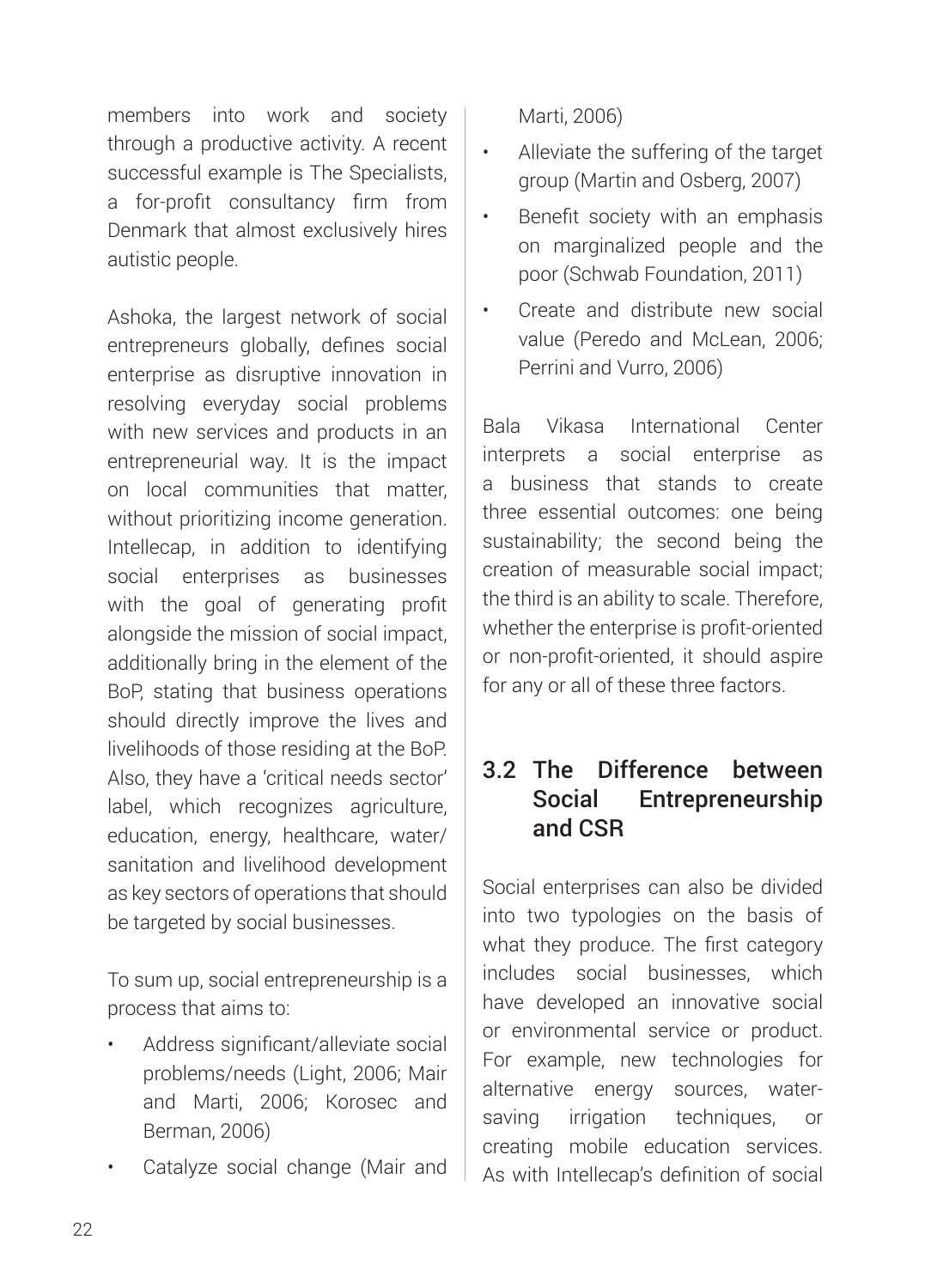members into work and society through a productive activity. A recent successful example is The Specialists, a for-profit consultancy firm from Denmark that almost exclusively hires autistic people.

Ashoka, the largest network of social entrepreneurs globally, defines social enterprise as disruptive innovation in resolving everyday social problems with new services and products in an entrepreneurial way. It is the impact on local communities that matter, without prioritizing income generation. Intellecap, in addition to identifying social enterprises as businesses with the goal of generating profit alongside the mission of social impact, additionally bring in the element of the BoP, stating that business operations should directly improve the lives and livelihoods of those residing at the BoP. Also, they have a 'critical needs sector' label, which recognizes agriculture, education, energy, healthcare, water/ sanitation and livelihood development as key sectors of operations that should be targeted by social businesses.

To sum up, social entrepreneurship is a process that aims to:

- Address significant/alleviate social problems/needs (Light, 2006; Mair and Marti, 2006; Korosec and Berman, 2006)
- Catalyze social change (Mair and Marti, 2006)
- Alleviate the suffering of the target group (Martin and Osberg, 2007)
- Benefit society with an emphasis on marginalized people and the poor (Schwab Foundation, 2011)
- Create and distribute new social value (Peredo and McLean, 2006; Perrini and Vurro, 2006)

Bala Vikasa International Center interprets a social enterprise as a business that stands to create three essential outcomes: one being sustainability; the second being the creation of measurable social impact; the third is an ability to scale. Therefore, whether the enterprise is profit-oriented or non-profit-oriented, it should aspire for any or all of these three factors.

## 3.2 The Difference between Social Entrepreneurship and CSR

Social enterprises can also be divided into two typologies on the basis of what they produce. The first category includes social businesses, which have developed an innovative social or environmental service or product. For example, new technologies for alternative energy sources, water-saving irrigation techniques, or creating mobile education services. As with Intellecap's definition of social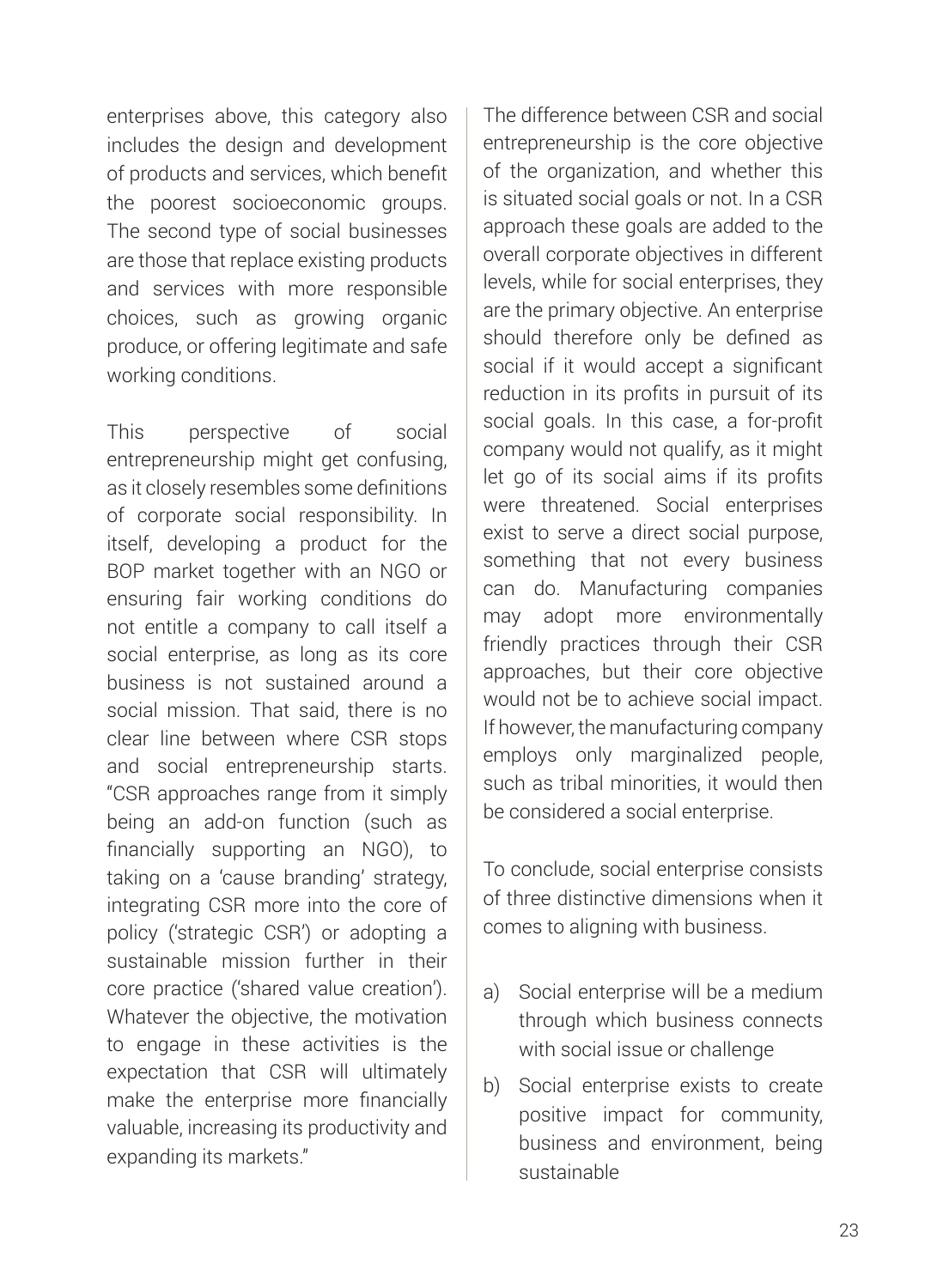enterprises above, this category also includes the design and development of products and services, which benefit the poorest socioeconomic groups. The second type of social businesses are those that replace existing products and services with more responsible choices, such as growing organic produce, or offering legitimate and safe working conditions.

This perspective of social entrepreneurship might get confusing, as it closely resembles some definitions of corporate social responsibility. In itself, developing a product for the BOP market together with an NGO or ensuring fair working conditions do not entitle a company to call itself a social enterprise, as long as its core business is not sustained around a social mission. That said, there is no clear line between where CSR stops and social entrepreneurship starts. "CSR approaches range from it simply being an add-on function (such as financially supporting an NGO), to taking on a 'cause branding' strategy, integrating CSR more into the core of policy ('strategic CSR') or adopting a sustainable mission further in their core practice ('shared value creation'). Whatever the objective, the motivation to engage in these activities is the expectation that CSR will ultimately make the enterprise more financially valuable, increasing its productivity and expanding its markets."

The difference between CSR and social entrepreneurship is the core objective of the organization, and whether this is situated social goals or not. In a CSR approach these goals are added to the overall corporate objectives in different levels, while for social enterprises, they are the primary objective. An enterprise should therefore only be defined as social if it would accept a significant reduction in its profits in pursuit of its social goals. In this case, a for-profit company would not qualify, as it might let go of its social aims if its profits were threatened. Social enterprises exist to serve a direct social purpose, something that not every business can do. Manufacturing companies may adopt more environmentally friendly practices through their CSR approaches, but their core objective would not be to achieve social impact. If however, the manufacturing company employs only marginalized people, such as tribal minorities, it would then be considered a social enterprise.

To conclude, social enterprise consists of three distinctive dimensions when it comes to aligning with business.

a) Social enterprise will be a medium through which business connects with social issue or challenge
b) Social enterprise exists to create positive impact for community, business and environment, being sustainable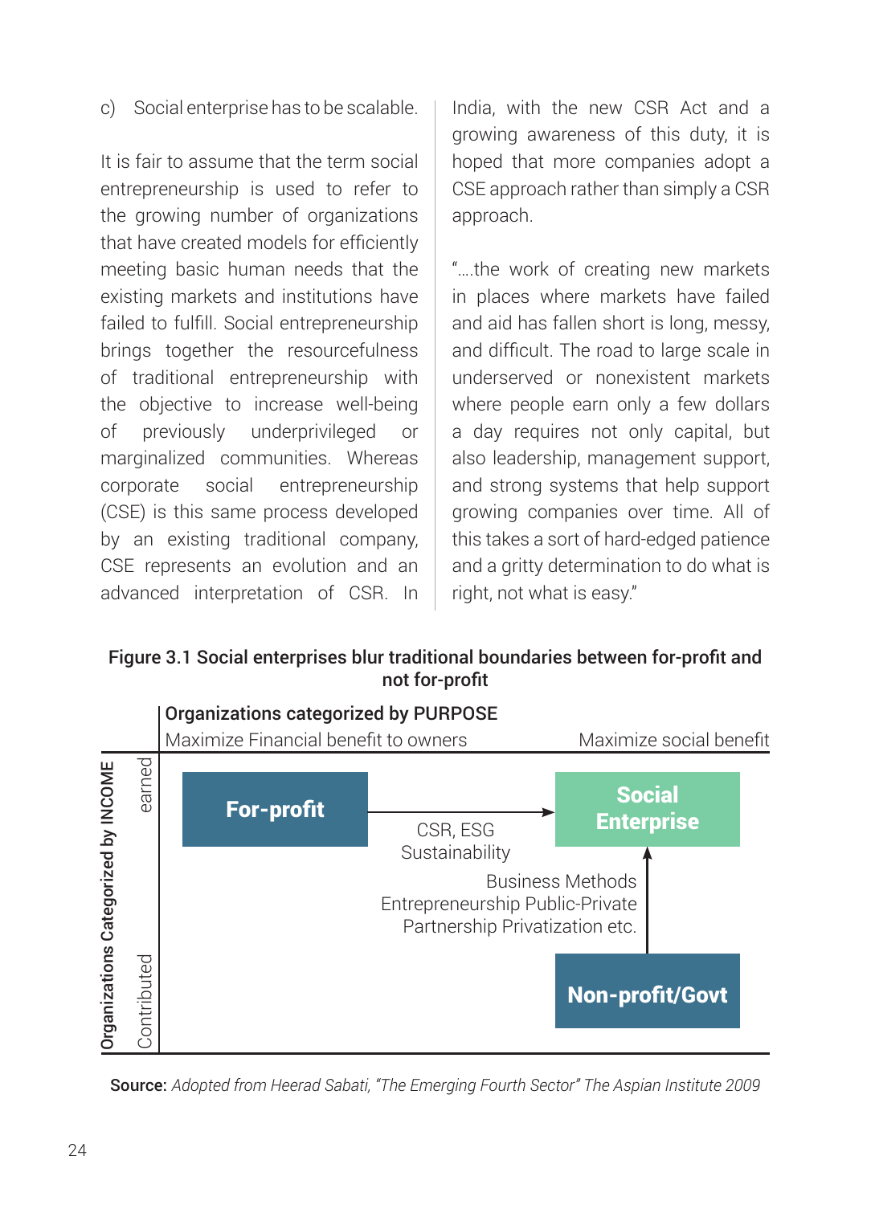c) Social enterprise has to be scalable.

It is fair to assume that the term social entrepreneurship is used to refer to the growing number of organizations that have created models for efficiently meeting basic human needs that the existing markets and institutions have failed to fulfill. Social entrepreneurship brings together the resourcefulness of traditional entrepreneurship with the objective to increase well-being of previously underprivileged or marginalized communities. Whereas corporate social entrepreneurship (CSE) is this same process developed by an existing traditional company, CSE represents an evolution and an advanced interpretation of CSR. In India, with the new CSR Act and a growing awareness of this duty, it is hoped that more companies adopt a CSE approach rather than simply a CSR approach.

"….the work of creating new markets in places where markets have failed and aid has fallen short is long, messy, and difficult. The road to large scale in underserved or nonexistent markets where people earn only a few dollars a day requires not only capital, but also leadership, management support, and strong systems that help support growing companies over time. All of this takes a sort of hard-edged patience and a gritty determination to do what is right, not what is easy."

**Figure 3.1 Social enterprises blur traditional boundaries between for-profit and not for-profit**

**Organizations categorized by PURPOSE**

Maximize Financial benefit to owners — Maximize social benefit

**Organizations Categorized by INCOME**: earned — Contributed

- **For-profit** → (CSR, ESG, Sustainability) → **Social Enterprise**
- **Non-profit/Govt** → (Business Methods, Entrepreneurship, Public-Private Partnership, Privatization etc.) → **Social Enterprise**

**Source:** *Adopted from Heerad Sabati, "The Emerging Fourth Sector" The Aspian Institute 2009*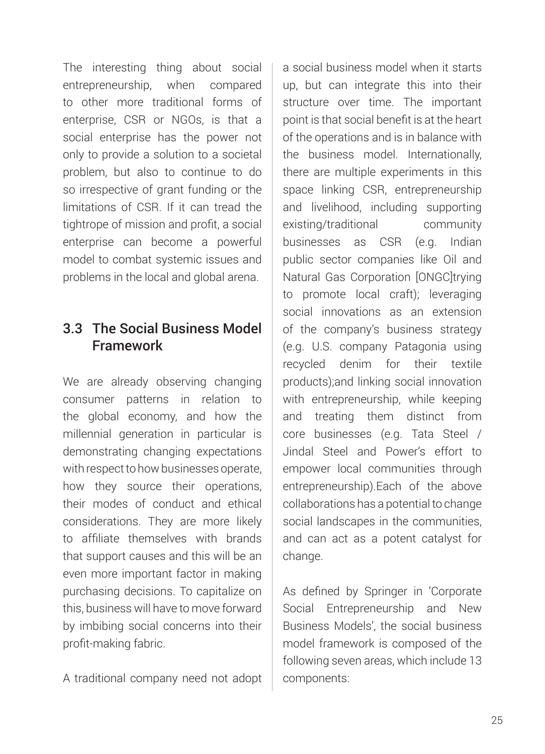The interesting thing about social entrepreneurship, when compared to other more traditional forms of enterprise, CSR or NGOs, is that a social enterprise has the power not only to provide a solution to a societal problem, but also to continue to do so irrespective of grant funding or the limitations of CSR. If it can tread the tightrope of mission and profit, a social enterprise can become a powerful model to combat systemic issues and problems in the local and global arena.

## 3.3 The Social Business Model Framework

We are already observing changing consumer patterns in relation to the global economy, and how the millennial generation in particular is demonstrating changing expectations with respect to how businesses operate, how they source their operations, their modes of conduct and ethical considerations. They are more likely to affiliate themselves with brands that support causes and this will be an even more important factor in making purchasing decisions. To capitalize on this, business will have to move forward by imbibing social concerns into their profit-making fabric.

A traditional company need not adopt a social business model when it starts up, but can integrate this into their structure over time. The important point is that social benefit is at the heart of the operations and is in balance with the business model. Internationally, there are multiple experiments in this space linking CSR, entrepreneurship and livelihood, including supporting existing/traditional community businesses as CSR (e.g. Indian public sector companies like Oil and Natural Gas Corporation [ONGC]trying to promote local craft); leveraging social innovations as an extension of the company's business strategy (e.g. U.S. company Patagonia using recycled denim for their textile products);and linking social innovation with entrepreneurship, while keeping and treating them distinct from core businesses (e.g. Tata Steel / Jindal Steel and Power's effort to empower local communities through entrepreneurship).Each of the above collaborations has a potential to change social landscapes in the communities, and can act as a potent catalyst for change.

As defined by Springer in 'Corporate Social Entrepreneurship and New Business Models', the social business model framework is composed of the following seven areas, which include 13 components: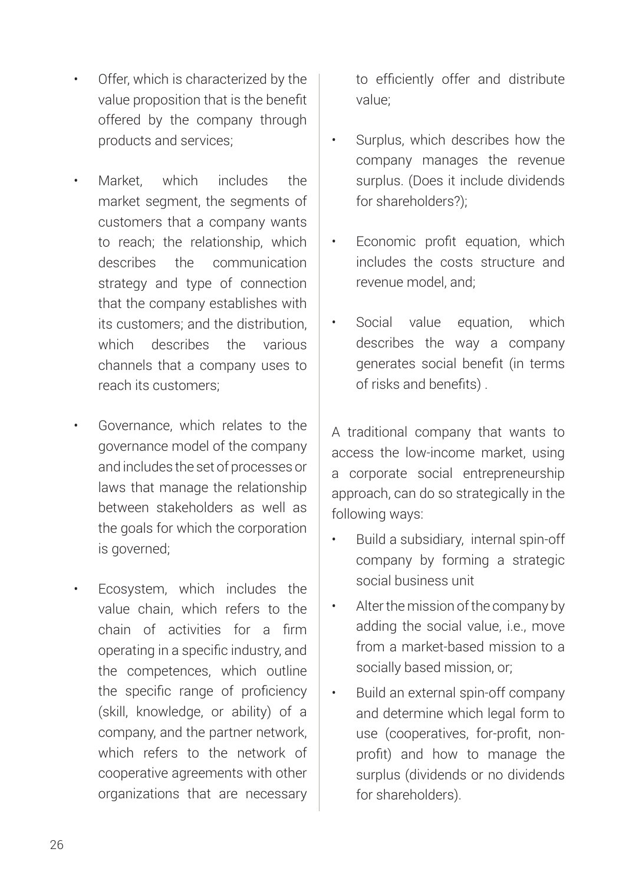- Offer, which is characterized by the value proposition that is the benefit offered by the company through products and services;
- Market, which includes the market segment, the segments of customers that a company wants to reach; the relationship, which describes the communication strategy and type of connection that the company establishes with its customers; and the distribution, which describes the various channels that a company uses to reach its customers;
- Governance, which relates to the governance model of the company and includes the set of processes or laws that manage the relationship between stakeholders as well as the goals for which the corporation is governed;
- Ecosystem, which includes the value chain, which refers to the chain of activities for a firm operating in a specific industry, and the competences, which outline the specific range of proficiency (skill, knowledge, or ability) of a company, and the partner network, which refers to the network of cooperative agreements with other organizations that are necessary to efficiently offer and distribute value;
- Surplus, which describes how the company manages the revenue surplus. (Does it include dividends for shareholders?);
- Economic profit equation, which includes the costs structure and revenue model, and;
- Social value equation, which describes the way a company generates social benefit (in terms of risks and benefits) .

A traditional company that wants to access the low-income market, using a corporate social entrepreneurship approach, can do so strategically in the following ways:

- Build a subsidiary, internal spin-off company by forming a strategic social business unit
- Alter the mission of the company by adding the social value, i.e., move from a market-based mission to a socially based mission, or;
- Build an external spin-off company and determine which legal form to use (cooperatives, for-profit, non-profit) and how to manage the surplus (dividends or no dividends for shareholders).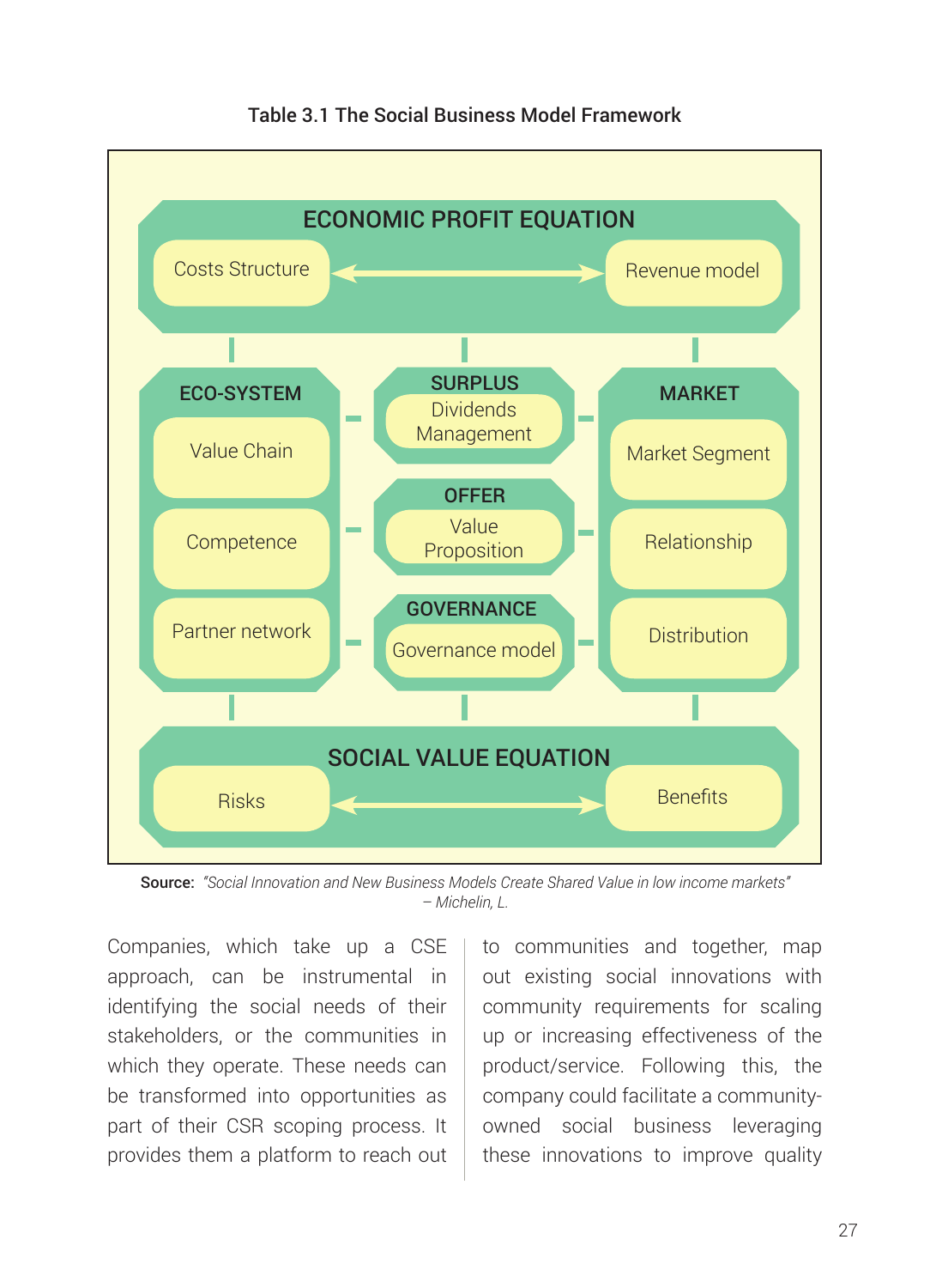**Table 3.1 The Social Business Model Framework**

| | | |
|---|---|---|
| **ECONOMIC PROFIT EQUATION** | | |
| Costs Structure | ↔ | Revenue model |
| **ECO-SYSTEM** | **SURPLUS** | **MARKET** |
| Value Chain | Dividends Management | Market Segment |
| Competence | **OFFER** Value Proposition | Relationship |
| Partner network | **GOVERNANCE** Governance model | Distribution |
| **SOCIAL VALUE EQUATION** | | |
| Risks | ↔ | Benefits |

**Source:** *"Social Innovation and New Business Models Create Shared Value in low income markets" – Michelin, L.*

Companies, which take up a CSE approach, can be instrumental in identifying the social needs of their stakeholders, or the communities in which they operate. These needs can be transformed into opportunities as part of their CSR scoping process. It provides them a platform to reach out to communities and together, map out existing social innovations with community requirements for scaling up or increasing effectiveness of the product/service. Following this, the company could facilitate a community-owned social business leveraging these innovations to improve quality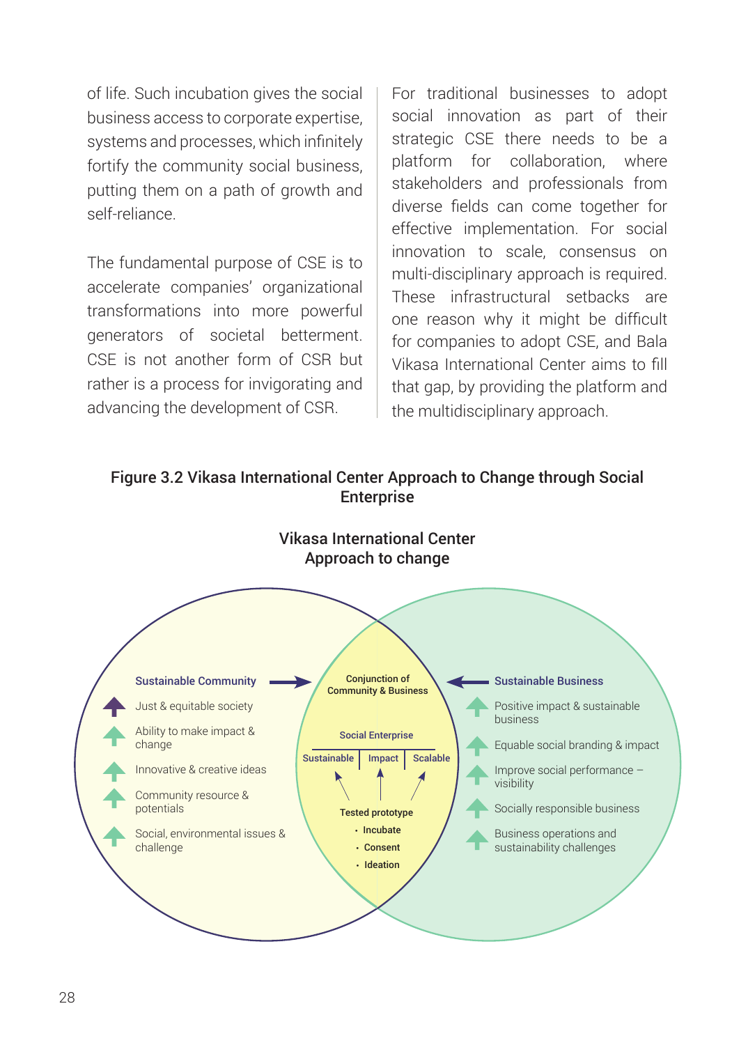of life. Such incubation gives the social business access to corporate expertise, systems and processes, which infinitely fortify the community social business, putting them on a path of growth and self-reliance.

The fundamental purpose of CSE is to accelerate companies' organizational transformations into more powerful generators of societal betterment. CSE is not another form of CSR but rather is a process for invigorating and advancing the development of CSR.

For traditional businesses to adopt social innovation as part of their strategic CSE there needs to be a platform for collaboration, where stakeholders and professionals from diverse fields can come together for effective implementation. For social innovation to scale, consensus on multi-disciplinary approach is required. These infrastructural setbacks are one reason why it might be difficult for companies to adopt CSE, and Bala Vikasa International Center aims to fill that gap, by providing the platform and the multidisciplinary approach.

**Figure 3.2 Vikasa International Center Approach to Change through Social Enterprise**

**Vikasa International Center Approach to change**

**Sustainable Community**

- Just & equitable society
- Ability to make impact & change
- Innovative & creative ideas
- Community resource & potentials
- Social, environmental issues & challenge

**Conjunction of Community & Business**

**Social Enterprise**

Sustainable | Impact | Scalable

**Tested prototype**

- Incubate
- Consent
- Ideation

**Sustainable Business**

- Positive impact & sustainable business
- Equable social branding & impact
- Improve social performance – visibility
- Socially responsible business
- Business operations and sustainability challenges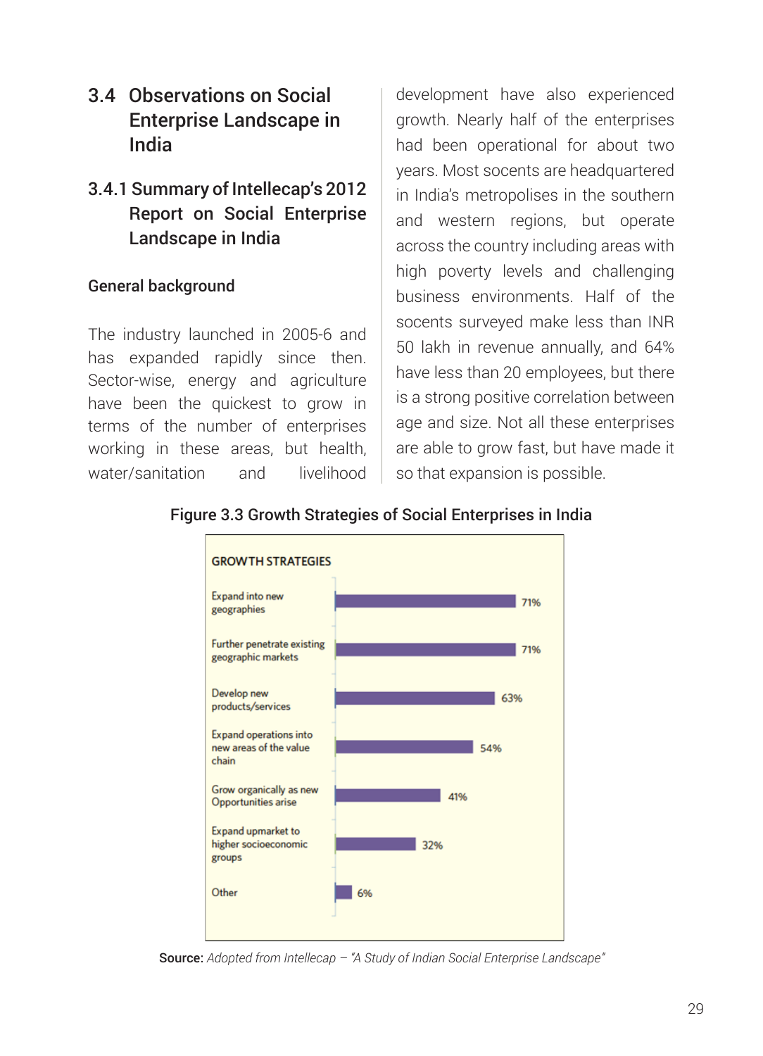## 3.4 Observations on Social Enterprise Landscape in India

### 3.4.1 Summary of Intellecap's 2012 Report on Social Enterprise Landscape in India

#### General background

The industry launched in 2005-6 and has expanded rapidly since then. Sector-wise, energy and agriculture have been the quickest to grow in terms of the number of enterprises working in these areas, but health, water/sanitation and livelihood development have also experienced growth. Nearly half of the enterprises had been operational for about two years. Most socents are headquartered in India's metropolises in the southern and western regions, but operate across the country including areas with high poverty levels and challenging business environments. Half of the socents surveyed make less than INR 50 lakh in revenue annually, and 64% have less than 20 employees, but there is a strong positive correlation between age and size. Not all these enterprises are able to grow fast, but have made it so that expansion is possible.

**Figure 3.3 Growth Strategies of Social Enterprises in India**

| GROWTH STRATEGIES | |
|---|---|
| Expand into new geographies | 71% |
| Further penetrate existing geographic markets | 71% |
| Develop new products/services | 63% |
| Expand operations into new areas of the value chain | 54% |
| Grow organically as new Opportunities arise | 41% |
| Expand upmarket to higher socioeconomic groups | 32% |
| Other | 6% |

**Source:** *Adopted from Intellecap – "A Study of Indian Social Enterprise Landscape"*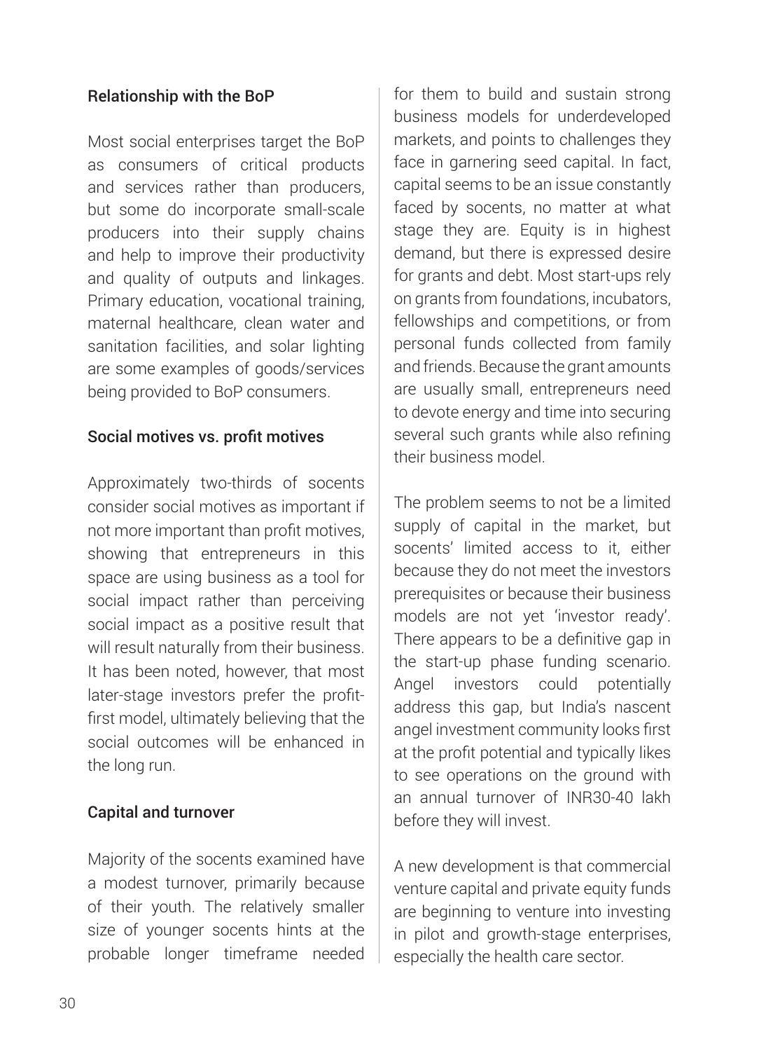### Relationship with the BoP

Most social enterprises target the BoP as consumers of critical products and services rather than producers, but some do incorporate small-scale producers into their supply chains and help to improve their productivity and quality of outputs and linkages. Primary education, vocational training, maternal healthcare, clean water and sanitation facilities, and solar lighting are some examples of goods/services being provided to BoP consumers.

### Social motives vs. profit motives

Approximately two-thirds of socents consider social motives as important if not more important than profit motives, showing that entrepreneurs in this space are using business as a tool for social impact rather than perceiving social impact as a positive result that will result naturally from their business. It has been noted, however, that most later-stage investors prefer the profit-first model, ultimately believing that the social outcomes will be enhanced in the long run.

### Capital and turnover

Majority of the socents examined have a modest turnover, primarily because of their youth. The relatively smaller size of younger socents hints at the probable longer timeframe needed for them to build and sustain strong business models for underdeveloped markets, and points to challenges they face in garnering seed capital. In fact, capital seems to be an issue constantly faced by socents, no matter at what stage they are. Equity is in highest demand, but there is expressed desire for grants and debt. Most start-ups rely on grants from foundations, incubators, fellowships and competitions, or from personal funds collected from family and friends. Because the grant amounts are usually small, entrepreneurs need to devote energy and time into securing several such grants while also refining their business model.

The problem seems to not be a limited supply of capital in the market, but socents' limited access to it, either because they do not meet the investors prerequisites or because their business models are not yet 'investor ready'. There appears to be a definitive gap in the start-up phase funding scenario. Angel investors could potentially address this gap, but India's nascent angel investment community looks first at the profit potential and typically likes to see operations on the ground with an annual turnover of INR30-40 lakh before they will invest.

A new development is that commercial venture capital and private equity funds are beginning to venture into investing in pilot and growth-stage enterprises, especially the health care sector.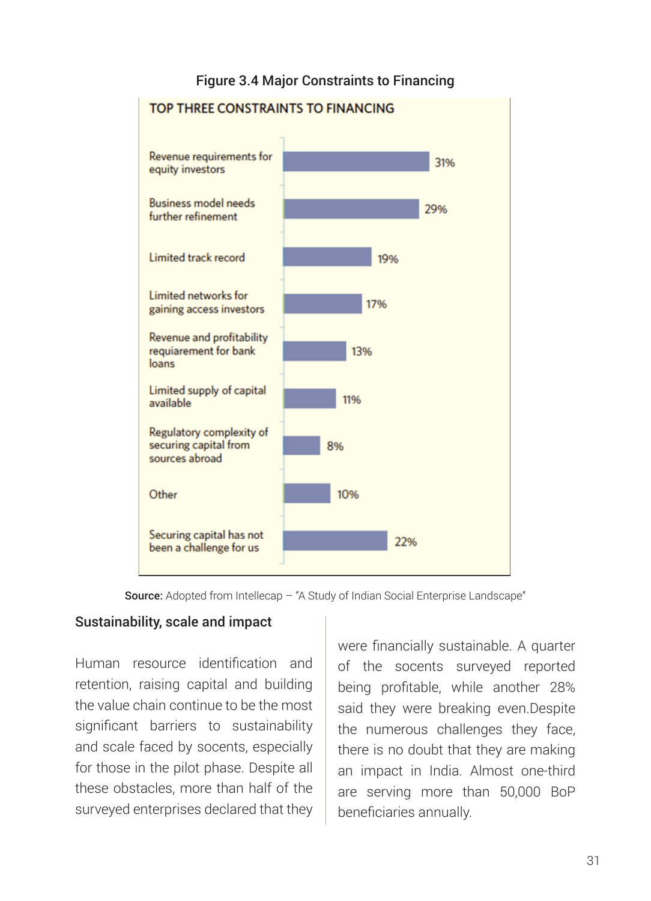**Figure 3.4 Major Constraints to Financing**

**TOP THREE CONSTRAINTS TO FINANCING**

| Constraint | Percentage |
| --- | --- |
| Revenue requirements for equity investors | 31% |
| Business model needs further refinement | 29% |
| Limited track record | 19% |
| Limited networks for gaining access investors | 17% |
| Revenue and profitability requiarement for bank loans | 13% |
| Limited supply of capital available | 11% |
| Regulatory complexity of securing capital from sources abroad | 8% |
| Other | 10% |
| Securing capital has not been a challenge for us | 22% |

**Source:** Adopted from Intellecap – "A Study of Indian Social Enterprise Landscape"

## Sustainability, scale and impact

Human resource identification and retention, raising capital and building the value chain continue to be the most significant barriers to sustainability and scale faced by socents, especially for those in the pilot phase. Despite all these obstacles, more than half of the surveyed enterprises declared that they were financially sustainable. A quarter of the socents surveyed reported being profitable, while another 28% said they were breaking even.Despite the numerous challenges they face, there is no doubt that they are making an impact in India. Almost one-third are serving more than 50,000 BoP beneficiaries annually.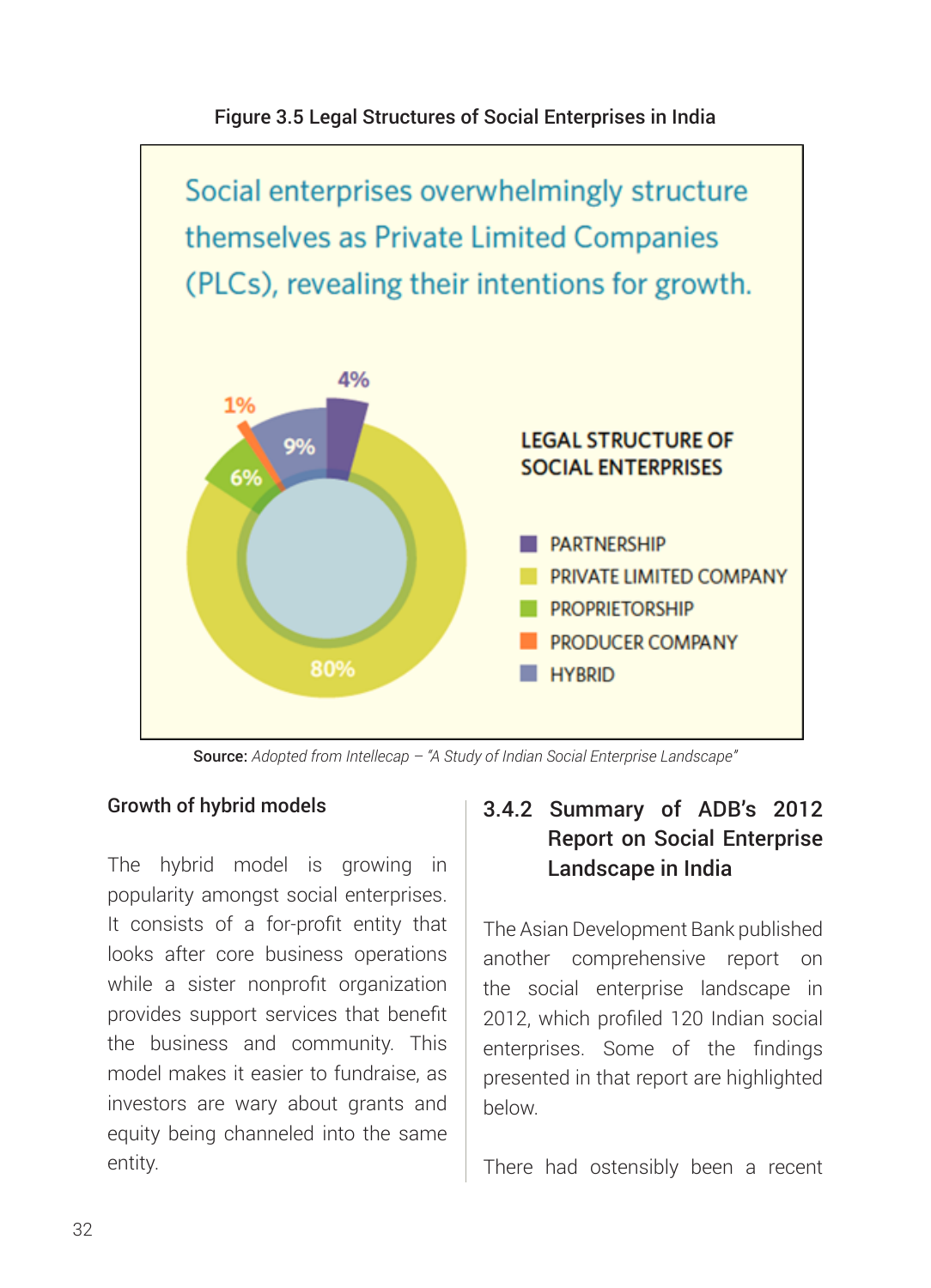Figure 3.5 Legal Structures of Social Enterprises in India

Social enterprises overwhelmingly structure themselves as Private Limited Companies (PLCs), revealing their intentions for growth.

**LEGAL STRUCTURE OF SOCIAL ENTERPRISES**

| Legal structure | Share |
| --- | --- |
| PARTNERSHIP | 4% |
| PRIVATE LIMITED COMPANY | 80% |
| PROPRIETORSHIP | 6% |
| PRODUCER COMPANY | 1% |
| HYBRID | 9% |

**Source:** *Adopted from Intellecap – "A Study of Indian Social Enterprise Landscape"*

### Growth of hybrid models

The hybrid model is growing in popularity amongst social enterprises. It consists of a for-profit entity that looks after core business operations while a sister nonprofit organization provides support services that benefit the business and community. This model makes it easier to fundraise, as investors are wary about grants and equity being channeled into the same entity.

## 3.4.2 Summary of ADB's 2012 Report on Social Enterprise Landscape in India

The Asian Development Bank published another comprehensive report on the social enterprise landscape in 2012, which profiled 120 Indian social enterprises. Some of the findings presented in that report are highlighted below.

There had ostensibly been a recent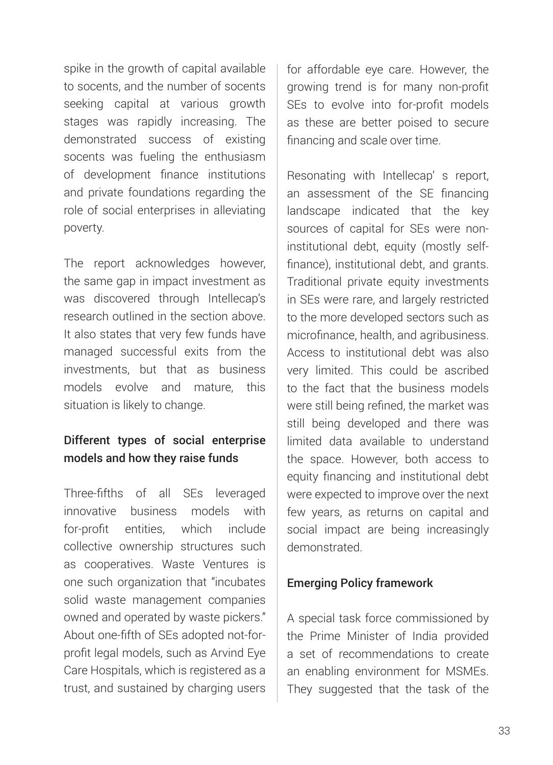spike in the growth of capital available to socents, and the number of socents seeking capital at various growth stages was rapidly increasing. The demonstrated success of existing socents was fueling the enthusiasm of development finance institutions and private foundations regarding the role of social enterprises in alleviating poverty.

The report acknowledges however, the same gap in impact investment as was discovered through Intellecap's research outlined in the section above. It also states that very few funds have managed successful exits from the investments, but that as business models evolve and mature, this situation is likely to change.

### Different types of social enterprise models and how they raise funds

Three-fifths of all SEs leveraged innovative business models with for-profit entities, which include collective ownership structures such as cooperatives. Waste Ventures is one such organization that "incubates solid waste management companies owned and operated by waste pickers." About one-fifth of SEs adopted not-for-profit legal models, such as Arvind Eye Care Hospitals, which is registered as a trust, and sustained by charging users for affordable eye care. However, the growing trend is for many non-profit SEs to evolve into for-profit models as these are better poised to secure financing and scale over time.

Resonating with Intellecap' s report, an assessment of the SE financing landscape indicated that the key sources of capital for SEs were non-institutional debt, equity (mostly self-finance), institutional debt, and grants. Traditional private equity investments in SEs were rare, and largely restricted to the more developed sectors such as microfinance, health, and agribusiness. Access to institutional debt was also very limited. This could be ascribed to the fact that the business models were still being refined, the market was still being developed and there was limited data available to understand the space. However, both access to equity financing and institutional debt were expected to improve over the next few years, as returns on capital and social impact are being increasingly demonstrated.

### Emerging Policy framework

A special task force commissioned by the Prime Minister of India provided a set of recommendations to create an enabling environment for MSMEs. They suggested that the task of the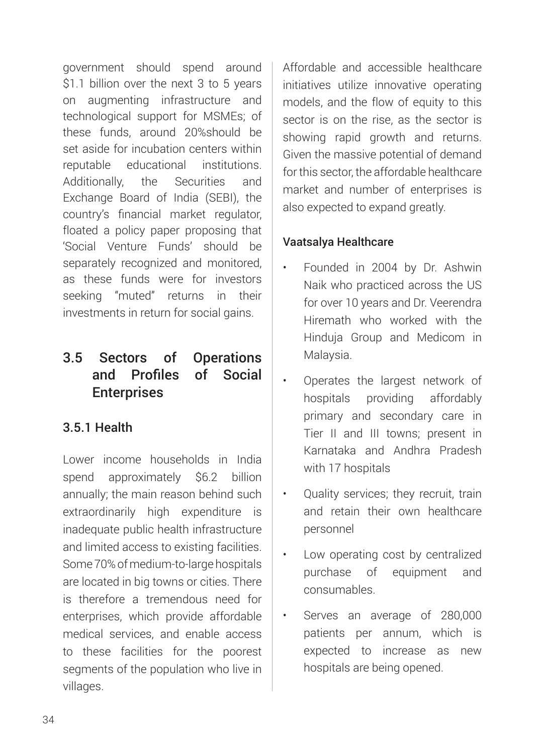government should spend around $1.1 billion over the next 3 to 5 years on augmenting infrastructure and technological support for MSMEs; of these funds, around 20%should be set aside for incubation centers within reputable educational institutions. Additionally, the Securities and Exchange Board of India (SEBI), the country's financial market regulator, floated a policy paper proposing that 'Social Venture Funds' should be separately recognized and monitored, as these funds were for investors seeking "muted" returns in their investments in return for social gains.

## 3.5 Sectors of Operations and Profiles of Social Enterprises

### 3.5.1 Health

Lower income households in India spend approximately $6.2 billion annually; the main reason behind such extraordinarily high expenditure is inadequate public health infrastructure and limited access to existing facilities. Some 70% of medium-to-large hospitals are located in big towns or cities. There is therefore a tremendous need for enterprises, which provide affordable medical services, and enable access to these facilities for the poorest segments of the population who live in villages.

Affordable and accessible healthcare initiatives utilize innovative operating models, and the flow of equity to this sector is on the rise, as the sector is showing rapid growth and returns. Given the massive potential of demand for this sector, the affordable healthcare market and number of enterprises is also expected to expand greatly.

**Vaatsalya Healthcare**

- Founded in 2004 by Dr. Ashwin Naik who practiced across the US for over 10 years and Dr. Veerendra Hiremath who worked with the Hinduja Group and Medicom in Malaysia.
- Operates the largest network of hospitals providing affordably primary and secondary care in Tier II and III towns; present in Karnataka and Andhra Pradesh with 17 hospitals
- Quality services; they recruit, train and retain their own healthcare personnel
- Low operating cost by centralized purchase of equipment and consumables.
- Serves an average of 280,000 patients per annum, which is expected to increase as new hospitals are being opened.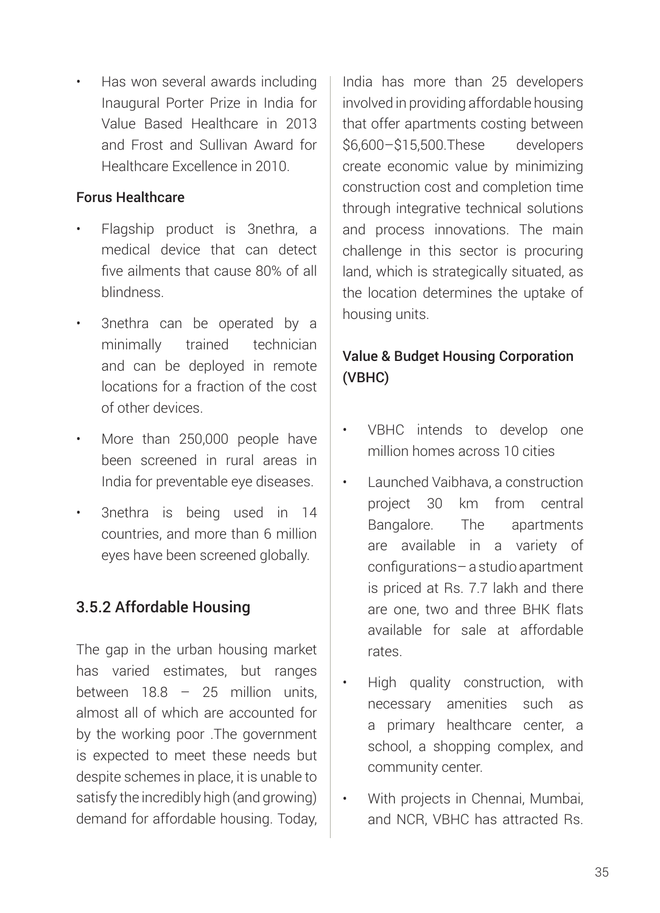- Has won several awards including Inaugural Porter Prize in India for Value Based Healthcare in 2013 and Frost and Sullivan Award for Healthcare Excellence in 2010.

**Forus Healthcare**

- Flagship product is 3nethra, a medical device that can detect five ailments that cause 80% of all blindness.
- 3nethra can be operated by a minimally trained technician and can be deployed in remote locations for a fraction of the cost of other devices.
- More than 250,000 people have been screened in rural areas in India for preventable eye diseases.
- 3nethra is being used in 14 countries, and more than 6 million eyes have been screened globally.

### 3.5.2 Affordable Housing

The gap in the urban housing market has varied estimates, but ranges between 18.8 – 25 million units, almost all of which are accounted for by the working poor .The government is expected to meet these needs but despite schemes in place, it is unable to satisfy the incredibly high (and growing) demand for affordable housing. Today, India has more than 25 developers involved in providing affordable housing that offer apartments costing between \$6,600–\$15,500.These developers create economic value by minimizing construction cost and completion time through integrative technical solutions and process innovations. The main challenge in this sector is procuring land, which is strategically situated, as the location determines the uptake of housing units.

**Value & Budget Housing Corporation (VBHC)**

- VBHC intends to develop one million homes across 10 cities
- Launched Vaibhava, a construction project 30 km from central Bangalore. The apartments are available in a variety of configurations– a studio apartment is priced at Rs. 7.7 lakh and there are one, two and three BHK flats available for sale at affordable rates.
- High quality construction, with necessary amenities such as a primary healthcare center, a school, a shopping complex, and community center.
- With projects in Chennai, Mumbai, and NCR, VBHC has attracted Rs.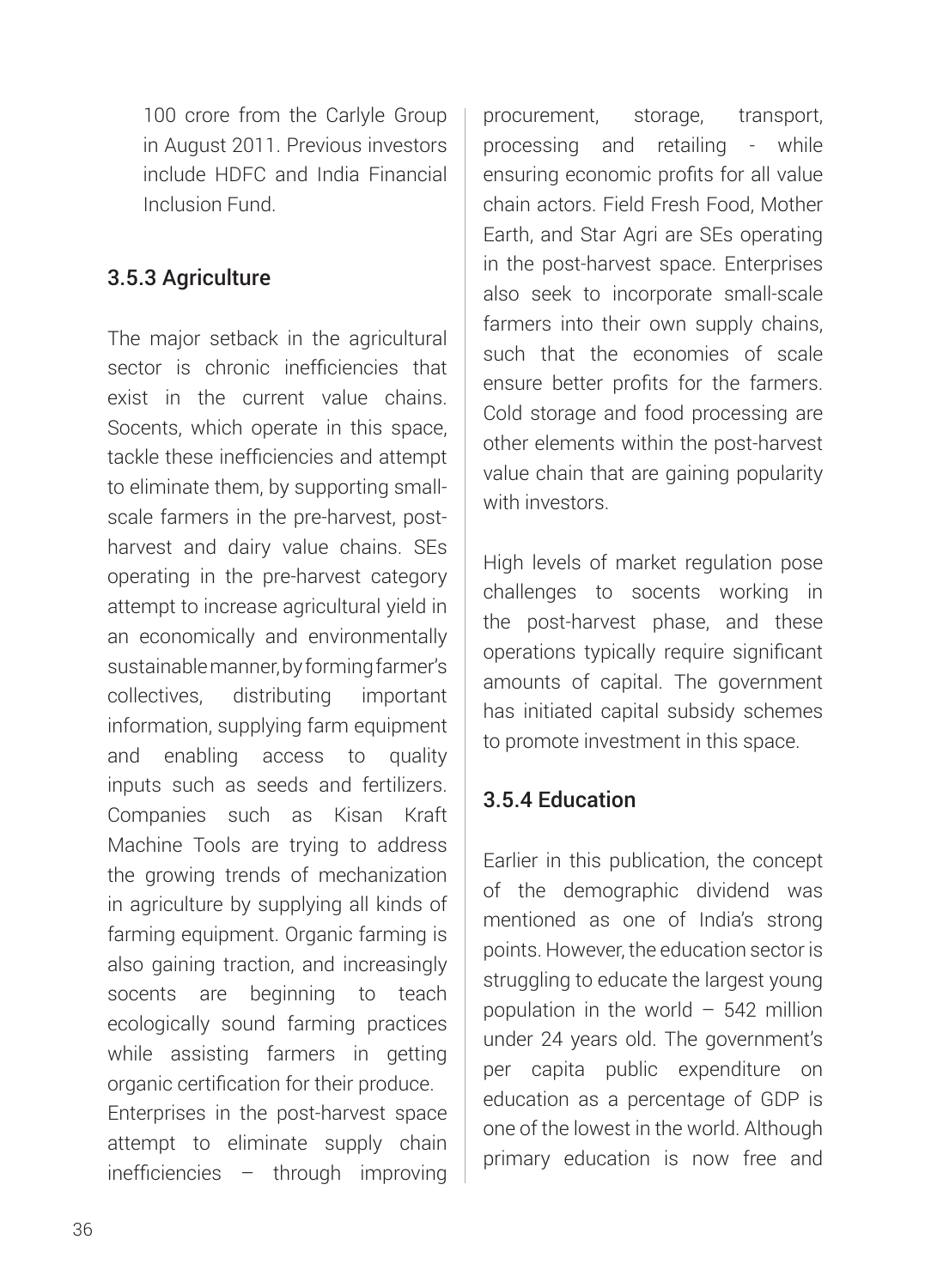100 crore from the Carlyle Group in August 2011. Previous investors include HDFC and India Financial Inclusion Fund.

### 3.5.3 Agriculture

The major setback in the agricultural sector is chronic inefficiencies that exist in the current value chains. Socents, which operate in this space, tackle these inefficiencies and attempt to eliminate them, by supporting small-scale farmers in the pre-harvest, post-harvest and dairy value chains. SEs operating in the pre-harvest category attempt to increase agricultural yield in an economically and environmentally sustainable manner, by forming farmer's collectives, distributing important information, supplying farm equipment and enabling access to quality inputs such as seeds and fertilizers. Companies such as Kisan Kraft Machine Tools are trying to address the growing trends of mechanization in agriculture by supplying all kinds of farming equipment. Organic farming is also gaining traction, and increasingly socents are beginning to teach ecologically sound farming practices while assisting farmers in getting organic certification for their produce.

Enterprises in the post-harvest space attempt to eliminate supply chain inefficiencies – through improving procurement, storage, transport, processing and retailing - while ensuring economic profits for all value chain actors. Field Fresh Food, Mother Earth, and Star Agri are SEs operating in the post-harvest space. Enterprises also seek to incorporate small-scale farmers into their own supply chains, such that the economies of scale ensure better profits for the farmers. Cold storage and food processing are other elements within the post-harvest value chain that are gaining popularity with investors.

High levels of market regulation pose challenges to socents working in the post-harvest phase, and these operations typically require significant amounts of capital. The government has initiated capital subsidy schemes to promote investment in this space.

### 3.5.4 Education

Earlier in this publication, the concept of the demographic dividend was mentioned as one of India's strong points. However, the education sector is struggling to educate the largest young population in the world – 542 million under 24 years old. The government's per capita public expenditure on education as a percentage of GDP is one of the lowest in the world. Although primary education is now free and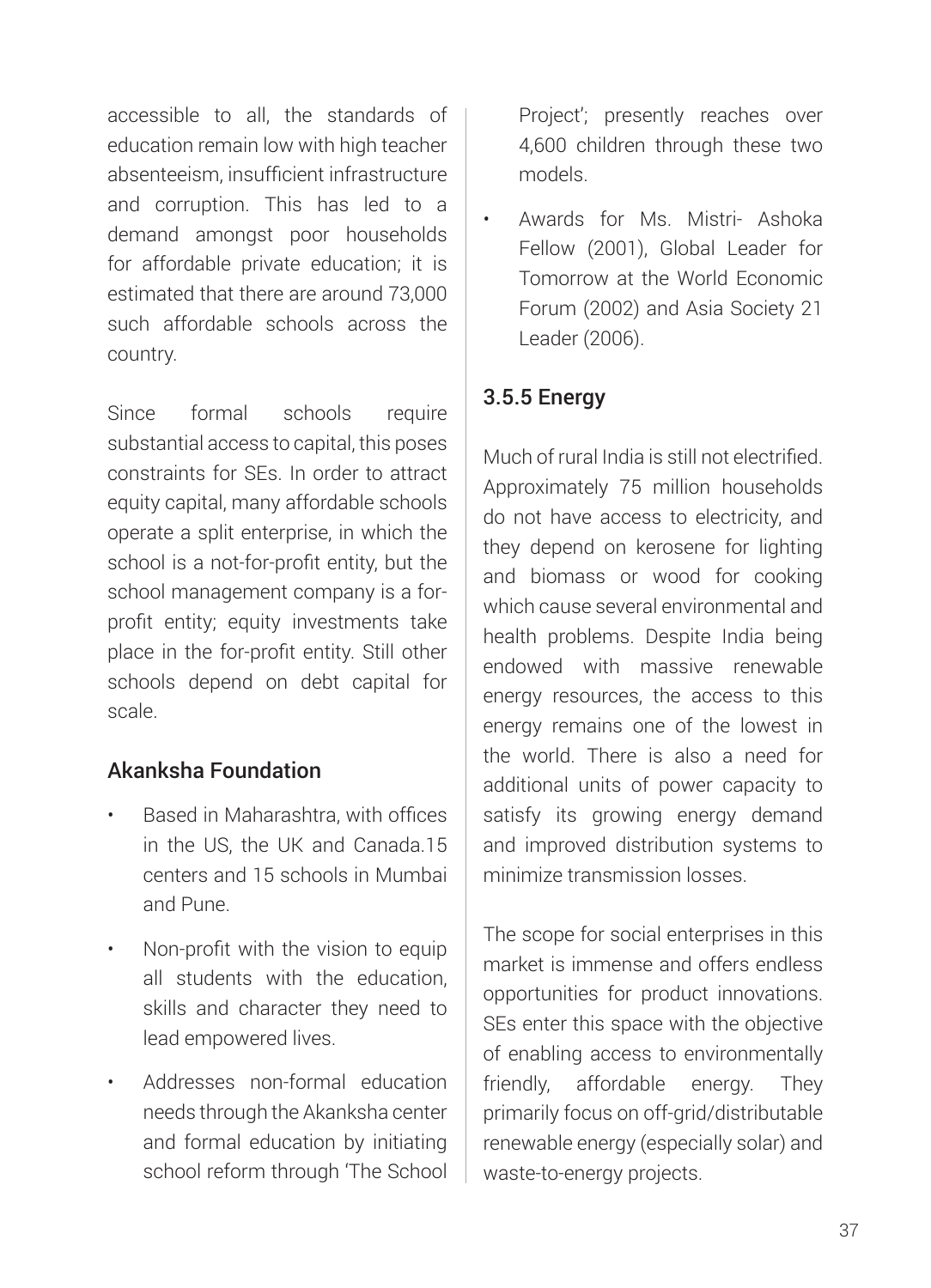accessible to all, the standards of education remain low with high teacher absenteeism, insufficient infrastructure and corruption. This has led to a demand amongst poor households for affordable private education; it is estimated that there are around 73,000 such affordable schools across the country.

Since formal schools require substantial access to capital, this poses constraints for SEs. In order to attract equity capital, many affordable schools operate a split enterprise, in which the school is a not-for-profit entity, but the school management company is a for-profit entity; equity investments take place in the for-profit entity. Still other schools depend on debt capital for scale.

### Akanksha Foundation

- Based in Maharashtra, with offices in the US, the UK and Canada.15 centers and 15 schools in Mumbai and Pune.
- Non-profit with the vision to equip all students with the education, skills and character they need to lead empowered lives.
- Addresses non-formal education needs through the Akanksha center and formal education by initiating school reform through 'The School Project'; presently reaches over 4,600 children through these two models.
- Awards for Ms. Mistri- Ashoka Fellow (2001), Global Leader for Tomorrow at the World Economic Forum (2002) and Asia Society 21 Leader (2006).

### 3.5.5 Energy

Much of rural India is still not electrified. Approximately 75 million households do not have access to electricity, and they depend on kerosene for lighting and biomass or wood for cooking which cause several environmental and health problems. Despite India being endowed with massive renewable energy resources, the access to this energy remains one of the lowest in the world. There is also a need for additional units of power capacity to satisfy its growing energy demand and improved distribution systems to minimize transmission losses.

The scope for social enterprises in this market is immense and offers endless opportunities for product innovations. SEs enter this space with the objective of enabling access to environmentally friendly, affordable energy. They primarily focus on off-grid/distributable renewable energy (especially solar) and waste-to-energy projects.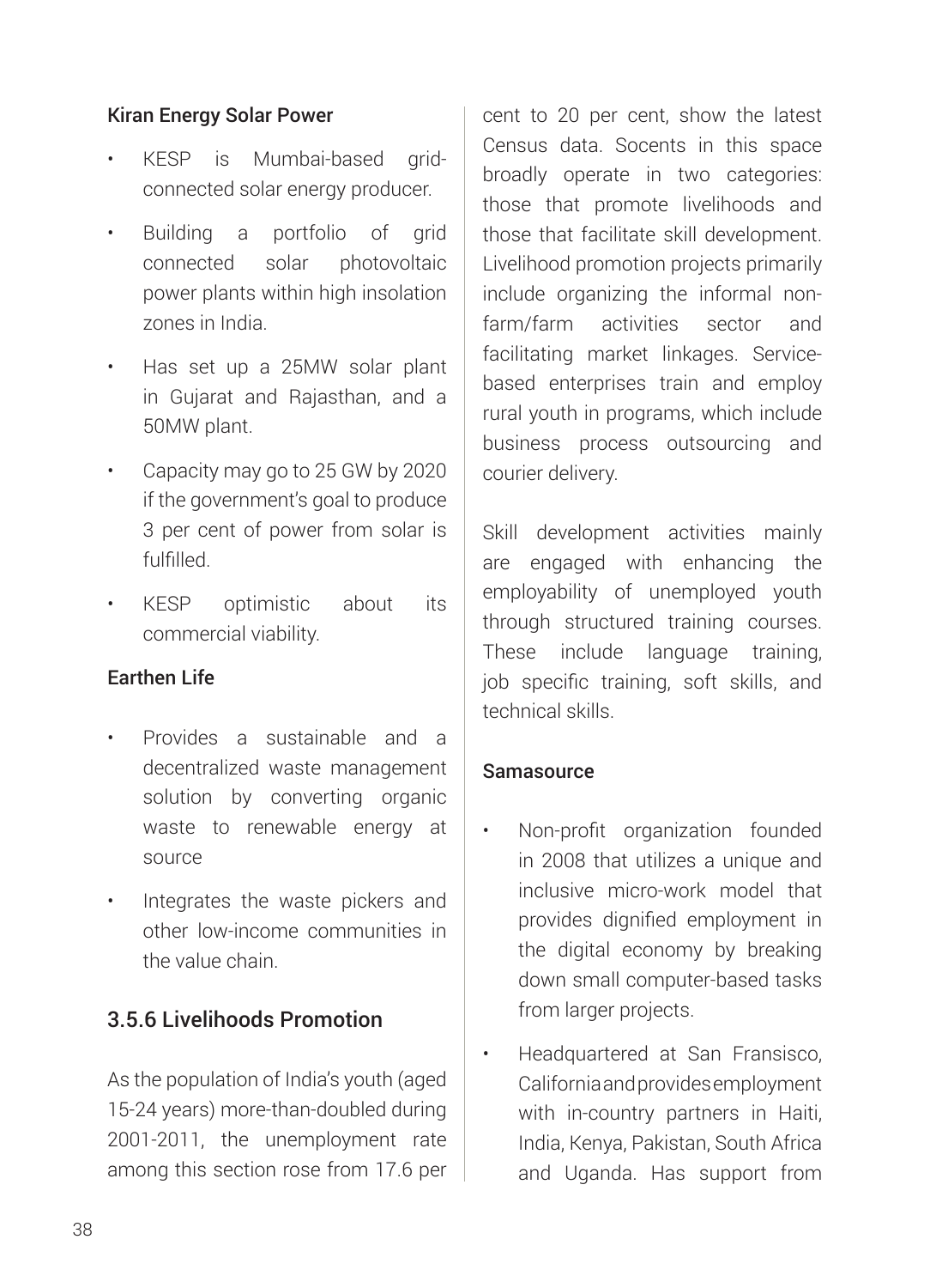**Kiran Energy Solar Power**

- KESP is Mumbai-based grid-connected solar energy producer.
- Building a portfolio of grid connected solar photovoltaic power plants within high insolation zones in India.
- Has set up a 25MW solar plant in Gujarat and Rajasthan, and a 50MW plant.
- Capacity may go to 25 GW by 2020 if the government's goal to produce 3 per cent of power from solar is fulfilled.
- KESP optimistic about its commercial viability.

**Earthen Life**

- Provides a sustainable and a decentralized waste management solution by converting organic waste to renewable energy at source
- Integrates the waste pickers and other low-income communities in the value chain.

### 3.5.6 Livelihoods Promotion

As the population of India's youth (aged 15-24 years) more-than-doubled during 2001-2011, the unemployment rate among this section rose from 17.6 per cent to 20 per cent, show the latest Census data. Socents in this space broadly operate in two categories: those that promote livelihoods and those that facilitate skill development. Livelihood promotion projects primarily include organizing the informal non-farm/farm activities sector and facilitating market linkages. Service-based enterprises train and employ rural youth in programs, which include business process outsourcing and courier delivery.

Skill development activities mainly are engaged with enhancing the employability of unemployed youth through structured training courses. These include language training, job specific training, soft skills, and technical skills.

**Samasource**

- Non-profit organization founded in 2008 that utilizes a unique and inclusive micro-work model that provides dignified employment in the digital economy by breaking down small computer-based tasks from larger projects.
- Headquartered at San Fransisco, California and provides employment with in-country partners in Haiti, India, Kenya, Pakistan, South Africa and Uganda. Has support from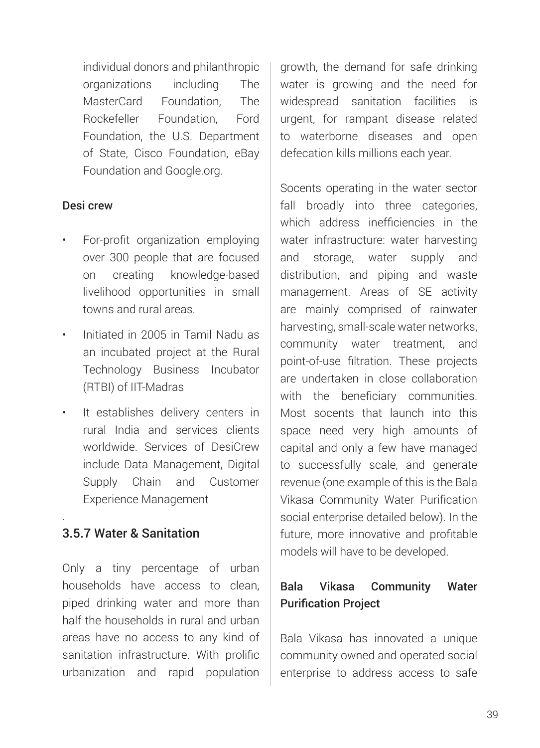individual donors and philanthropic organizations including The MasterCard Foundation, The Rockefeller Foundation, Ford Foundation, the U.S. Department of State, Cisco Foundation, eBay Foundation and Google.org.

**Desi crew**

- For-profit organization employing over 300 people that are focused on creating knowledge-based livelihood opportunities in small towns and rural areas.
- Initiated in 2005 in Tamil Nadu as an incubated project at the Rural Technology Business Incubator (RTBI) of IIT-Madras
- It establishes delivery centers in rural India and services clients worldwide. Services of DesiCrew include Data Management, Digital Supply Chain and Customer Experience Management

### 3.5.7 Water & Sanitation

Only a tiny percentage of urban households have access to clean, piped drinking water and more than half the households in rural and urban areas have no access to any kind of sanitation infrastructure. With prolific urbanization and rapid population growth, the demand for safe drinking water is growing and the need for widespread sanitation facilities is urgent, for rampant disease related to waterborne diseases and open defecation kills millions each year.

Socents operating in the water sector fall broadly into three categories, which address inefficiencies in the water infrastructure: water harvesting and storage, water supply and distribution, and piping and waste management. Areas of SE activity are mainly comprised of rainwater harvesting, small-scale water networks, community water treatment, and point-of-use filtration. These projects are undertaken in close collaboration with the beneficiary communities. Most socents that launch into this space need very high amounts of capital and only a few have managed to successfully scale, and generate revenue (one example of this is the Bala Vikasa Community Water Purification social enterprise detailed below). In the future, more innovative and profitable models will have to be developed.

**Bala Vikasa Community Water Purification Project**

Bala Vikasa has innovated a unique community owned and operated social enterprise to address access to safe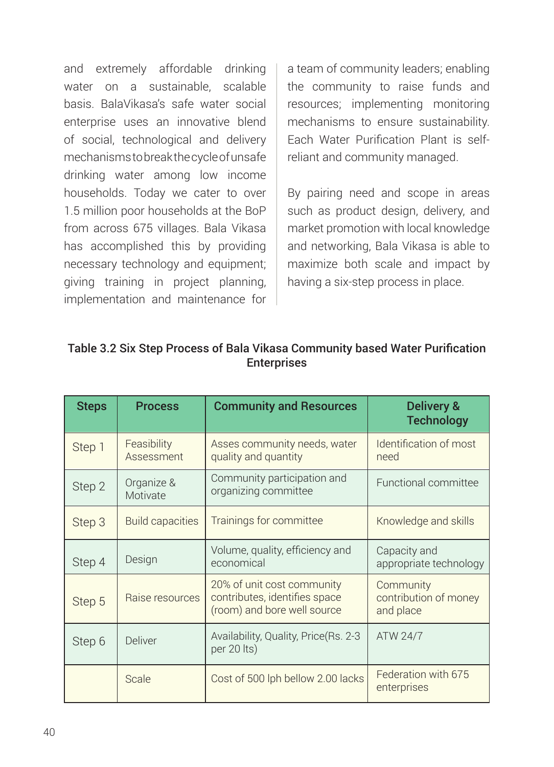and extremely affordable drinking water on a sustainable, scalable basis. BalaVikasa's safe water social enterprise uses an innovative blend of social, technological and delivery mechanisms to break the cycle of unsafe drinking water among low income households. Today we cater to over 1.5 million poor households at the BoP from across 675 villages. Bala Vikasa has accomplished this by providing necessary technology and equipment; giving training in project planning, implementation and maintenance for a team of community leaders; enabling the community to raise funds and resources; implementing monitoring mechanisms to ensure sustainability. Each Water Purification Plant is self-reliant and community managed.

By pairing need and scope in areas such as product design, delivery, and market promotion with local knowledge and networking, Bala Vikasa is able to maximize both scale and impact by having a six-step process in place.

**Table 3.2 Six Step Process of Bala Vikasa Community based Water Purification Enterprises**

| Steps | Process | Community and Resources | Delivery & Technology |
|---|---|---|---|
| Step 1 | Feasibility Assessment | Asses community needs, water quality and quantity | Identification of most need |
| Step 2 | Organize & Motivate | Community participation and organizing committee | Functional committee |
| Step 3 | Build capacities | Trainings for committee | Knowledge and skills |
| Step 4 | Design | Volume, quality, efficiency and economical | Capacity and appropriate technology |
| Step 5 | Raise resources | 20% of unit cost community contributes, identifies space (room) and bore well source | Community contribution of money and place |
| Step 6 | Deliver | Availability, Quality, Price(Rs. 2-3 per 20 lts) | ATW 24/7 |
| | Scale | Cost of 500 lph bellow 2.00 lacks | Federation with 675 enterprises |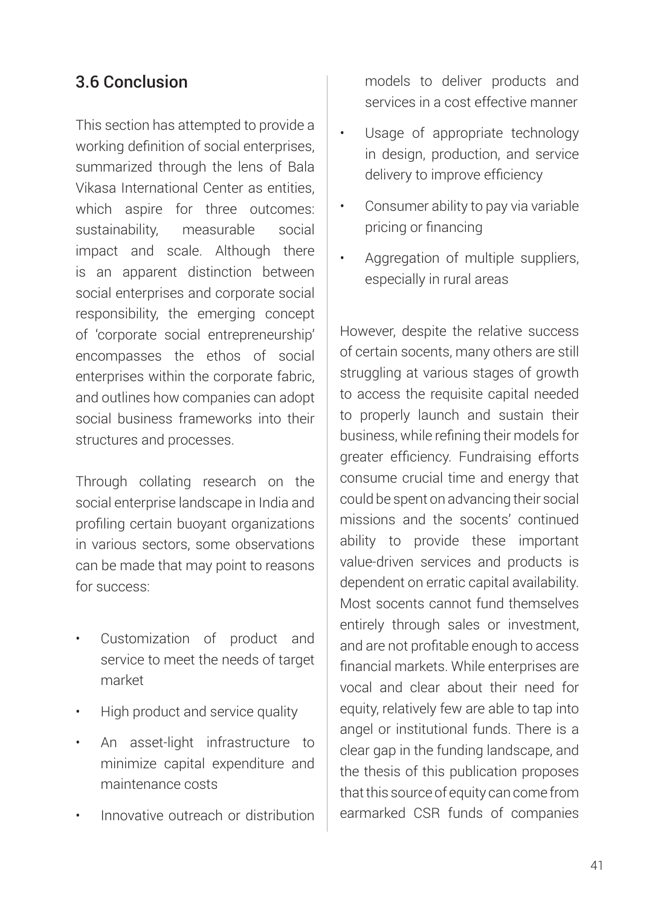## 3.6 Conclusion

This section has attempted to provide a working definition of social enterprises, summarized through the lens of Bala Vikasa International Center as entities, which aspire for three outcomes: sustainability, measurable social impact and scale. Although there is an apparent distinction between social enterprises and corporate social responsibility, the emerging concept of 'corporate social entrepreneurship' encompasses the ethos of social enterprises within the corporate fabric, and outlines how companies can adopt social business frameworks into their structures and processes.

Through collating research on the social enterprise landscape in India and profiling certain buoyant organizations in various sectors, some observations can be made that may point to reasons for success:

- Customization of product and service to meet the needs of target market
- High product and service quality
- An asset-light infrastructure to minimize capital expenditure and maintenance costs
- Innovative outreach or distribution models to deliver products and services in a cost effective manner
- Usage of appropriate technology in design, production, and service delivery to improve efficiency
- Consumer ability to pay via variable pricing or financing
- Aggregation of multiple suppliers, especially in rural areas

However, despite the relative success of certain socents, many others are still struggling at various stages of growth to access the requisite capital needed to properly launch and sustain their business, while refining their models for greater efficiency. Fundraising efforts consume crucial time and energy that could be spent on advancing their social missions and the socents' continued ability to provide these important value-driven services and products is dependent on erratic capital availability. Most socents cannot fund themselves entirely through sales or investment, and are not profitable enough to access financial markets. While enterprises are vocal and clear about their need for equity, relatively few are able to tap into angel or institutional funds. There is a clear gap in the funding landscape, and the thesis of this publication proposes that this source of equity can come from earmarked CSR funds of companies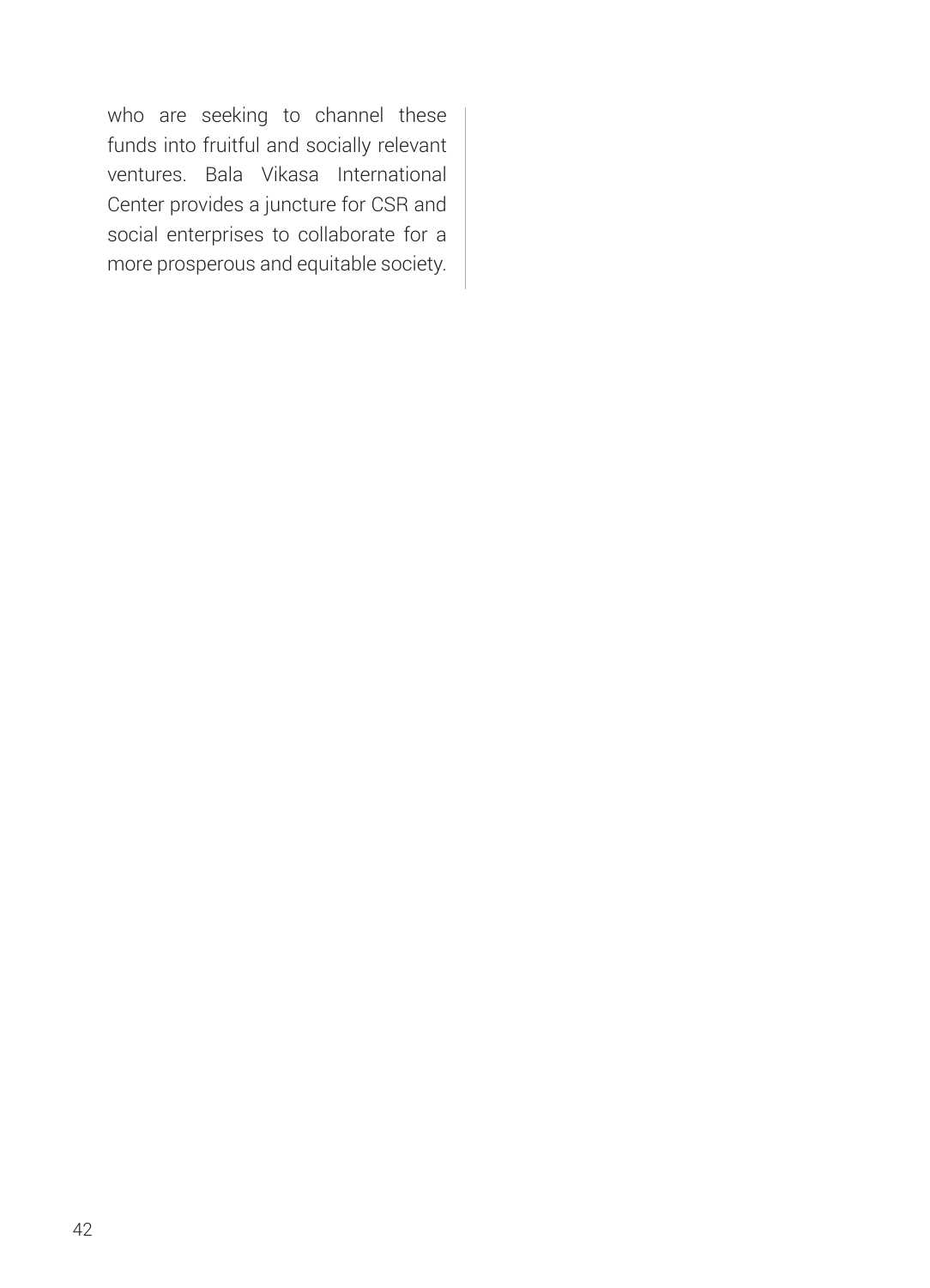who are seeking to channel these funds into fruitful and socially relevant ventures. Bala Vikasa International Center provides a juncture for CSR and social enterprises to collaborate for a more prosperous and equitable society.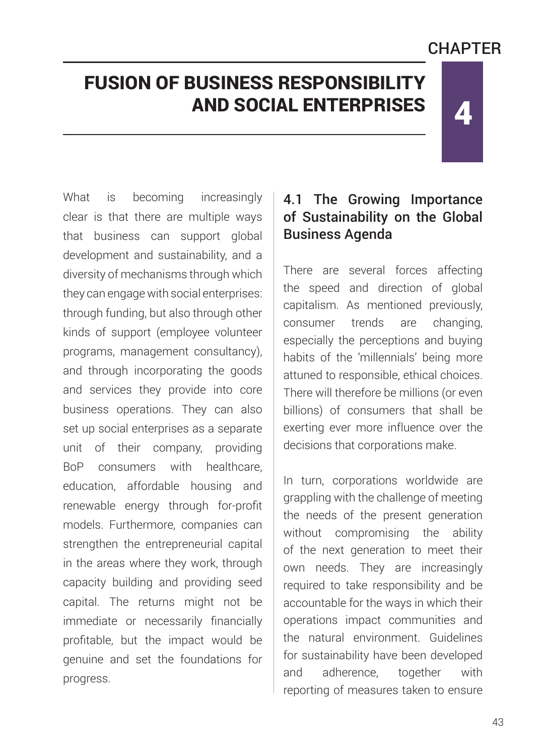CHAPTER 4

# FUSION OF BUSINESS RESPONSIBILITY AND SOCIAL ENTERPRISES

What is becoming increasingly clear is that there are multiple ways that business can support global development and sustainability, and a diversity of mechanisms through which they can engage with social enterprises: through funding, but also through other kinds of support (employee volunteer programs, management consultancy), and through incorporating the goods and services they provide into core business operations. They can also set up social enterprises as a separate unit of their company, providing BoP consumers with healthcare, education, affordable housing and renewable energy through for-profit models. Furthermore, companies can strengthen the entrepreneurial capital in the areas where they work, through capacity building and providing seed capital. The returns might not be immediate or necessarily financially profitable, but the impact would be genuine and set the foundations for progress.

## 4.1 The Growing Importance of Sustainability on the Global Business Agenda

There are several forces affecting the speed and direction of global capitalism. As mentioned previously, consumer trends are changing, especially the perceptions and buying habits of the 'millennials' being more attuned to responsible, ethical choices. There will therefore be millions (or even billions) of consumers that shall be exerting ever more influence over the decisions that corporations make.

In turn, corporations worldwide are grappling with the challenge of meeting the needs of the present generation without compromising the ability of the next generation to meet their own needs. They are increasingly required to take responsibility and be accountable for the ways in which their operations impact communities and the natural environment. Guidelines for sustainability have been developed and adherence, together with reporting of measures taken to ensure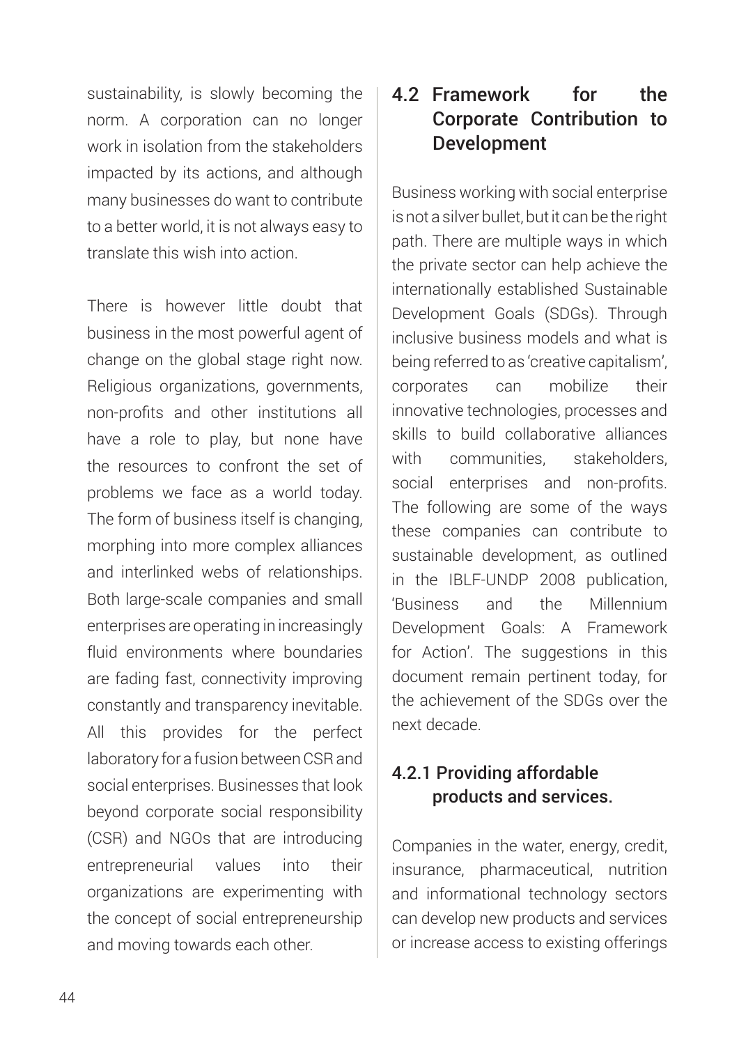sustainability, is slowly becoming the norm. A corporation can no longer work in isolation from the stakeholders impacted by its actions, and although many businesses do want to contribute to a better world, it is not always easy to translate this wish into action.

There is however little doubt that business in the most powerful agent of change on the global stage right now. Religious organizations, governments, non-profits and other institutions all have a role to play, but none have the resources to confront the set of problems we face as a world today. The form of business itself is changing, morphing into more complex alliances and interlinked webs of relationships. Both large-scale companies and small enterprises are operating in increasingly fluid environments where boundaries are fading fast, connectivity improving constantly and transparency inevitable. All this provides for the perfect laboratory for a fusion between CSR and social enterprises. Businesses that look beyond corporate social responsibility (CSR) and NGOs that are introducing entrepreneurial values into their organizations are experimenting with the concept of social entrepreneurship and moving towards each other.

## 4.2 Framework for the Corporate Contribution to Development

Business working with social enterprise is not a silver bullet, but it can be the right path. There are multiple ways in which the private sector can help achieve the internationally established Sustainable Development Goals (SDGs). Through inclusive business models and what is being referred to as 'creative capitalism', corporates can mobilize their innovative technologies, processes and skills to build collaborative alliances with communities, stakeholders, social enterprises and non-profits. The following are some of the ways these companies can contribute to sustainable development, as outlined in the IBLF-UNDP 2008 publication, 'Business and the Millennium Development Goals: A Framework for Action'. The suggestions in this document remain pertinent today, for the achievement of the SDGs over the next decade.

### 4.2.1 Providing affordable products and services.

Companies in the water, energy, credit, insurance, pharmaceutical, nutrition and informational technology sectors can develop new products and services or increase access to existing offerings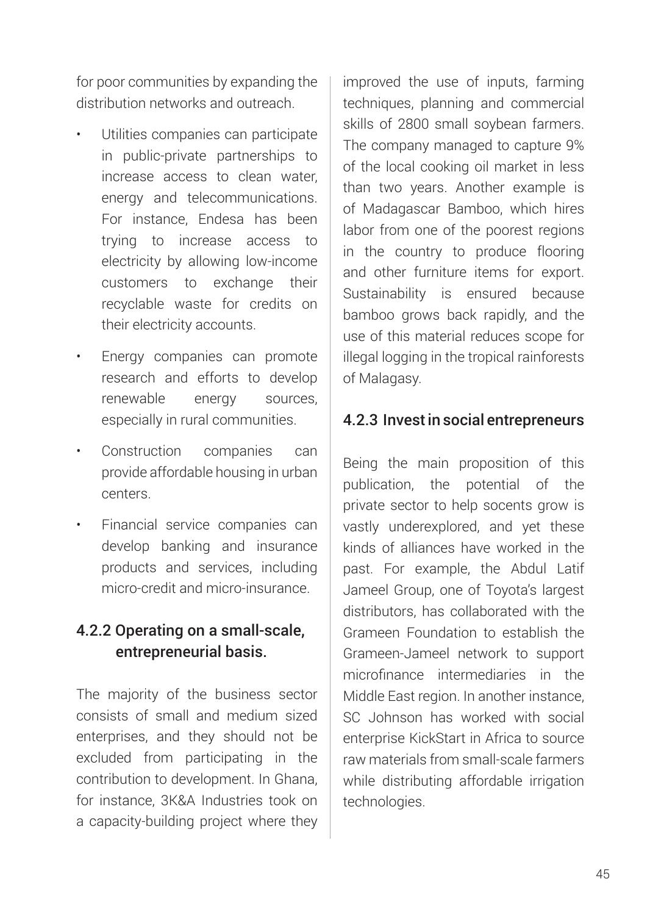for poor communities by expanding the distribution networks and outreach.

- Utilities companies can participate in public-private partnerships to increase access to clean water, energy and telecommunications. For instance, Endesa has been trying to increase access to electricity by allowing low-income customers to exchange their recyclable waste for credits on their electricity accounts.
- Energy companies can promote research and efforts to develop renewable energy sources, especially in rural communities.
- Construction companies can provide affordable housing in urban centers.
- Financial service companies can develop banking and insurance products and services, including micro-credit and micro-insurance.

### 4.2.2 Operating on a small-scale, entrepreneurial basis.

The majority of the business sector consists of small and medium sized enterprises, and they should not be excluded from participating in the contribution to development. In Ghana, for instance, 3K&A Industries took on a capacity-building project where they improved the use of inputs, farming techniques, planning and commercial skills of 2800 small soybean farmers. The company managed to capture 9% of the local cooking oil market in less than two years. Another example is of Madagascar Bamboo, which hires labor from one of the poorest regions in the country to produce flooring and other furniture items for export. Sustainability is ensured because bamboo grows back rapidly, and the use of this material reduces scope for illegal logging in the tropical rainforests of Malagasy.

### 4.2.3 Invest in social entrepreneurs

Being the main proposition of this publication, the potential of the private sector to help socents grow is vastly underexplored, and yet these kinds of alliances have worked in the past. For example, the Abdul Latif Jameel Group, one of Toyota's largest distributors, has collaborated with the Grameen Foundation to establish the Grameen-Jameel network to support microfinance intermediaries in the Middle East region. In another instance, SC Johnson has worked with social enterprise KickStart in Africa to source raw materials from small-scale farmers while distributing affordable irrigation technologies.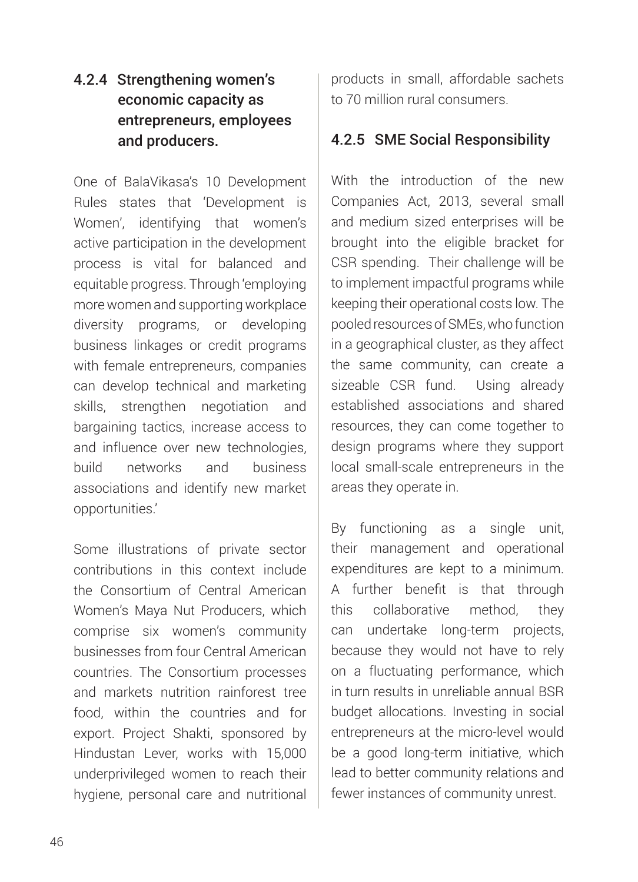### 4.2.4 Strengthening women's economic capacity as entrepreneurs, employees and producers.

One of BalaVikasa's 10 Development Rules states that 'Development is Women', identifying that women's active participation in the development process is vital for balanced and equitable progress. Through 'employing more women and supporting workplace diversity programs, or developing business linkages or credit programs with female entrepreneurs, companies can develop technical and marketing skills, strengthen negotiation and bargaining tactics, increase access to and influence over new technologies, build networks and business associations and identify new market opportunities.'

Some illustrations of private sector contributions in this context include the Consortium of Central American Women's Maya Nut Producers, which comprise six women's community businesses from four Central American countries. The Consortium processes and markets nutrition rainforest tree food, within the countries and for export. Project Shakti, sponsored by Hindustan Lever, works with 15,000 underprivileged women to reach their hygiene, personal care and nutritional products in small, affordable sachets to 70 million rural consumers.

### 4.2.5 SME Social Responsibility

With the introduction of the new Companies Act, 2013, several small and medium sized enterprises will be brought into the eligible bracket for CSR spending. Their challenge will be to implement impactful programs while keeping their operational costs low. The pooled resources of SMEs, who function in a geographical cluster, as they affect the same community, can create a sizeable CSR fund. Using already established associations and shared resources, they can come together to design programs where they support local small-scale entrepreneurs in the areas they operate in.

By functioning as a single unit, their management and operational expenditures are kept to a minimum. A further benefit is that through this collaborative method, they can undertake long-term projects, because they would not have to rely on a fluctuating performance, which in turn results in unreliable annual BSR budget allocations. Investing in social entrepreneurs at the micro-level would be a good long-term initiative, which lead to better community relations and fewer instances of community unrest.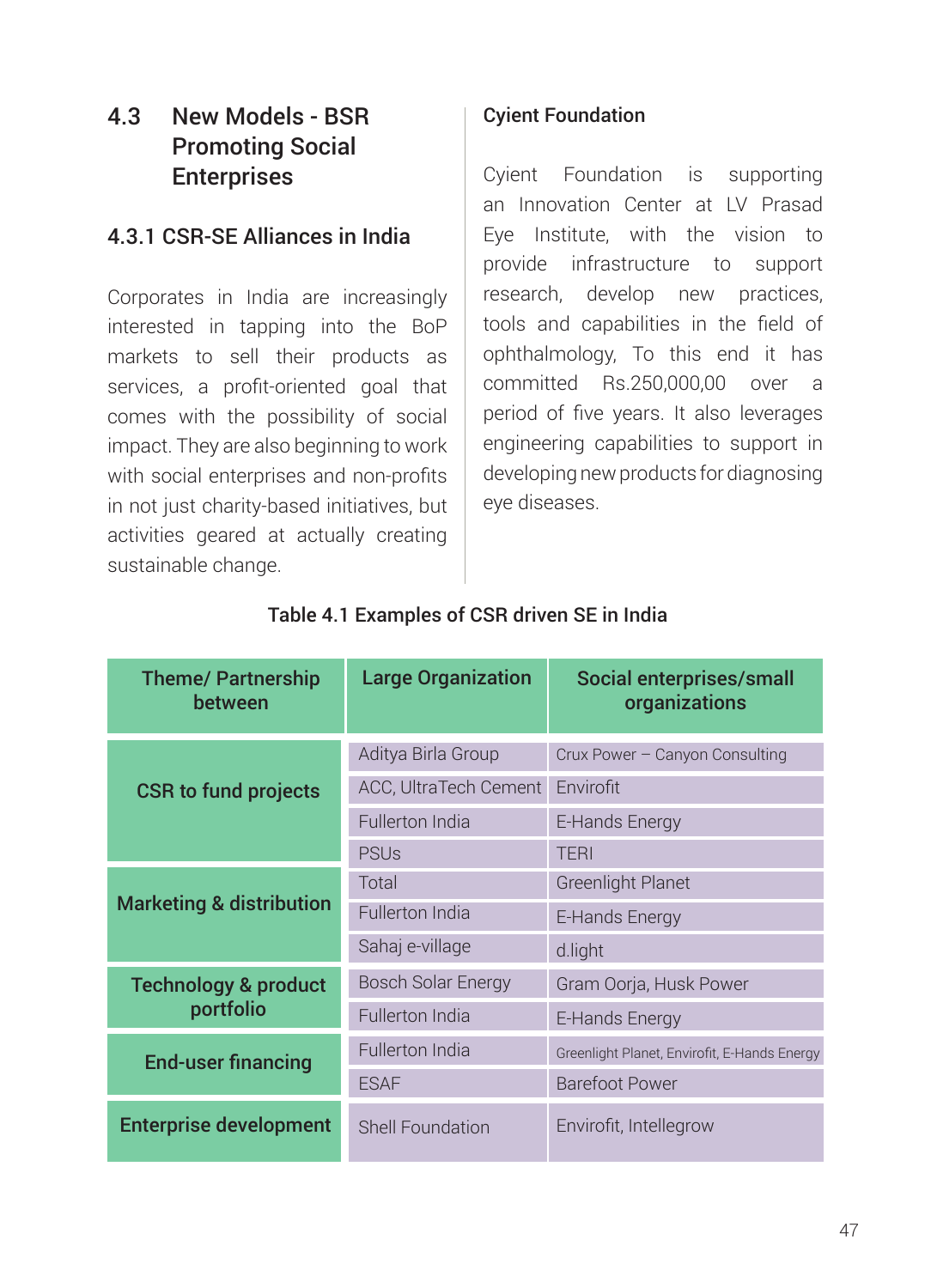## 4.3 New Models - BSR Promoting Social Enterprises

### 4.3.1 CSR-SE Alliances in India

Corporates in India are increasingly interested in tapping into the BoP markets to sell their products as services, a profit-oriented goal that comes with the possibility of social impact. They are also beginning to work with social enterprises and non-profits in not just charity-based initiatives, but activities geared at actually creating sustainable change.

**Cyient Foundation**

Cyient Foundation is supporting an Innovation Center at LV Prasad Eye Institute, with the vision to provide infrastructure to support research, develop new practices, tools and capabilities in the field of ophthalmology, To this end it has committed Rs.250,000,00 over a period of five years. It also leverages engineering capabilities to support in developing new products for diagnosing eye diseases.

**Table 4.1 Examples of CSR driven SE in India**

| Theme/ Partnership between | Large Organization | Social enterprises/small organizations |
|---|---|---|
| CSR to fund projects | Aditya Birla Group | Crux Power – Canyon Consulting |
| | ACC, UltraTech Cement | Envirofit |
| | Fullerton India | E-Hands Energy |
| | PSUs | TERI |
| Marketing & distribution | Total | Greenlight Planet |
| | Fullerton India | E-Hands Energy |
| | Sahaj e-village | d.light |
| Technology & product portfolio | Bosch Solar Energy | Gram Oorja, Husk Power |
| | Fullerton India | E-Hands Energy |
| End-user financing | Fullerton India | Greenlight Planet, Envirofit, E-Hands Energy |
| | ESAF | Barefoot Power |
| Enterprise development | Shell Foundation | Envirofit, Intellegrow |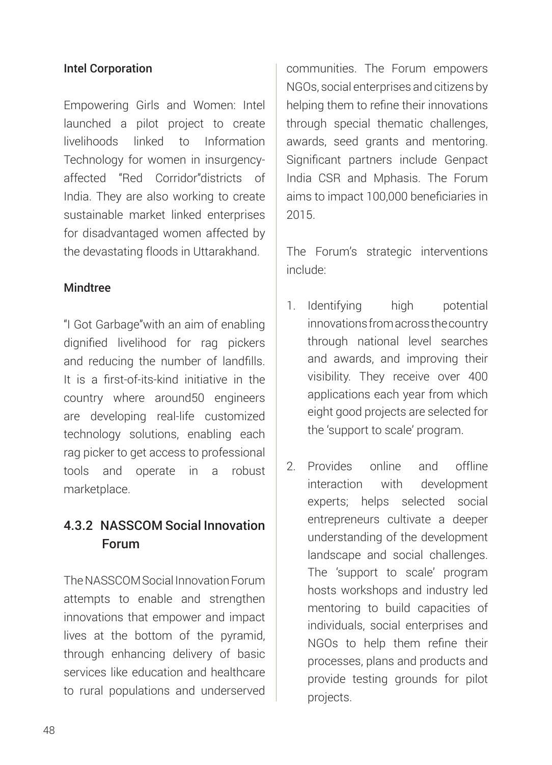**Intel Corporation**

Empowering Girls and Women: Intel launched a pilot project to create livelihoods linked to Information Technology for women in insurgency-affected "Red Corridor"districts of India. They are also working to create sustainable market linked enterprises for disadvantaged women affected by the devastating floods in Uttarakhand.

**Mindtree**

"I Got Garbage"with an aim of enabling dignified livelihood for rag pickers and reducing the number of landfills. It is a first-of-its-kind initiative in the country where around50 engineers are developing real-life customized technology solutions, enabling each rag picker to get access to professional tools and operate in a robust marketplace.

### 4.3.2 NASSCOM Social Innovation Forum

The NASSCOM Social Innovation Forum attempts to enable and strengthen innovations that empower and impact lives at the bottom of the pyramid, through enhancing delivery of basic services like education and healthcare to rural populations and underserved communities. The Forum empowers NGOs, social enterprises and citizens by helping them to refine their innovations through special thematic challenges, awards, seed grants and mentoring. Significant partners include Genpact India CSR and Mphasis. The Forum aims to impact 100,000 beneficiaries in 2015.

The Forum's strategic interventions include:

1. Identifying high potential innovations from across the country through national level searches and awards, and improving their visibility. They receive over 400 applications each year from which eight good projects are selected for the 'support to scale' program.

2. Provides online and offline interaction with development experts; helps selected social entrepreneurs cultivate a deeper understanding of the development landscape and social challenges. The 'support to scale' program hosts workshops and industry led mentoring to build capacities of individuals, social enterprises and NGOs to help them refine their processes, plans and products and provide testing grounds for pilot projects.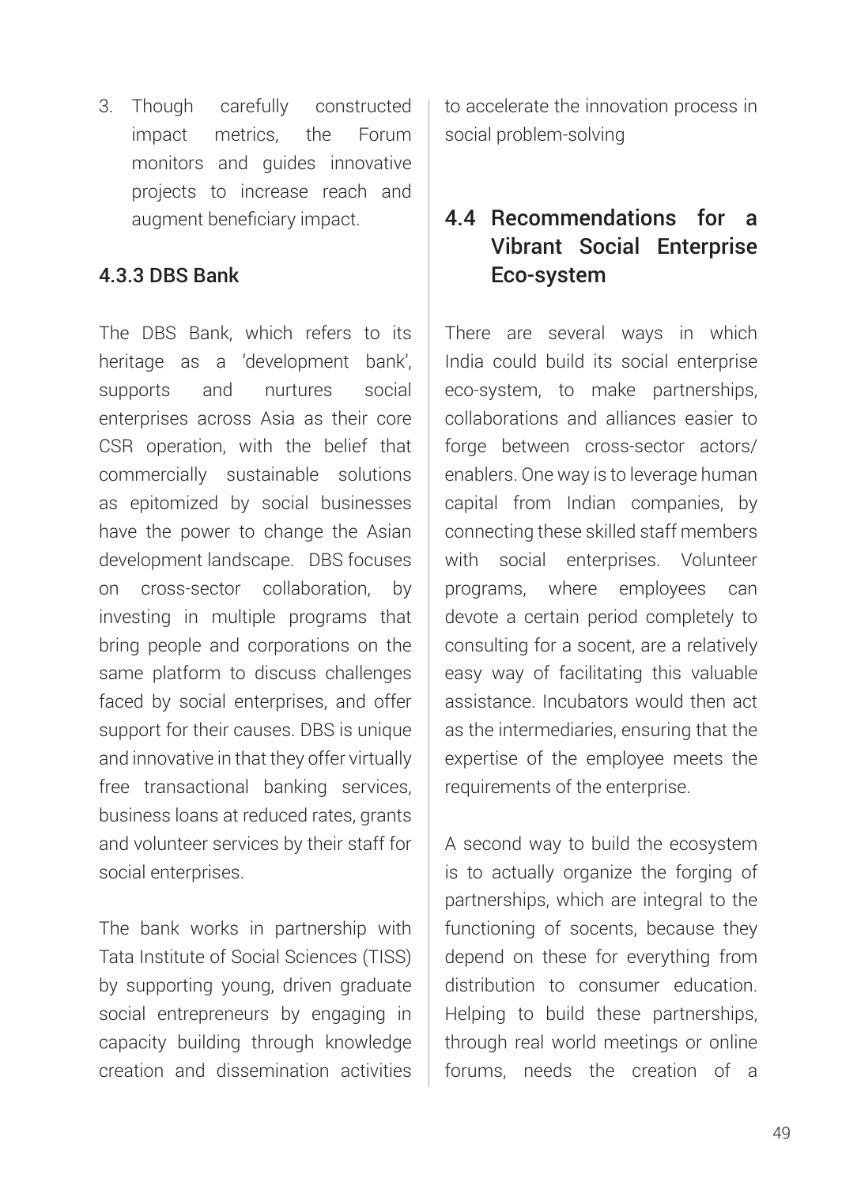3. Though carefully constructed impact metrics, the Forum monitors and guides innovative projects to increase reach and augment beneficiary impact.

### 4.3.3 DBS Bank

The DBS Bank, which refers to its heritage as a 'development bank', supports and nurtures social enterprises across Asia as their core CSR operation, with the belief that commercially sustainable solutions as epitomized by social businesses have the power to change the Asian development landscape. DBS focuses on cross-sector collaboration, by investing in multiple programs that bring people and corporations on the same platform to discuss challenges faced by social enterprises, and offer support for their causes. DBS is unique and innovative in that they offer virtually free transactional banking services, business loans at reduced rates, grants and volunteer services by their staff for social enterprises.

The bank works in partnership with Tata Institute of Social Sciences (TISS) by supporting young, driven graduate social entrepreneurs by engaging in capacity building through knowledge creation and dissemination activities to accelerate the innovation process in social problem-solving

## 4.4 Recommendations for a Vibrant Social Enterprise Eco-system

There are several ways in which India could build its social enterprise eco-system, to make partnerships, collaborations and alliances easier to forge between cross-sector actors/ enablers. One way is to leverage human capital from Indian companies, by connecting these skilled staff members with social enterprises. Volunteer programs, where employees can devote a certain period completely to consulting for a socent, are a relatively easy way of facilitating this valuable assistance. Incubators would then act as the intermediaries, ensuring that the expertise of the employee meets the requirements of the enterprise.

A second way to build the ecosystem is to actually organize the forging of partnerships, which are integral to the functioning of socents, because they depend on these for everything from distribution to consumer education. Helping to build these partnerships, through real world meetings or online forums, needs the creation of a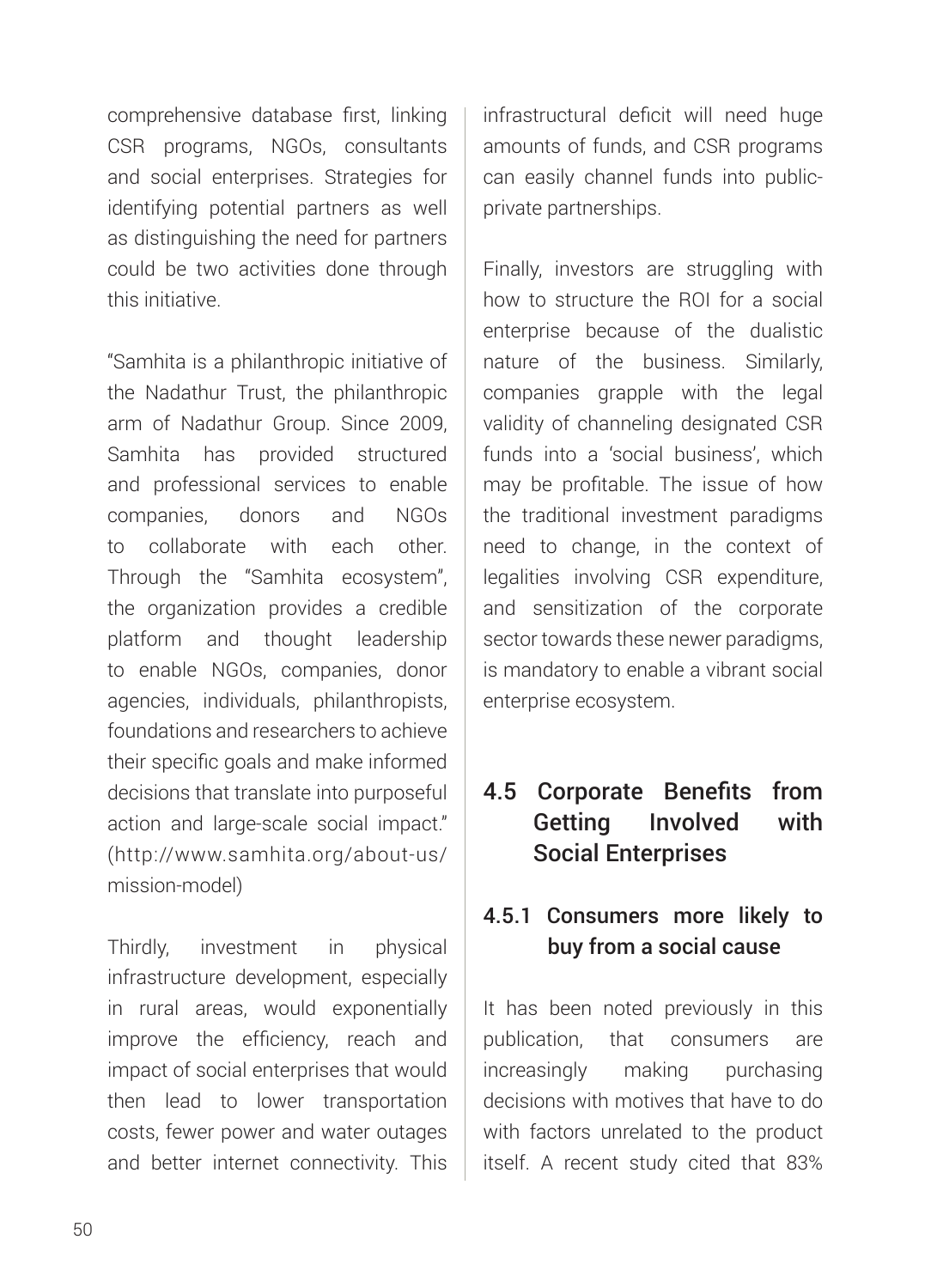comprehensive database first, linking CSR programs, NGOs, consultants and social enterprises. Strategies for identifying potential partners as well as distinguishing the need for partners could be two activities done through this initiative.

"Samhita is a philanthropic initiative of the Nadathur Trust, the philanthropic arm of Nadathur Group. Since 2009, Samhita has provided structured and professional services to enable companies, donors and NGOs to collaborate with each other. Through the "Samhita ecosystem", the organization provides a credible platform and thought leadership to enable NGOs, companies, donor agencies, individuals, philanthropists, foundations and researchers to achieve their specific goals and make informed decisions that translate into purposeful action and large-scale social impact." (http://www.samhita.org/about-us/mission-model)

Thirdly, investment in physical infrastructure development, especially in rural areas, would exponentially improve the efficiency, reach and impact of social enterprises that would then lead to lower transportation costs, fewer power and water outages and better internet connectivity. This infrastructural deficit will need huge amounts of funds, and CSR programs can easily channel funds into public-private partnerships.

Finally, investors are struggling with how to structure the ROI for a social enterprise because of the dualistic nature of the business. Similarly, companies grapple with the legal validity of channeling designated CSR funds into a 'social business', which may be profitable. The issue of how the traditional investment paradigms need to change, in the context of legalities involving CSR expenditure, and sensitization of the corporate sector towards these newer paradigms, is mandatory to enable a vibrant social enterprise ecosystem.

## 4.5 Corporate Benefits from Getting Involved with Social Enterprises

### 4.5.1 Consumers more likely to buy from a social cause

It has been noted previously in this publication, that consumers are increasingly making purchasing decisions with motives that have to do with factors unrelated to the product itself. A recent study cited that 83%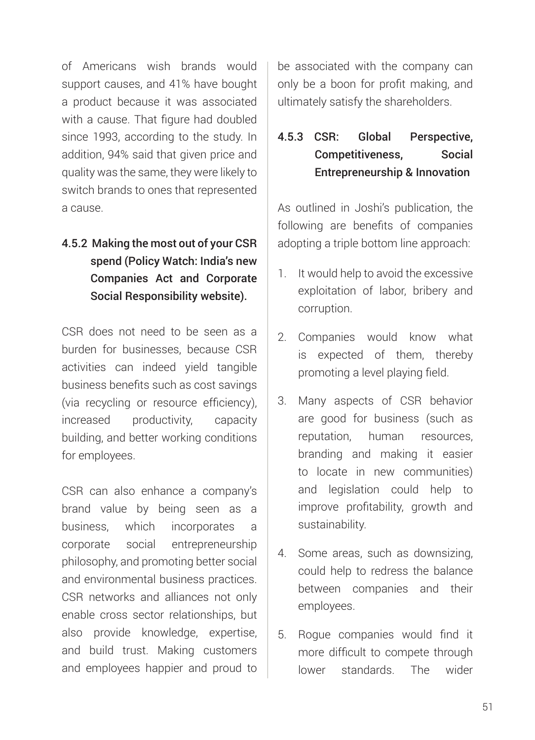of Americans wish brands would support causes, and 41% have bought a product because it was associated with a cause. That figure had doubled since 1993, according to the study. In addition, 94% said that given price and quality was the same, they were likely to switch brands to ones that represented a cause.

### 4.5.2 Making the most out of your CSR spend (Policy Watch: India's new Companies Act and Corporate Social Responsibility website).

CSR does not need to be seen as a burden for businesses, because CSR activities can indeed yield tangible business benefits such as cost savings (via recycling or resource efficiency), increased productivity, capacity building, and better working conditions for employees.

CSR can also enhance a company's brand value by being seen as a business, which incorporates a corporate social entrepreneurship philosophy, and promoting better social and environmental business practices. CSR networks and alliances not only enable cross sector relationships, but also provide knowledge, expertise, and build trust. Making customers and employees happier and proud to be associated with the company can only be a boon for profit making, and ultimately satisfy the shareholders.

### 4.5.3 CSR: Global Perspective, Competitiveness, Social Entrepreneurship & Innovation

As outlined in Joshi's publication, the following are benefits of companies adopting a triple bottom line approach:

1. It would help to avoid the excessive exploitation of labor, bribery and corruption.
2. Companies would know what is expected of them, thereby promoting a level playing field.
3. Many aspects of CSR behavior are good for business (such as reputation, human resources, branding and making it easier to locate in new communities) and legislation could help to improve profitability, growth and sustainability.
4. Some areas, such as downsizing, could help to redress the balance between companies and their employees.
5. Rogue companies would find it more difficult to compete through lower standards. The wider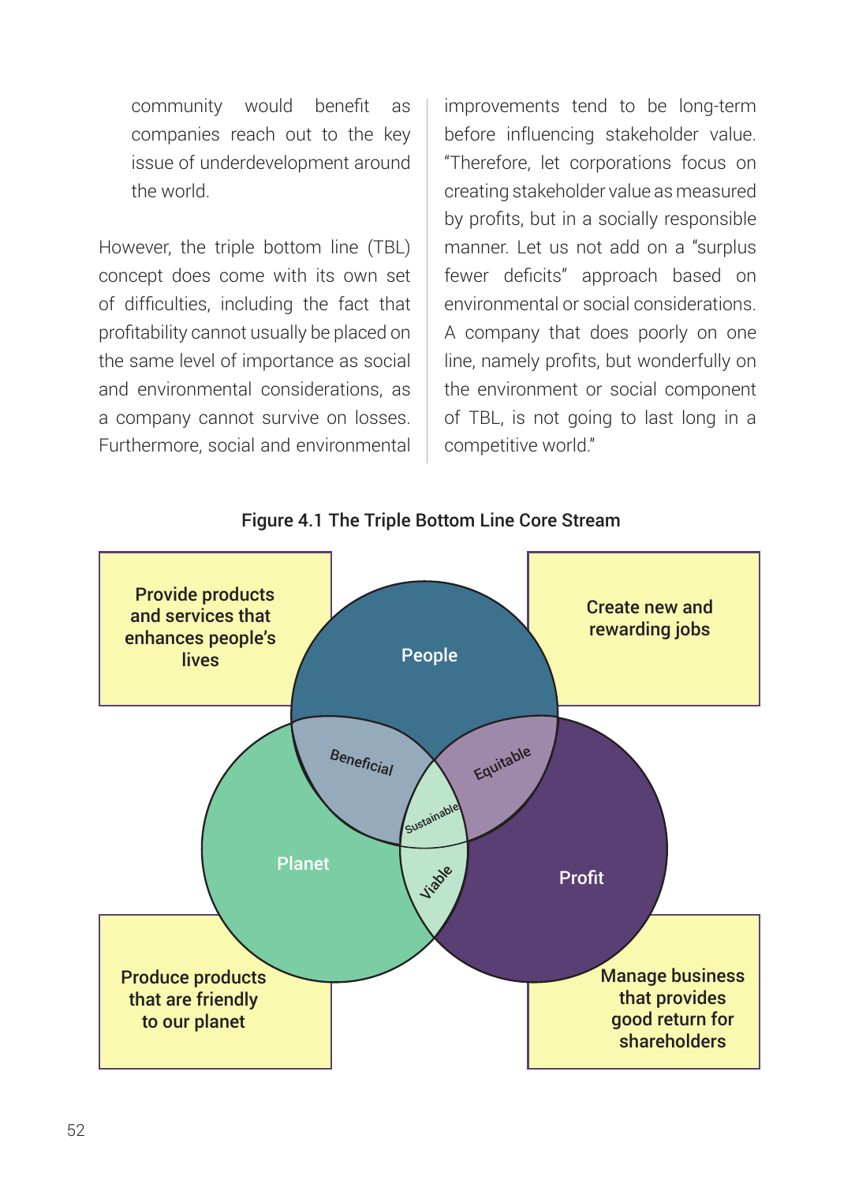community would benefit as companies reach out to the key issue of underdevelopment around the world.

However, the triple bottom line (TBL) concept does come with its own set of difficulties, including the fact that profitability cannot usually be placed on the same level of importance as social and environmental considerations, as a company cannot survive on losses. Furthermore, social and environmental improvements tend to be long-term before influencing stakeholder value. "Therefore, let corporations focus on creating stakeholder value as measured by profits, but in a socially responsible manner. Let us not add on a "surplus fewer deficits" approach based on environmental or social considerations. A company that does poorly on one line, namely profits, but wonderfully on the environment or social component of TBL, is not going to last long in a competitive world."

**Figure 4.1 The Triple Bottom Line Core Stream**

Provide products and services that enhances people's lives

Create new and rewarding jobs

People

Beneficial

Equitable

Sustainable

Planet

Viable

Profit

Produce products that are friendly to our planet

Manage business that provides good return for shareholders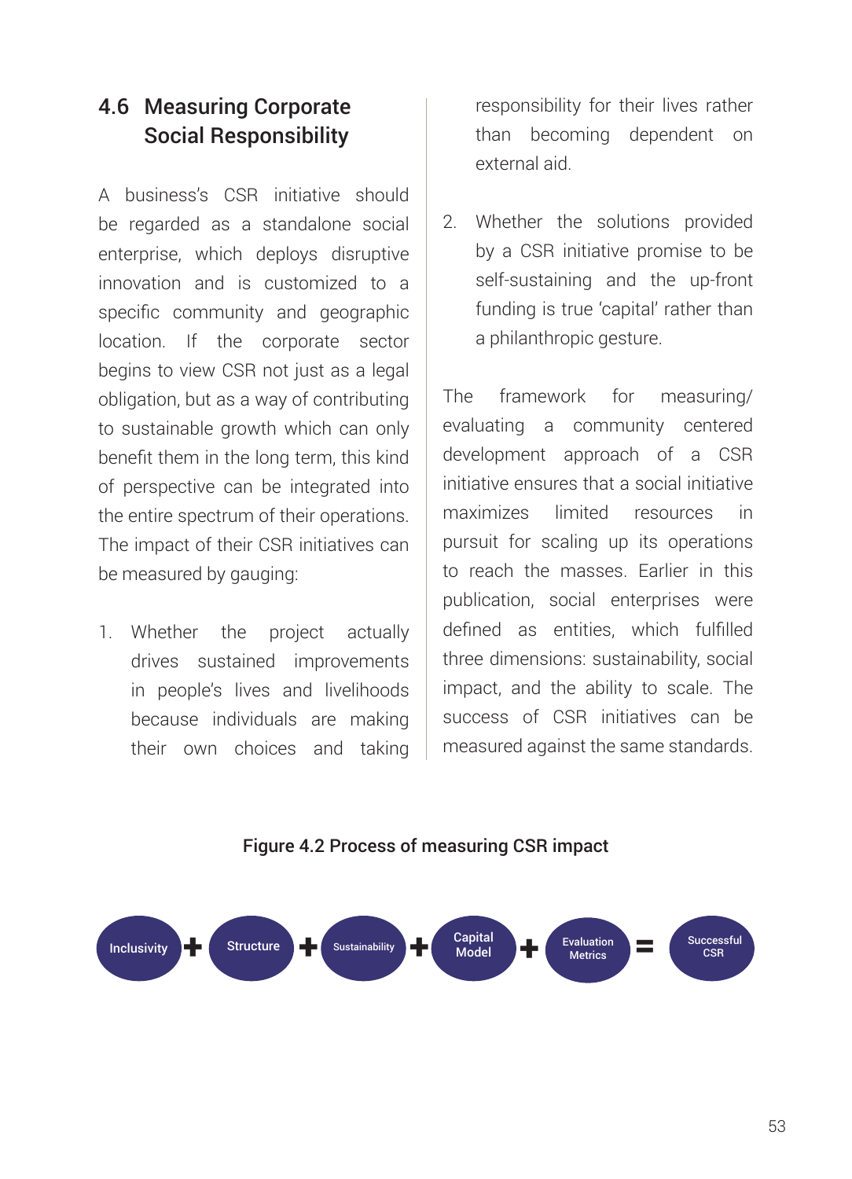## 4.6 Measuring Corporate Social Responsibility

A business's CSR initiative should be regarded as a standalone social enterprise, which deploys disruptive innovation and is customized to a specific community and geographic location. If the corporate sector begins to view CSR not just as a legal obligation, but as a way of contributing to sustainable growth which can only benefit them in the long term, this kind of perspective can be integrated into the entire spectrum of their operations. The impact of their CSR initiatives can be measured by gauging:

1. Whether the project actually drives sustained improvements in people's lives and livelihoods because individuals are making their own choices and taking responsibility for their lives rather than becoming dependent on external aid.
2. Whether the solutions provided by a CSR initiative promise to be self-sustaining and the up-front funding is true 'capital' rather than a philanthropic gesture.

The framework for measuring/evaluating a community centered development approach of a CSR initiative ensures that a social initiative maximizes limited resources in pursuit for scaling up its operations to reach the masses. Earlier in this publication, social enterprises were defined as entities, which fulfilled three dimensions: sustainability, social impact, and the ability to scale. The success of CSR initiatives can be measured against the same standards.

**Figure 4.2 Process of measuring CSR impact**

Inclusivity + Structure + Sustainability + Capital Model + Evaluation Metrics = Successful CSR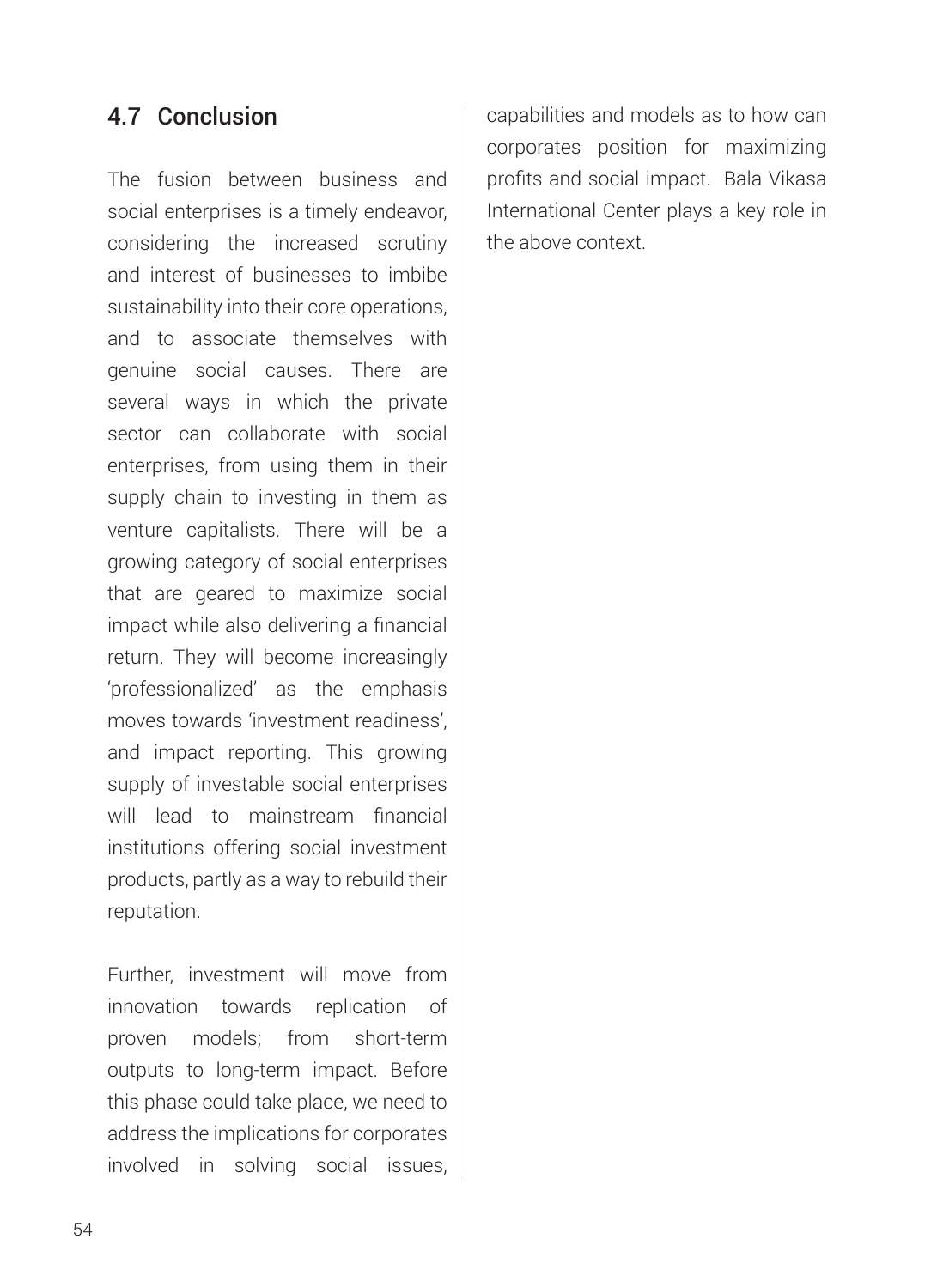## 4.7 Conclusion

The fusion between business and social enterprises is a timely endeavor, considering the increased scrutiny and interest of businesses to imbibe sustainability into their core operations, and to associate themselves with genuine social causes. There are several ways in which the private sector can collaborate with social enterprises, from using them in their supply chain to investing in them as venture capitalists. There will be a growing category of social enterprises that are geared to maximize social impact while also delivering a financial return. They will become increasingly 'professionalized' as the emphasis moves towards 'investment readiness', and impact reporting. This growing supply of investable social enterprises will lead to mainstream financial institutions offering social investment products, partly as a way to rebuild their reputation.

Further, investment will move from innovation towards replication of proven models; from short-term outputs to long-term impact. Before this phase could take place, we need to address the implications for corporates involved in solving social issues, capabilities and models as to how can corporates position for maximizing profits and social impact. Bala Vikasa International Center plays a key role in the above context.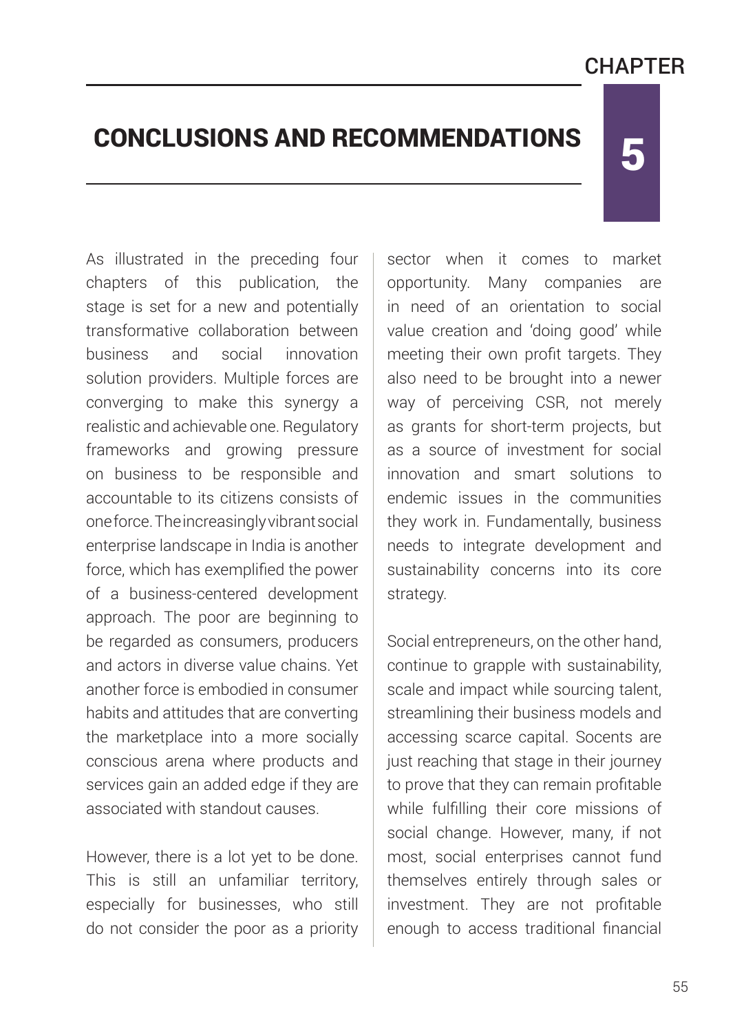# CHAPTER 5

# CONCLUSIONS AND RECOMMENDATIONS

As illustrated in the preceding four chapters of this publication, the stage is set for a new and potentially transformative collaboration between business and social innovation solution providers. Multiple forces are converging to make this synergy a realistic and achievable one. Regulatory frameworks and growing pressure on business to be responsible and accountable to its citizens consists of one force. The increasingly vibrant social enterprise landscape in India is another force, which has exemplified the power of a business-centered development approach. The poor are beginning to be regarded as consumers, producers and actors in diverse value chains. Yet another force is embodied in consumer habits and attitudes that are converting the marketplace into a more socially conscious arena where products and services gain an added edge if they are associated with standout causes.

However, there is a lot yet to be done. This is still an unfamiliar territory, especially for businesses, who still do not consider the poor as a priority sector when it comes to market opportunity. Many companies are in need of an orientation to social value creation and 'doing good' while meeting their own profit targets. They also need to be brought into a newer way of perceiving CSR, not merely as grants for short-term projects, but as a source of investment for social innovation and smart solutions to endemic issues in the communities they work in. Fundamentally, business needs to integrate development and sustainability concerns into its core strategy.

Social entrepreneurs, on the other hand, continue to grapple with sustainability, scale and impact while sourcing talent, streamlining their business models and accessing scarce capital. Socents are just reaching that stage in their journey to prove that they can remain profitable while fulfilling their core missions of social change. However, many, if not most, social enterprises cannot fund themselves entirely through sales or investment. They are not profitable enough to access traditional financial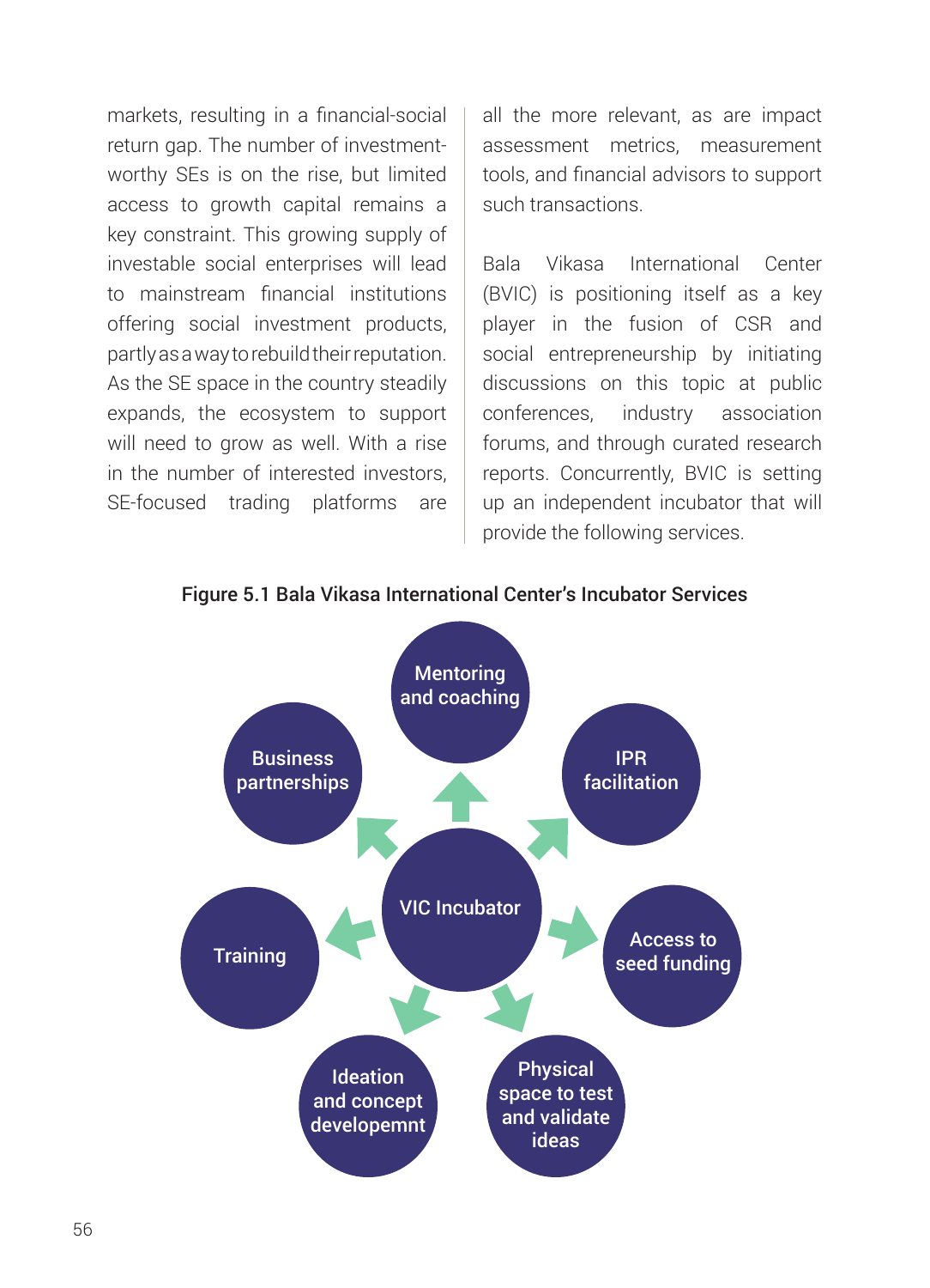markets, resulting in a financial-social return gap. The number of investment-worthy SEs is on the rise, but limited access to growth capital remains a key constraint. This growing supply of investable social enterprises will lead to mainstream financial institutions offering social investment products, partly as a way to rebuild their reputation. As the SE space in the country steadily expands, the ecosystem to support will need to grow as well. With a rise in the number of interested investors, SE-focused trading platforms are all the more relevant, as are impact assessment metrics, measurement tools, and financial advisors to support such transactions.

Bala Vikasa International Center (BVIC) is positioning itself as a key player in the fusion of CSR and social entrepreneurship by initiating discussions on this topic at public conferences, industry association forums, and through curated research reports. Concurrently, BVIC is setting up an independent incubator that will provide the following services.

**Figure 5.1 Bala Vikasa International Center's Incubator Services**

VIC Incubator

- Mentoring and coaching
- IPR facilitation
- Access to seed funding
- Physical space to test and validate ideas
- Ideation and concept developemnt
- Training
- Business partnerships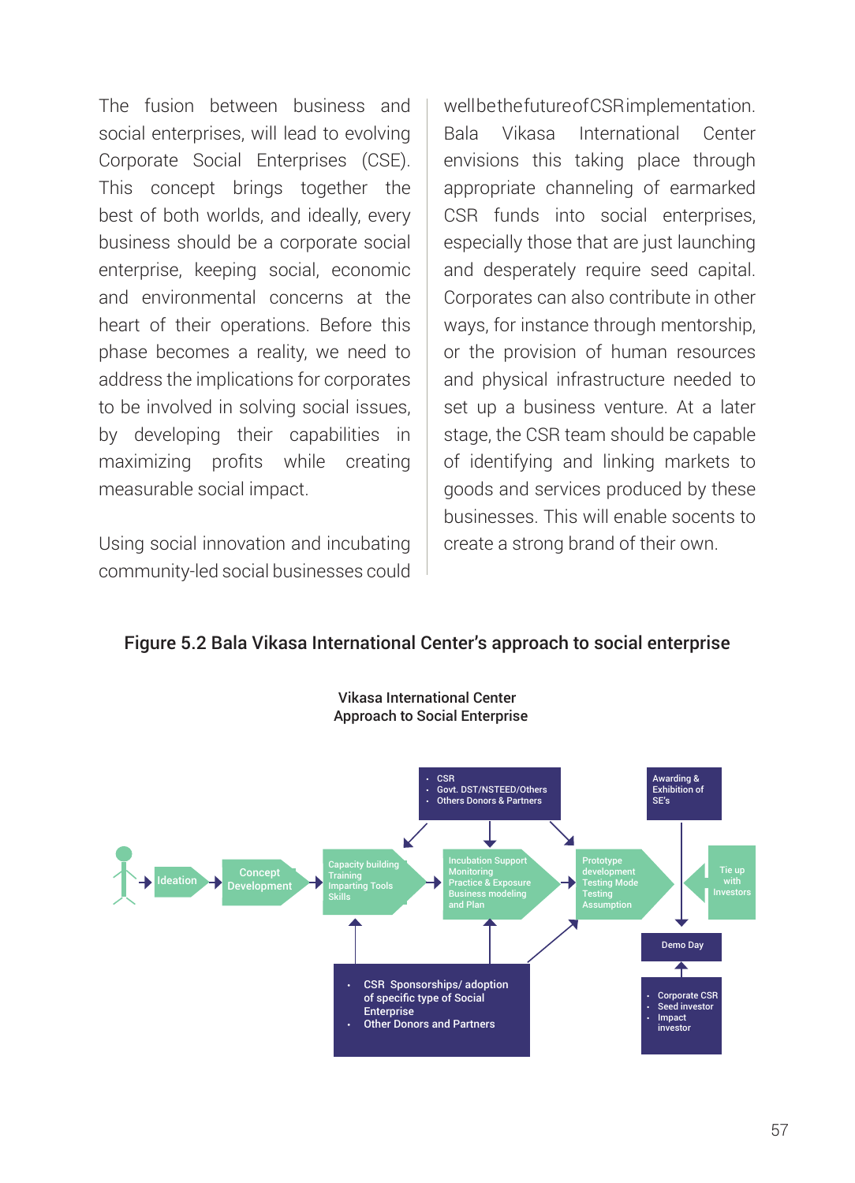The fusion between business and social enterprises, will lead to evolving Corporate Social Enterprises (CSE). This concept brings together the best of both worlds, and ideally, every business should be a corporate social enterprise, keeping social, economic and environmental concerns at the heart of their operations. Before this phase becomes a reality, we need to address the implications for corporates to be involved in solving social issues, by developing their capabilities in maximizing profits while creating measurable social impact.

Using social innovation and incubating community-led social businesses could well be the future of CSR implementation. Bala Vikasa International Center envisions this taking place through appropriate channeling of earmarked CSR funds into social enterprises, especially those that are just launching and desperately require seed capital. Corporates can also contribute in other ways, for instance through mentorship, or the provision of human resources and physical infrastructure needed to set up a business venture. At a later stage, the CSR team should be capable of identifying and linking markets to goods and services produced by these businesses. This will enable socents to create a strong brand of their own.

**Figure 5.2 Bala Vikasa International Center's approach to social enterprise**

Vikasa International Center
Approach to Social Enterprise

- CSR
- Govt. DST/NSTEED/Others
- Others Donors & Partners

Awarding & Exhibition of SE's

Ideation → Concept Development → Capacity building Training Imparting Tools Skills → Incubation Support Monitoring Practice & Exposure Business modeling and Plan → Prototype development Testing Mode Testing Assumption

Tie up with Investors

Demo Day

- CSR Sponsorships/ adoption of specific type of Social Enterprise
- Other Donors and Partners

- Corporate CSR
- Seed investor
- Impact investor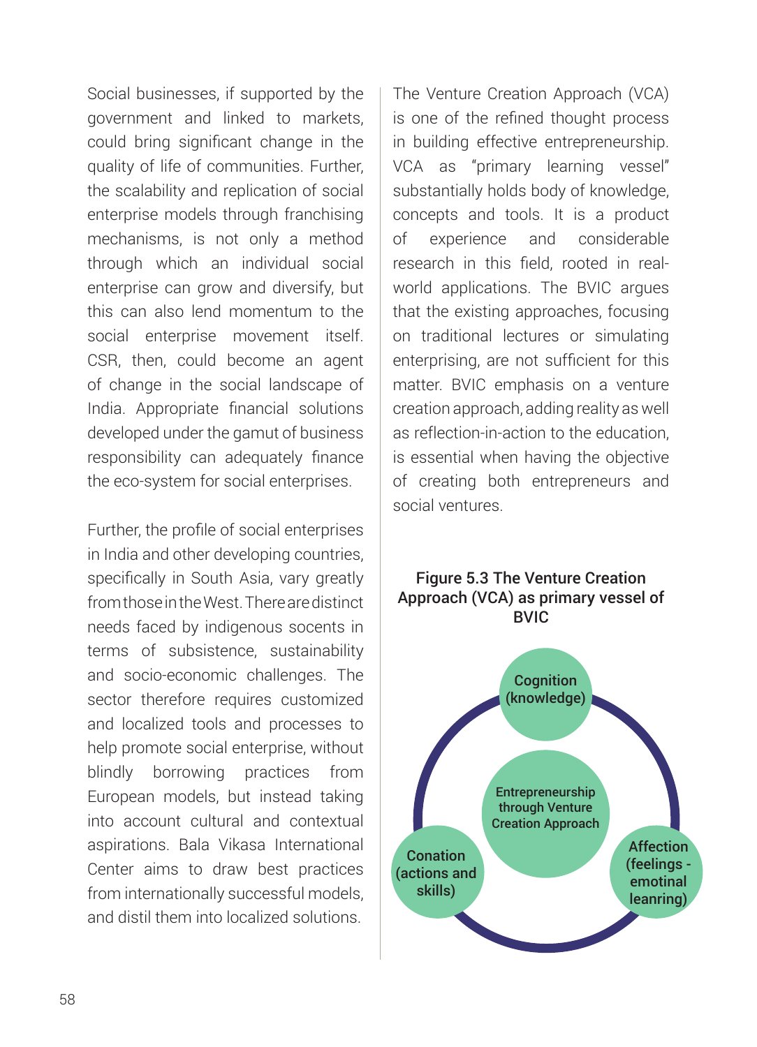Social businesses, if supported by the government and linked to markets, could bring significant change in the quality of life of communities. Further, the scalability and replication of social enterprise models through franchising mechanisms, is not only a method through which an individual social enterprise can grow and diversify, but this can also lend momentum to the social enterprise movement itself. CSR, then, could become an agent of change in the social landscape of India. Appropriate financial solutions developed under the gamut of business responsibility can adequately finance the eco-system for social enterprises.

Further, the profile of social enterprises in India and other developing countries, specifically in South Asia, vary greatly from those in the West. There are distinct needs faced by indigenous socents in terms of subsistence, sustainability and socio-economic challenges. The sector therefore requires customized and localized tools and processes to help promote social enterprise, without blindly borrowing practices from European models, but instead taking into account cultural and contextual aspirations. Bala Vikasa International Center aims to draw best practices from internationally successful models, and distil them into localized solutions.

The Venture Creation Approach (VCA) is one of the refined thought process in building effective entrepreneurship. VCA as "primary learning vessel" substantially holds body of knowledge, concepts and tools. It is a product of experience and considerable research in this field, rooted in real-world applications. The BVIC argues that the existing approaches, focusing on traditional lectures or simulating enterprising, are not sufficient for this matter. BVIC emphasis on a venture creation approach, adding reality as well as reflection-in-action to the education, is essential when having the objective of creating both entrepreneurs and social ventures.

**Figure 5.3 The Venture Creation Approach (VCA) as primary vessel of BVIC**

- Cognition (knowledge)
- Entrepreneurship through Venture Creation Approach
- Conation (actions and skills)
- Affection (feelings - emotinal leanring)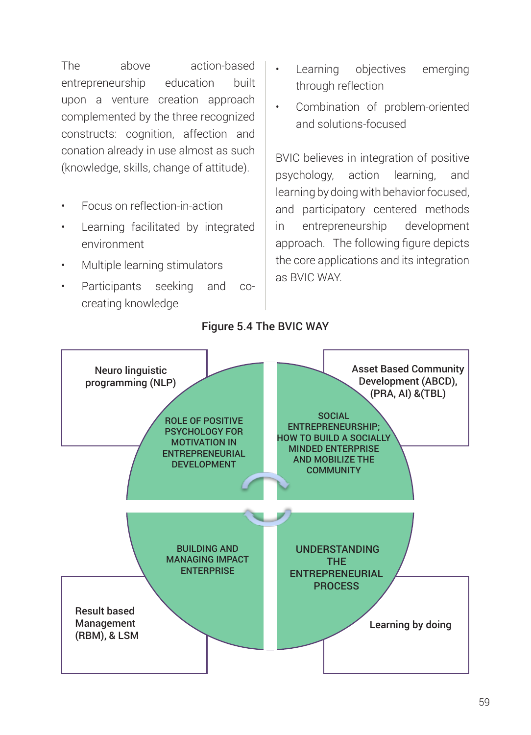The above action-based entrepreneurship education built upon a venture creation approach complemented by the three recognized constructs: cognition, affection and conation already in use almost as such (knowledge, skills, change of attitude).

- Focus on reflection-in-action
- Learning facilitated by integrated environment
- Multiple learning stimulators
- Participants seeking and co-creating knowledge
- Learning objectives emerging through reflection
- Combination of problem-oriented and solutions-focused

BVIC believes in integration of positive psychology, action learning, and learning by doing with behavior focused, and participatory centered methods in entrepreneurship development approach. The following figure depicts the core applications and its integration as BVIC WAY.

**Figure 5.4 The BVIC WAY**

| Neuro linguistic programming (NLP) | Asset Based Community Development (ABCD), (PRA, AI) &(TBL) |
|---|---|
| ROLE OF POSITIVE PSYCHOLOGY FOR MOTIVATION IN ENTREPRENEURIAL DEVELOPMENT | SOCIAL ENTREPRENEURSHIP; HOW TO BUILD A SOCIALLY MINDED ENTERPRISE AND MOBILIZE THE COMMUNITY |
| BUILDING AND MANAGING IMPACT ENTERPRISE | UNDERSTANDING THE ENTREPRENEURIAL PROCESS |
| Result based Management (RBM), & LSM | Learning by doing |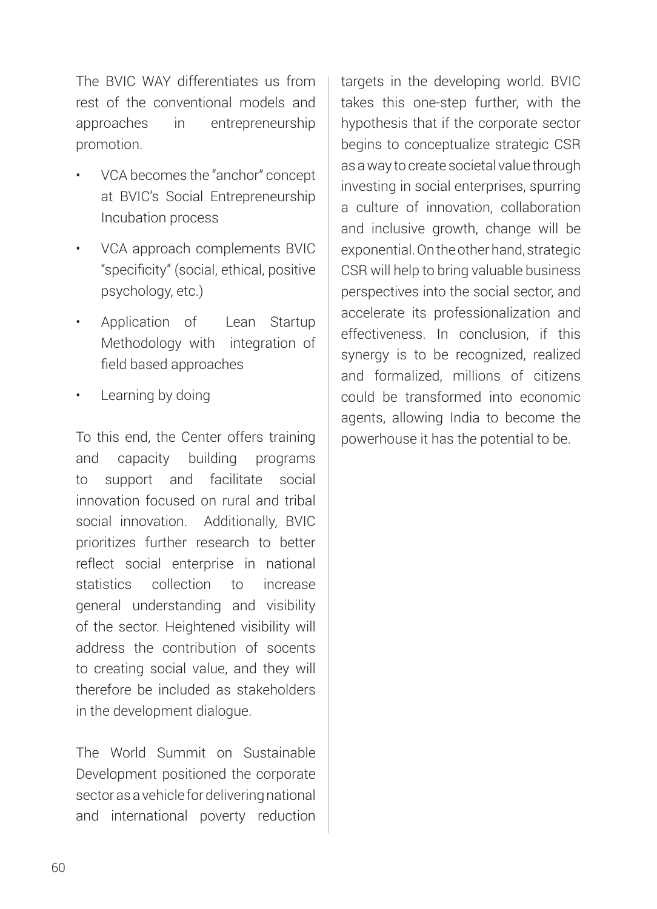The BVIC WAY differentiates us from rest of the conventional models and approaches in entrepreneurship promotion.

- VCA becomes the "anchor" concept at BVIC's Social Entrepreneurship Incubation process
- VCA approach complements BVIC "specificity" (social, ethical, positive psychology, etc.)
- Application of Lean Startup Methodology with integration of field based approaches
- Learning by doing

To this end, the Center offers training and capacity building programs to support and facilitate social innovation focused on rural and tribal social innovation. Additionally, BVIC prioritizes further research to better reflect social enterprise in national statistics collection to increase general understanding and visibility of the sector. Heightened visibility will address the contribution of socents to creating social value, and they will therefore be included as stakeholders in the development dialogue.

The World Summit on Sustainable Development positioned the corporate sector as a vehicle for delivering national and international poverty reduction targets in the developing world. BVIC takes this one-step further, with the hypothesis that if the corporate sector begins to conceptualize strategic CSR as a way to create societal value through investing in social enterprises, spurring a culture of innovation, collaboration and inclusive growth, change will be exponential. On the other hand, strategic CSR will help to bring valuable business perspectives into the social sector, and accelerate its professionalization and effectiveness. In conclusion, if this synergy is to be recognized, realized and formalized, millions of citizens could be transformed into economic agents, allowing India to become the powerhouse it has the potential to be.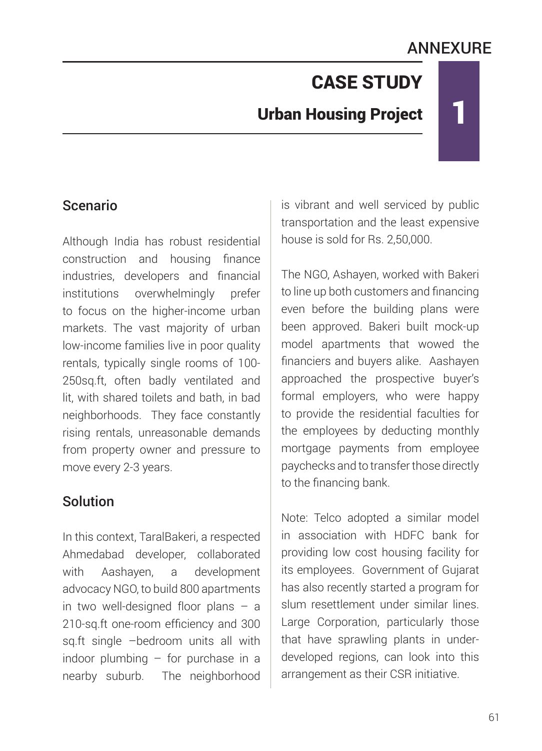ANNEXURE

# CASE STUDY

## Urban Housing Project

1

### Scenario

Although India has robust residential construction and housing finance industries, developers and financial institutions overwhelmingly prefer to focus on the higher-income urban markets. The vast majority of urban low-income families live in poor quality rentals, typically single rooms of 100-250sq.ft, often badly ventilated and lit, with shared toilets and bath, in bad neighborhoods. They face constantly rising rentals, unreasonable demands from property owner and pressure to move every 2-3 years.

### Solution

In this context, TaralBakeri, a respected Ahmedabad developer, collaborated with Aashayen, a development advocacy NGO, to build 800 apartments in two well-designed floor plans – a 210-sq.ft one-room efficiency and 300 sq.ft single –bedroom units all with indoor plumbing – for purchase in a nearby suburb. The neighborhood is vibrant and well serviced by public transportation and the least expensive house is sold for Rs. 2,50,000.

The NGO, Ashayen, worked with Bakeri to line up both customers and financing even before the building plans were been approved. Bakeri built mock-up model apartments that wowed the financiers and buyers alike. Aashayen approached the prospective buyer's formal employers, who were happy to provide the residential faculties for the employees by deducting monthly mortgage payments from employee paychecks and to transfer those directly to the financing bank.

Note: Telco adopted a similar model in association with HDFC bank for providing low cost housing facility for its employees. Government of Gujarat has also recently started a program for slum resettlement under similar lines. Large Corporation, particularly those that have sprawling plants in under-developed regions, can look into this arrangement as their CSR initiative.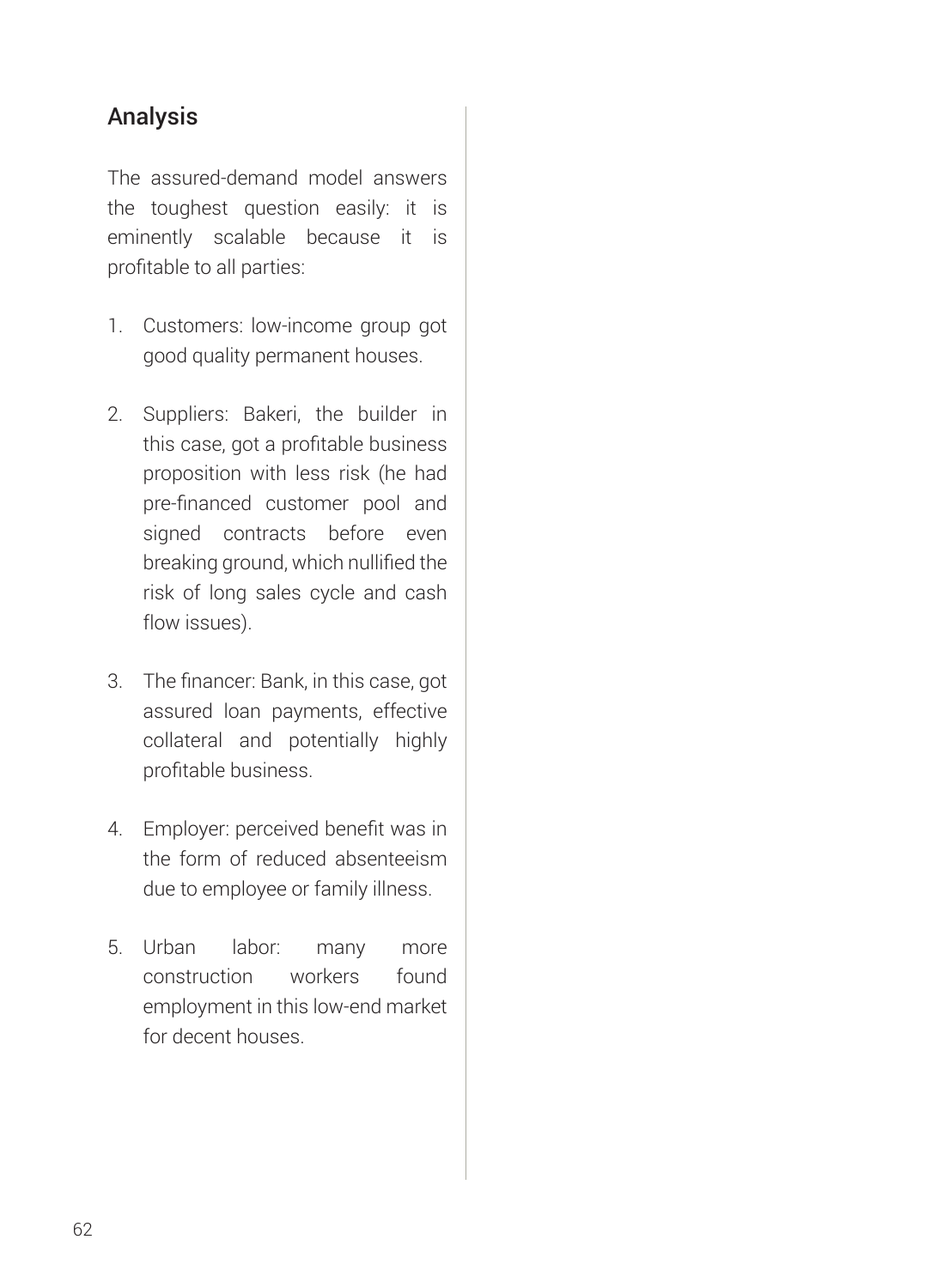## Analysis

The assured-demand model answers the toughest question easily: it is eminently scalable because it is profitable to all parties:

1. Customers: low-income group got good quality permanent houses.

2. Suppliers: Bakeri, the builder in this case, got a profitable business proposition with less risk (he had pre-financed customer pool and signed contracts before even breaking ground, which nullified the risk of long sales cycle and cash flow issues).

3. The financer: Bank, in this case, got assured loan payments, effective collateral and potentially highly profitable business.

4. Employer: perceived benefit was in the form of reduced absenteeism due to employee or family illness.

5. Urban labor: many more construction workers found employment in this low-end market for decent houses.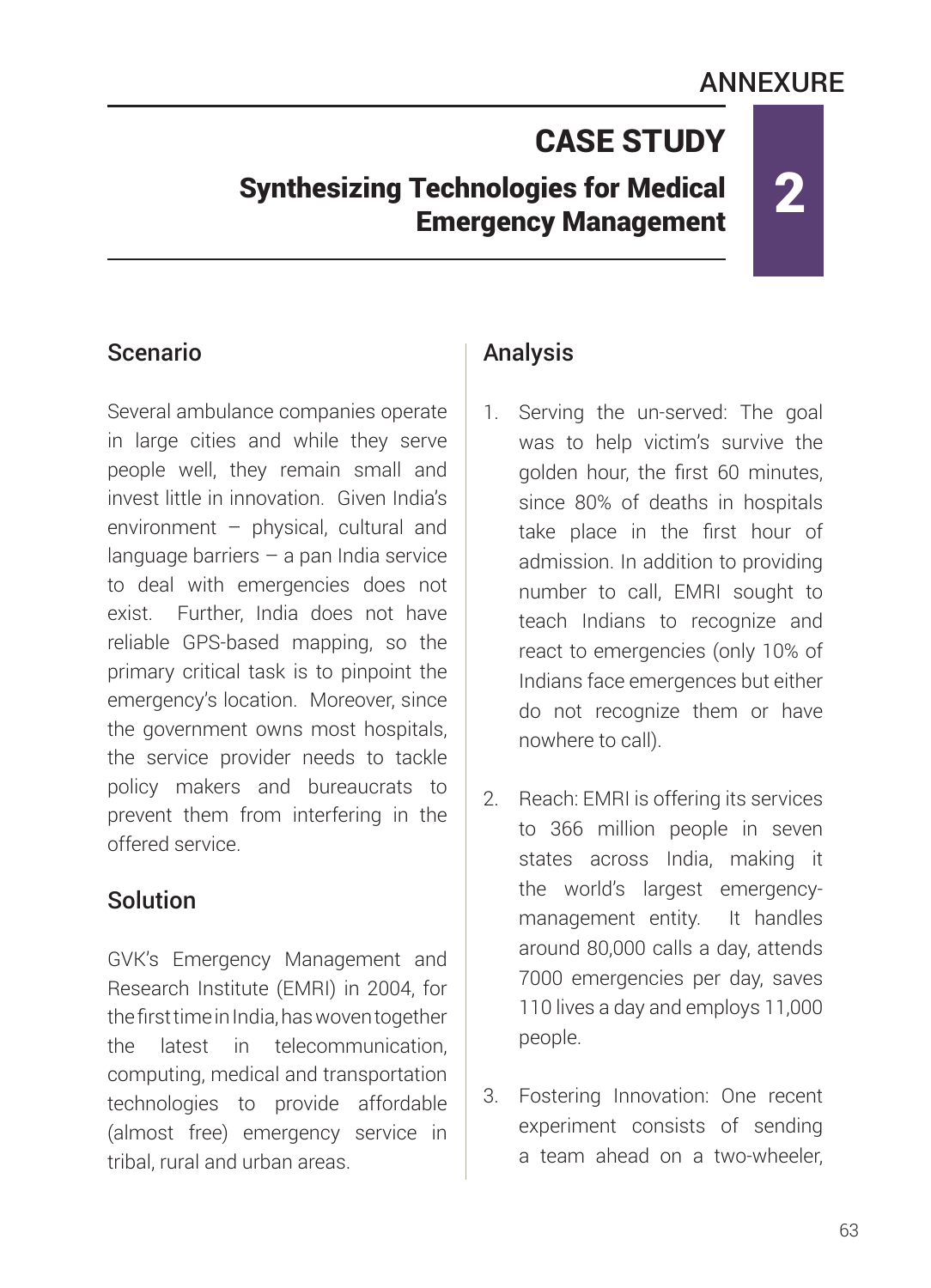ANNEXURE

# CASE STUDY

## Synthesizing Technologies for Medical Emergency Management

2

### Scenario

Several ambulance companies operate in large cities and while they serve people well, they remain small and invest little in innovation. Given India's environment – physical, cultural and language barriers – a pan India service to deal with emergencies does not exist. Further, India does not have reliable GPS-based mapping, so the primary critical task is to pinpoint the emergency's location. Moreover, since the government owns most hospitals, the service provider needs to tackle policy makers and bureaucrats to prevent them from interfering in the offered service.

### Solution

GVK's Emergency Management and Research Institute (EMRI) in 2004, for the first time in India, has woven together the latest in telecommunication, computing, medical and transportation technologies to provide affordable (almost free) emergency service in tribal, rural and urban areas.

### Analysis

1. Serving the un-served: The goal was to help victim's survive the golden hour, the first 60 minutes, since 80% of deaths in hospitals take place in the first hour of admission. In addition to providing number to call, EMRI sought to teach Indians to recognize and react to emergencies (only 10% of Indians face emergences but either do not recognize them or have nowhere to call).

2. Reach: EMRI is offering its services to 366 million people in seven states across India, making it the world's largest emergency-management entity. It handles around 80,000 calls a day, attends 7000 emergencies per day, saves 110 lives a day and employs 11,000 people.

3. Fostering Innovation: One recent experiment consists of sending a team ahead on a two-wheeler,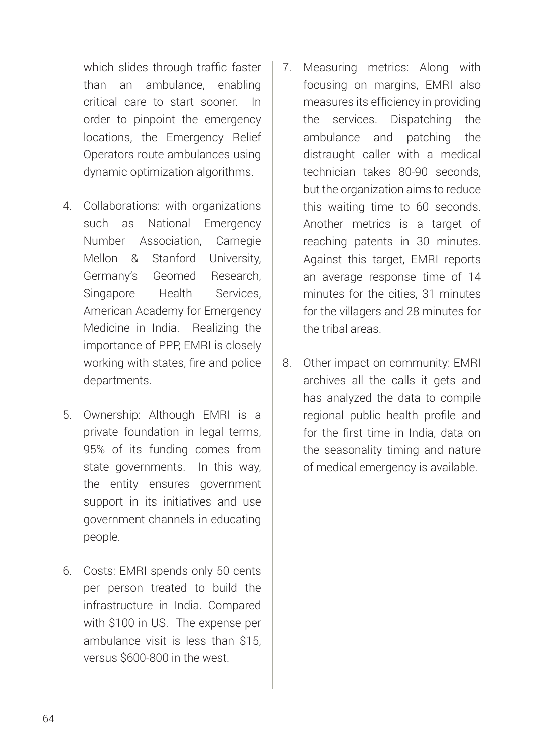which slides through traffic faster than an ambulance, enabling critical care to start sooner. In order to pinpoint the emergency locations, the Emergency Relief Operators route ambulances using dynamic optimization algorithms.

4. Collaborations: with organizations such as National Emergency Number Association, Carnegie Mellon & Stanford University, Germany's Geomed Research, Singapore Health Services, American Academy for Emergency Medicine in India. Realizing the importance of PPP, EMRI is closely working with states, fire and police departments.

5. Ownership: Although EMRI is a private foundation in legal terms, 95% of its funding comes from state governments. In this way, the entity ensures government support in its initiatives and use government channels in educating people.

6. Costs: EMRI spends only 50 cents per person treated to build the infrastructure in India. Compared with $100 in US. The expense per ambulance visit is less than $15, versus $600-800 in the west.

7. Measuring metrics: Along with focusing on margins, EMRI also measures its efficiency in providing the services. Dispatching the ambulance and patching the distraught caller with a medical technician takes 80-90 seconds, but the organization aims to reduce this waiting time to 60 seconds. Another metrics is a target of reaching patents in 30 minutes. Against this target, EMRI reports an average response time of 14 minutes for the cities, 31 minutes for the villagers and 28 minutes for the tribal areas.

8. Other impact on community: EMRI archives all the calls it gets and has analyzed the data to compile regional public health profile and for the first time in India, data on the seasonality timing and nature of medical emergency is available.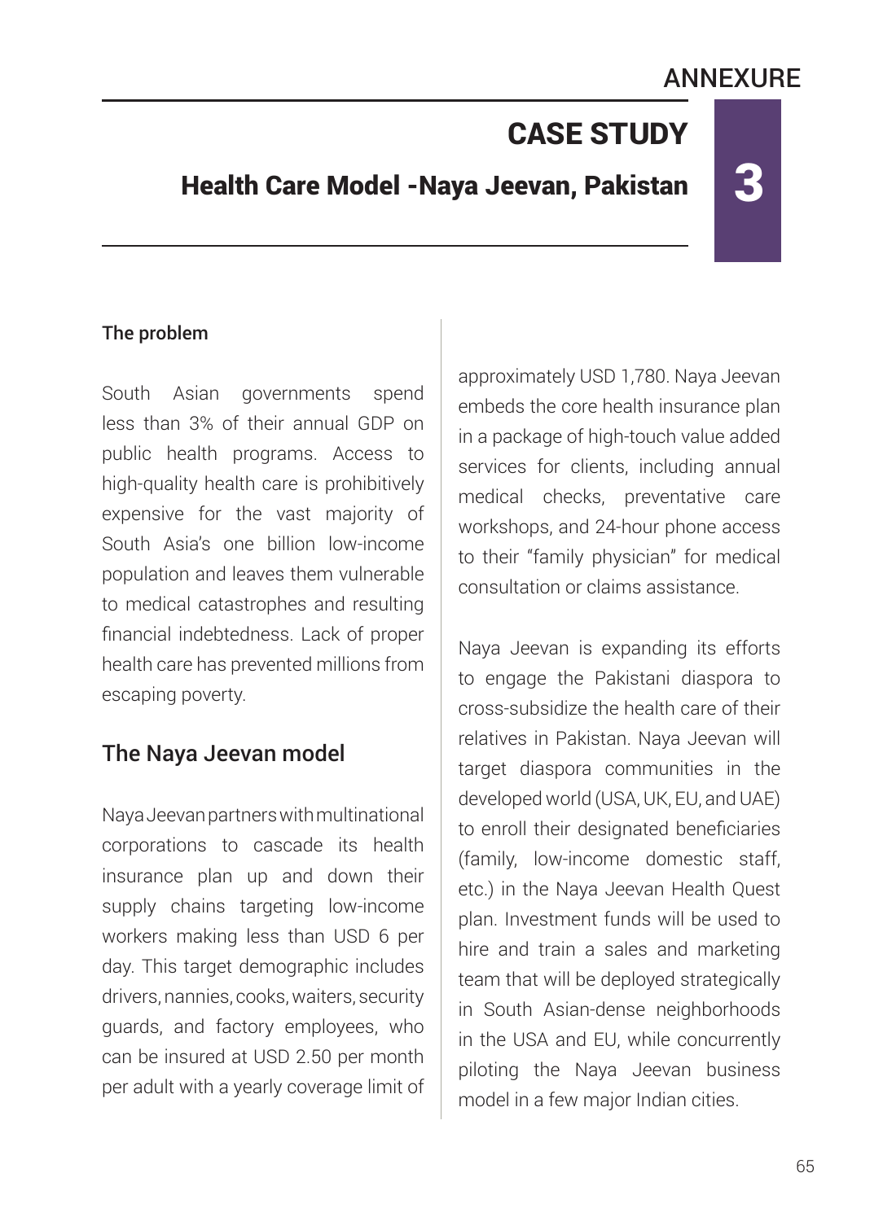ANNEXURE

# CASE STUDY 3

## Health Care Model -Naya Jeevan, Pakistan

### The problem

South Asian governments spend less than 3% of their annual GDP on public health programs. Access to high-quality health care is prohibitively expensive for the vast majority of South Asia's one billion low-income population and leaves them vulnerable to medical catastrophes and resulting financial indebtedness. Lack of proper health care has prevented millions from escaping poverty.

### The Naya Jeevan model

Naya Jeevan partners with multinational corporations to cascade its health insurance plan up and down their supply chains targeting low-income workers making less than USD 6 per day. This target demographic includes drivers, nannies, cooks, waiters, security guards, and factory employees, who can be insured at USD 2.50 per month per adult with a yearly coverage limit of approximately USD 1,780. Naya Jeevan embeds the core health insurance plan in a package of high-touch value added services for clients, including annual medical checks, preventative care workshops, and 24-hour phone access to their "family physician" for medical consultation or claims assistance.

Naya Jeevan is expanding its efforts to engage the Pakistani diaspora to cross-subsidize the health care of their relatives in Pakistan. Naya Jeevan will target diaspora communities in the developed world (USA, UK, EU, and UAE) to enroll their designated beneficiaries (family, low-income domestic staff, etc.) in the Naya Jeevan Health Quest plan. Investment funds will be used to hire and train a sales and marketing team that will be deployed strategically in South Asian-dense neighborhoods in the USA and EU, while concurrently piloting the Naya Jeevan business model in a few major Indian cities.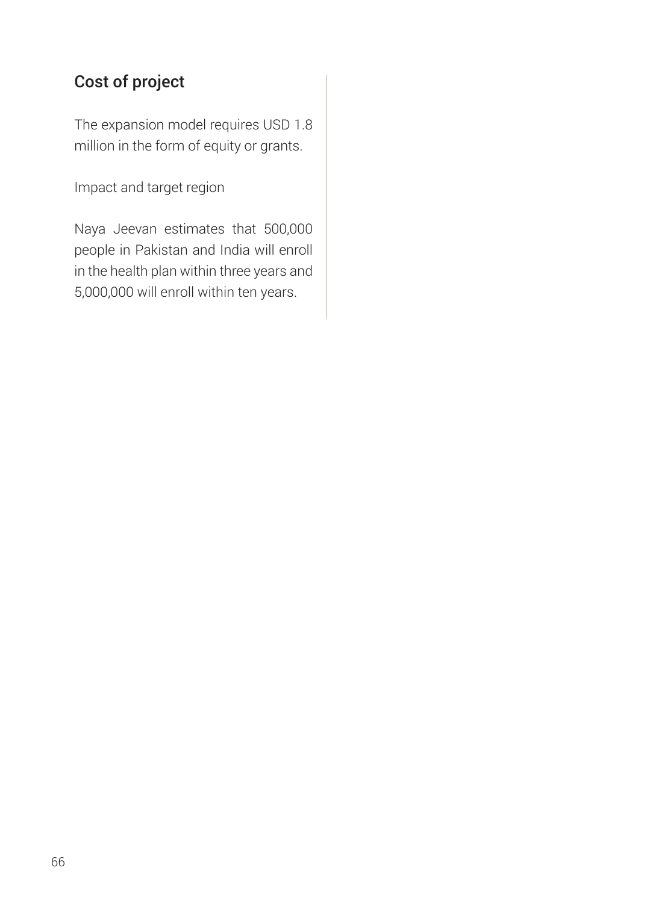## Cost of project

The expansion model requires USD 1.8 million in the form of equity or grants.

Impact and target region

Naya Jeevan estimates that 500,000 people in Pakistan and India will enroll in the health plan within three years and 5,000,000 will enroll within ten years.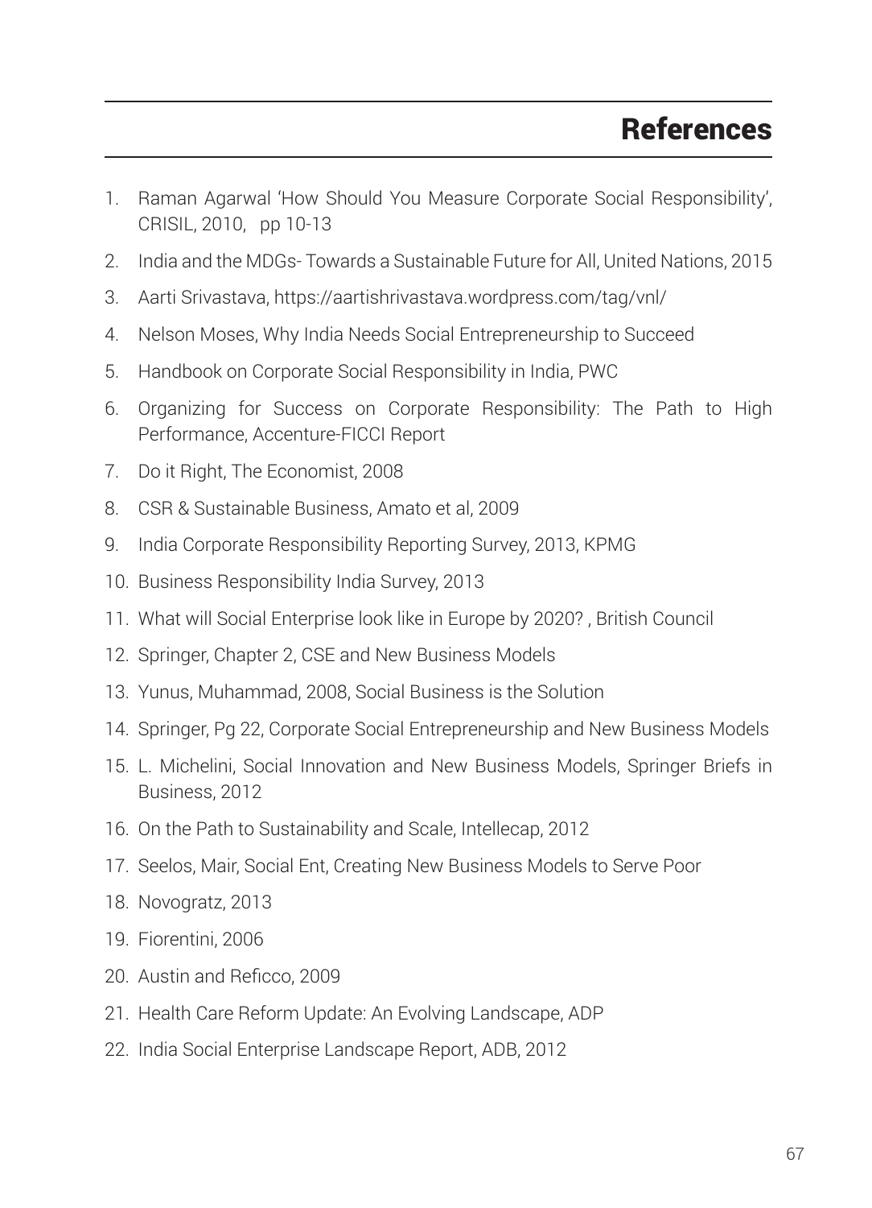# References

1. Raman Agarwal 'How Should You Measure Corporate Social Responsibility', CRISIL, 2010, pp 10-13
2. India and the MDGs- Towards a Sustainable Future for All, United Nations, 2015
3. Aarti Srivastava, https://aartishrivastava.wordpress.com/tag/vnl/
4. Nelson Moses, Why India Needs Social Entrepreneurship to Succeed
5. Handbook on Corporate Social Responsibility in India, PWC
6. Organizing for Success on Corporate Responsibility: The Path to High Performance, Accenture-FICCI Report
7. Do it Right, The Economist, 2008
8. CSR & Sustainable Business, Amato et al, 2009
9. India Corporate Responsibility Reporting Survey, 2013, KPMG
10. Business Responsibility India Survey, 2013
11. What will Social Enterprise look like in Europe by 2020? , British Council
12. Springer, Chapter 2, CSE and New Business Models
13. Yunus, Muhammad, 2008, Social Business is the Solution
14. Springer, Pg 22, Corporate Social Entrepreneurship and New Business Models
15. L. Michelini, Social Innovation and New Business Models, Springer Briefs in Business, 2012
16. On the Path to Sustainability and Scale, Intellecap, 2012
17. Seelos, Mair, Social Ent, Creating New Business Models to Serve Poor
18. Novogratz, 2013
19. Fiorentini, 2006
20. Austin and Reficco, 2009
21. Health Care Reform Update: An Evolving Landscape, ADP
22. India Social Enterprise Landscape Report, ADB, 2012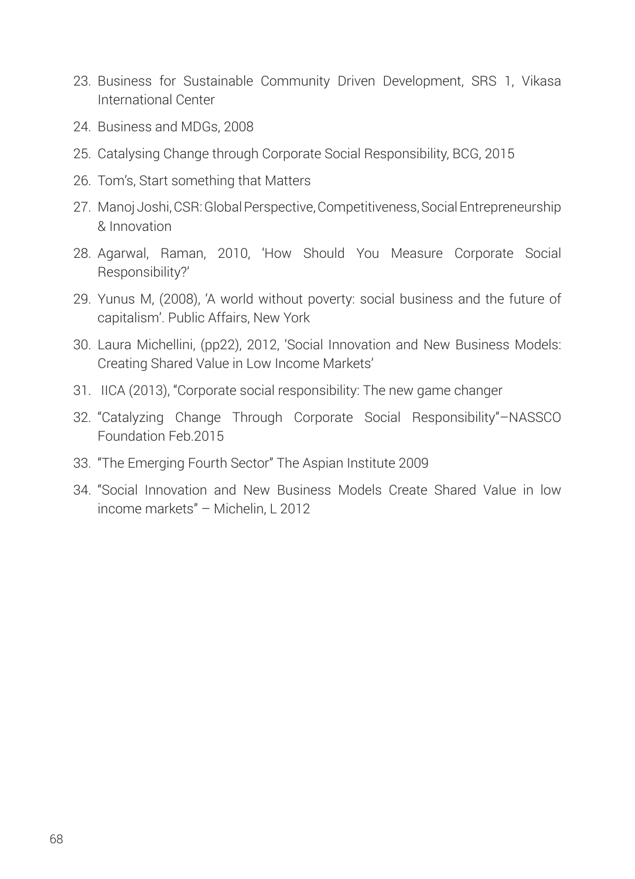23. Business for Sustainable Community Driven Development, SRS 1, Vikasa International Center
24. Business and MDGs, 2008
25. Catalysing Change through Corporate Social Responsibility, BCG, 2015
26. Tom's, Start something that Matters
27. Manoj Joshi, CSR: Global Perspective, Competitiveness, Social Entrepreneurship & Innovation
28. Agarwal, Raman, 2010, 'How Should You Measure Corporate Social Responsibility?'
29. Yunus M, (2008), 'A world without poverty: social business and the future of capitalism'. Public Affairs, New York
30. Laura Michellini, (pp22), 2012, 'Social Innovation and New Business Models: Creating Shared Value in Low Income Markets'
31. IICA (2013), "Corporate social responsibility: The new game changer
32. "Catalyzing Change Through Corporate Social Responsibility"–NASSCO Foundation Feb.2015
33. "The Emerging Fourth Sector" The Aspian Institute 2009
34. "Social Innovation and New Business Models Create Shared Value in low income markets" – Michelin, L 2012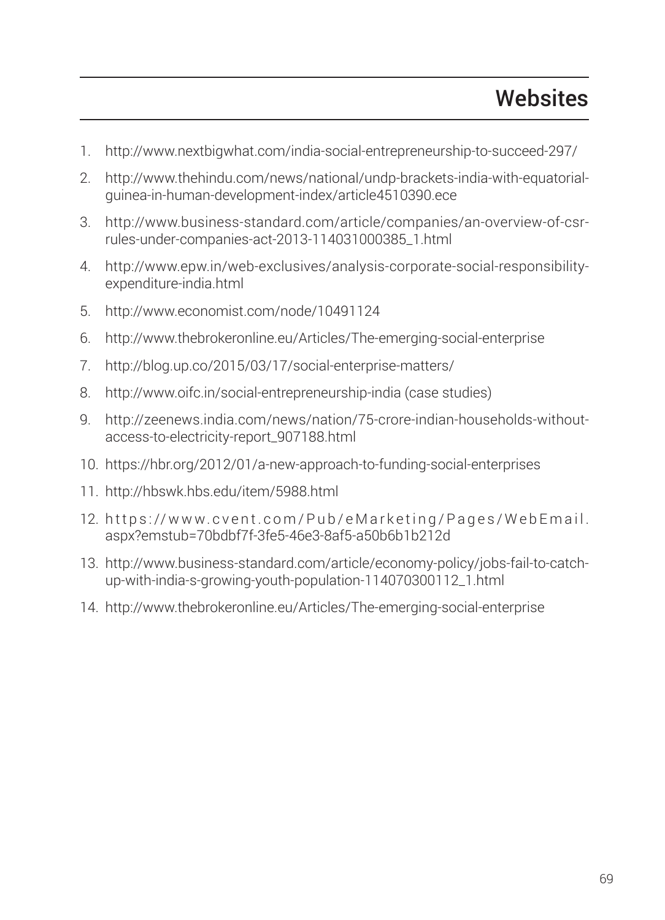# Websites

1. http://www.nextbigwhat.com/india-social-entrepreneurship-to-succeed-297/
2. http://www.thehindu.com/news/national/undp-brackets-india-with-equatorial-guinea-in-human-development-index/article4510390.ece
3. http://www.business-standard.com/article/companies/an-overview-of-csr-rules-under-companies-act-2013-114031000385_1.html
4. http://www.epw.in/web-exclusives/analysis-corporate-social-responsibility-expenditure-india.html
5. http://www.economist.com/node/10491124
6. http://www.thebrokeronline.eu/Articles/The-emerging-social-enterprise
7. http://blog.up.co/2015/03/17/social-enterprise-matters/
8. http://www.oifc.in/social-entrepreneurship-india (case studies)
9. http://zeenews.india.com/news/nation/75-crore-indian-households-without-access-to-electricity-report_907188.html
10. https://hbr.org/2012/01/a-new-approach-to-funding-social-enterprises
11. http://hbswk.hbs.edu/item/5988.html
12. https://www.cvent.com/Pub/eMarketing/Pages/WebEmail.aspx?emstub=70bdbf7f-3fe5-46e3-8af5-a50b6b1b212d
13. http://www.business-standard.com/article/economy-policy/jobs-fail-to-catch-up-with-india-s-growing-youth-population-114070300112_1.html
14. http://www.thebrokeronline.eu/Articles/The-emerging-social-enterprise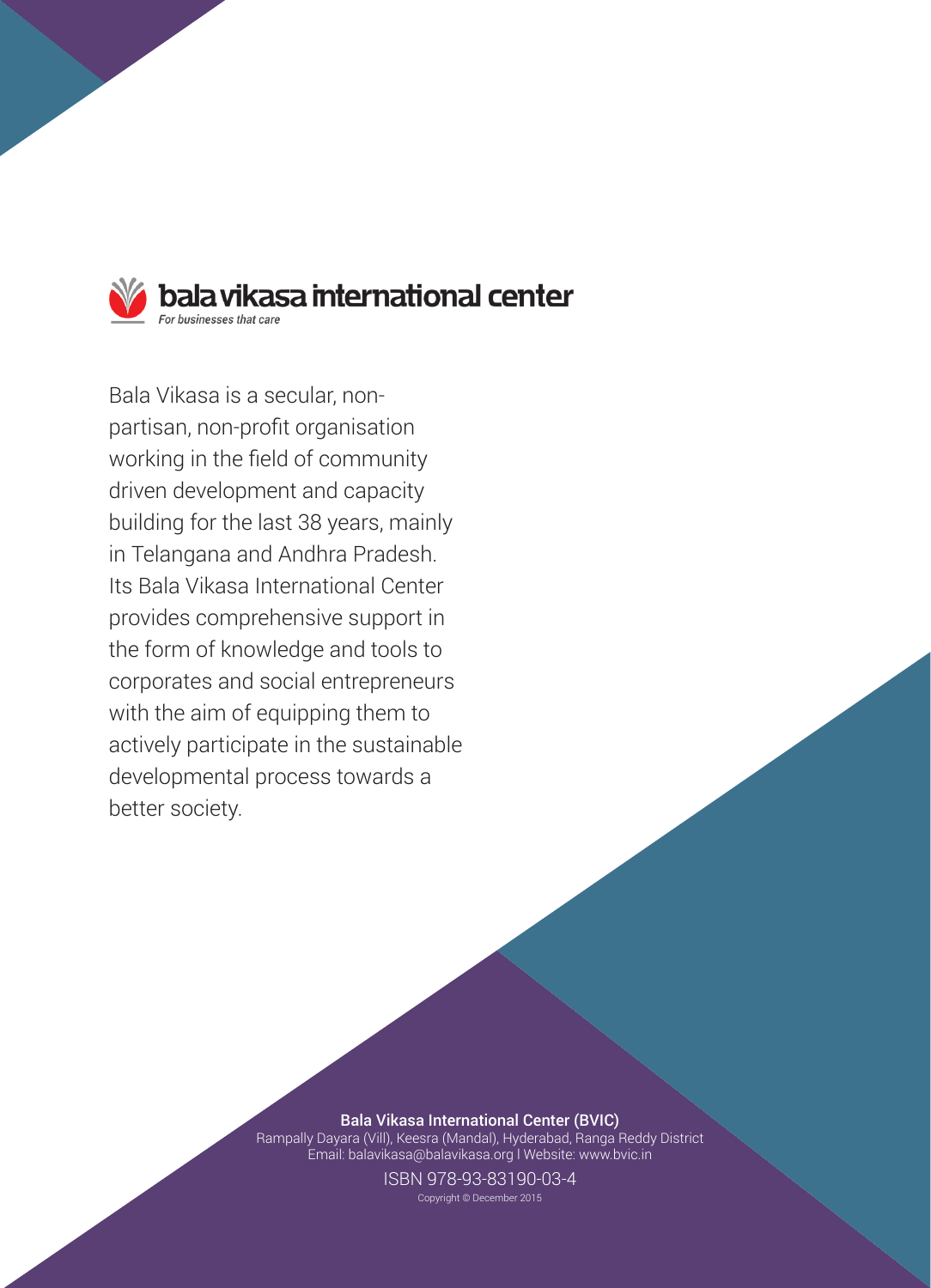**bala vikasa international center**

*For businesses that care*

Bala Vikasa is a secular, non-partisan, non-profit organisation working in the field of community driven development and capacity building for the last 38 years, mainly in Telangana and Andhra Pradesh. Its Bala Vikasa International Center provides comprehensive support in the form of knowledge and tools to corporates and social entrepreneurs with the aim of equipping them to actively participate in the sustainable developmental process towards a better society.

**Bala Vikasa International Center (BVIC)**

Rampally Dayara (Vill), Keesra (Mandal), Hyderabad, Ranga Reddy District

Email: balavikasa@balavikasa.org l Website: www.bvic.in

ISBN 978-93-83190-03-4

Copyright © December 2015